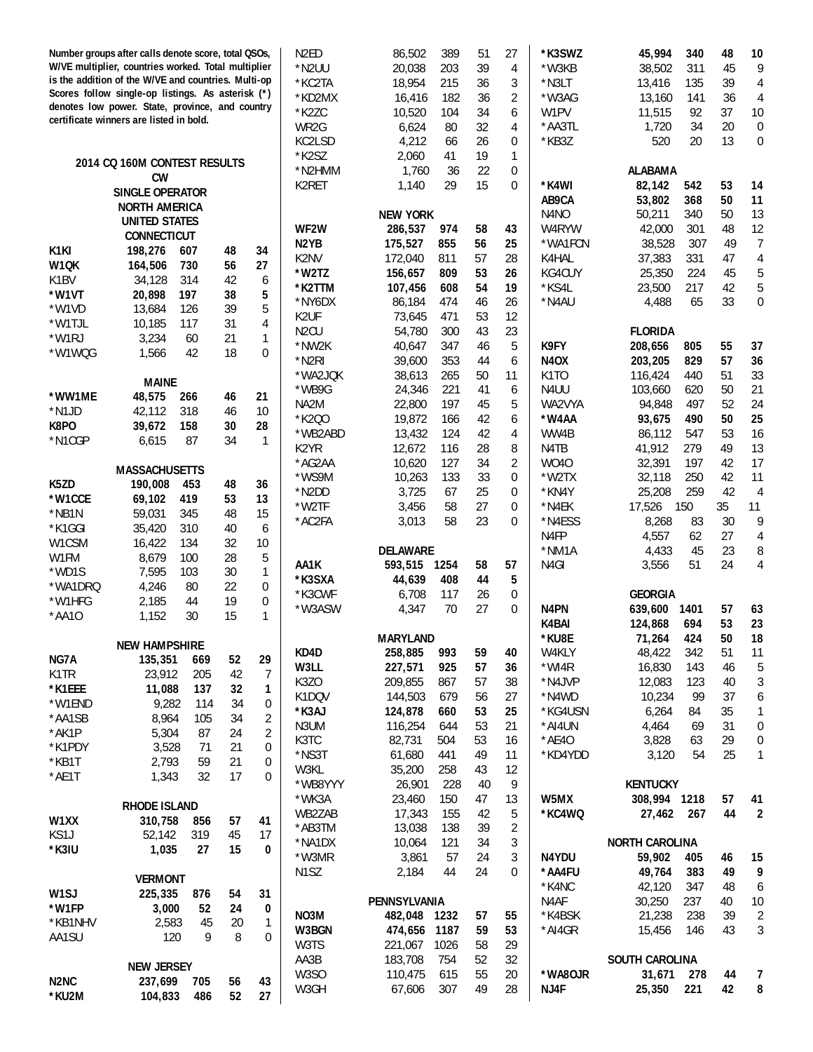**Number groups after calls denote score, total QSOs, W/VE multiplier, countries worked. Total multiplier is the addition of the W/VE and countries. Multi-op Scores follow single-op listings. As asterisk (*) denotes low power. State, province, and country certificate winners are listed in bold.**

## 2014 CQ 160M CONTEST RESULTS
## CW
## SINGLE OPERATOR
## NORTH AMERICA
## UNITED STATES

### CONNECTICUT

| | | | | |
|---|---|---|---|---|
| **K1KI** | **198,276** | **607** | **48** | **34** |
| **W1QK** | **164,506** | **730** | **56** | **27** |
| K1BV | 34,128 | 314 | 42 | 6 |
| ***W1VT** | **20,898** | **197** | **38** | **5** |
| *W1VD | 13,684 | 126 | 39 | 5 |
| *W1TJL | 10,185 | 117 | 31 | 4 |
| *W1RJ | 3,234 | 60 | 21 | 1 |
| *W1WQG | 1,566 | 42 | 18 | 0 |

### MAINE

| | | | | |
|---|---|---|---|---|
| ***WW1ME** | **48,575** | **266** | **46** | **21** |
| *N1JD | 42,112 | 318 | 46 | 10 |
| **K8PO** | **39,672** | **158** | **30** | **28** |
| *N1CGP | 6,615 | 87 | 34 | 1 |

### MASSACHUSETTS

| | | | | |
|---|---|---|---|---|
| **K5ZD** | **190,008** | **453** | **48** | **36** |
| ***W1CCE** | **69,102** | **419** | **53** | **13** |
| *NB1N | 59,031 | 345 | 48 | 15 |
| *K1GGI | 35,420 | 310 | 40 | 6 |
| W1CSM | 16,422 | 134 | 32 | 10 |
| W1FM | 8,679 | 100 | 28 | 5 |
| *WD1S | 7,595 | 103 | 30 | 1 |
| *WA1DRQ | 4,246 | 80 | 22 | 0 |
| *W1HFG | 2,185 | 44 | 19 | 0 |
| *AA1O | 1,152 | 30 | 15 | 1 |

### NEW HAMPSHIRE

| | | | | |
|---|---|---|---|---|
| **NG7A** | **135,351** | **669** | **52** | **29** |
| K1TR | 23,912 | 205 | 42 | 7 |
| ***K1EEE** | **11,088** | **137** | **32** | **1** |
| *W1END | 9,282 | 114 | 34 | 0 |
| *AA1SB | 8,964 | 105 | 34 | 2 |
| *AK1P | 5,304 | 87 | 24 | 2 |
| *K1PDY | 3,528 | 71 | 21 | 0 |
| *KB1T | 2,793 | 59 | 21 | 0 |
| *AE1T | 1,343 | 32 | 17 | 0 |

### RHODE ISLAND

| | | | | |
|---|---|---|---|---|
| **W1XX** | **310,758** | **856** | **57** | **41** |
| KS1J | 52,142 | 319 | 45 | 17 |
| ***K3IU** | **1,035** | **27** | **15** | **0** |

### VERMONT

| | | | | |
|---|---|---|---|---|
| **W1SJ** | **225,335** | **876** | **54** | **31** |
| ***W1FP** | **3,000** | **52** | **24** | **0** |
| *KB1NHV | 2,583 | 45 | 20 | 1 |
| AA1SU | 120 | 9 | 8 | 0 |

### NEW JERSEY

| | | | | |
|---|---|---|---|---|
| **N2NC** | **237,699** | **705** | **56** | **43** |
| ***KU2M** | **104,833** | **486** | **52** | **27** |
| N2ED | 86,502 | 389 | 51 | 27 |
| *N2UU | 20,038 | 203 | 39 | 4 |
| *KC2TA | 18,954 | 215 | 36 | 3 |
| *KD2MX | 16,416 | 182 | 36 | 2 |
| *K2ZC | 10,520 | 104 | 34 | 6 |
| WR2G | 6,624 | 80 | 32 | 4 |
| KC2LSD | 4,212 | 66 | 26 | 0 |
| *K2SZ | 2,060 | 41 | 19 | 1 |
| *N2HMM | 1,760 | 36 | 22 | 0 |
| K2RET | 1,140 | 29 | 15 | 0 |

### NEW YORK

| | | | | |
|---|---|---|---|---|
| **WF2W** | **286,537** | **974** | **58** | **43** |
| **N2YB** | **175,527** | **855** | **56** | **25** |
| K2NV | 172,040 | 811 | 57 | 28 |
| ***W2TZ** | **156,657** | **809** | **53** | **26** |
| ***K2TTM** | **107,456** | **608** | **54** | **19** |
| *NY6DX | 86,184 | 474 | 46 | 26 |
| K2UF | 73,645 | 471 | 53 | 12 |
| N2CU | 54,780 | 300 | 43 | 23 |
| *NW2K | 40,647 | 347 | 46 | 5 |
| *N2RI | 39,600 | 353 | 44 | 6 |
| *WA2JQK | 38,613 | 265 | 50 | 11 |
| *WB9G | 24,346 | 221 | 41 | 6 |
| NA2M | 22,800 | 197 | 45 | 5 |
| *K2QO | 19,872 | 166 | 42 | 6 |
| *WB2ABD | 13,432 | 124 | 42 | 4 |
| K2YR | 12,672 | 116 | 28 | 8 |
| *AG2AA | 10,620 | 127 | 34 | 2 |
| *WS9M | 10,263 | 133 | 33 | 0 |
| *N2DD | 3,725 | 67 | 25 | 0 |
| *W2TF | 3,456 | 58 | 27 | 0 |
| *AC2FA | 3,013 | 58 | 23 | 0 |

### DELAWARE

| | | | | |
|---|---|---|---|---|
| **AA1K** | **593,515** | **1254** | **58** | **57** |
| ***K3SXA** | **44,639** | **408** | **44** | **5** |
| *K3CWF | 6,708 | 117 | 26 | 0 |
| *W3ASW | 4,347 | 70 | 27 | 0 |

### MARYLAND

| | | | | |
|---|---|---|---|---|
| **KD4D** | **258,885** | **993** | **59** | **40** |
| **W3LL** | **227,571** | **925** | **57** | **36** |
| K3ZO | 209,855 | 867 | 57 | 38 |
| K1DQV | 144,503 | 679 | 56 | 27 |
| ***K3AJ** | **124,878** | **660** | **53** | **25** |
| N3UM | 116,254 | 644 | 53 | 21 |
| K3TC | 82,731 | 504 | 53 | 16 |
| *NS3T | 61,680 | 441 | 49 | 11 |
| W3KL | 35,200 | 258 | 43 | 12 |
| *WB8YYY | 26,901 | 228 | 40 | 9 |
| *WK3A | 23,460 | 150 | 47 | 13 |
| WB2ZAB | 17,343 | 155 | 42 | 5 |
| *AB3TM | 13,038 | 138 | 39 | 2 |
| *NA1DX | 10,064 | 121 | 34 | 3 |
| *W3MR | 3,861 | 57 | 24 | 3 |
| N1SZ | 2,184 | 44 | 24 | 0 |

### PENNSYLVANIA

| | | | | |
|---|---|---|---|---|
| **NO3M** | **482,048** | **1232** | **57** | **55** |
| **W3BGN** | **474,656** | **1187** | **59** | **53** |
| W3TS | 221,067 | 1026 | 58 | 29 |
| AA3B | 183,708 | 754 | 52 | 32 |
| W3SO | 110,475 | 615 | 55 | 20 |
| W3GH | 67,606 | 307 | 49 | 28 |
| ***K3SWZ** | **45,994** | **340** | **48** | **10** |
| *W3KB | 38,502 | 311 | 45 | 9 |
| *N3LT | 13,416 | 135 | 39 | 4 |
| *W3AG | 13,160 | 141 | 36 | 4 |
| W1PV | 11,515 | 92 | 37 | 10 |
| *AA3TL | 1,720 | 34 | 20 | 0 |
| *KB3Z | 520 | 20 | 13 | 0 |

### ALABAMA

| | | | | |
|---|---|---|---|---|
| ***K4WI** | **82,142** | **542** | **53** | **14** |
| **AB9CA** | **53,802** | **368** | **50** | **11** |
| N4NO | 50,211 | 340 | 50 | 13 |
| W4RYW | 42,000 | 301 | 48 | 12 |
| *WA1FCN | 38,528 | 307 | 49 | 7 |
| K4HAL | 37,383 | 331 | 47 | 4 |
| KG4CUY | 25,350 | 224 | 45 | 5 |
| *KS4L | 23,500 | 217 | 42 | 5 |
| *N4AU | 4,488 | 65 | 33 | 0 |

### FLORIDA

| | | | | |
|---|---|---|---|---|
| **K9FY** | **208,656** | **805** | **55** | **37** |
| **N4OX** | **203,205** | **829** | **57** | **36** |
| K1TO | 116,424 | 440 | 51 | 33 |
| N4UU | 103,660 | 620 | 50 | 21 |
| WA2VYA | 94,848 | 497 | 52 | 24 |
| ***W4AA** | **93,675** | **490** | **50** | **25** |
| WW4B | 86,112 | 547 | 53 | 16 |
| N4TB | 41,912 | 279 | 49 | 13 |
| WO4O | 32,391 | 197 | 42 | 17 |
| *W2TX | 32,118 | 250 | 42 | 11 |
| *KN4Y | 25,208 | 259 | 42 | 4 |
| *N4EK | 17,526 | 150 | 35 | 11 |
| *N4ESS | 8,268 | 83 | 30 | 9 |
| N4FP | 4,557 | 62 | 27 | 4 |
| *NM1A | 4,433 | 45 | 23 | 8 |
| N4GI | 3,556 | 51 | 24 | 4 |

### GEORGIA

| | | | | |
|---|---|---|---|---|
| **N4PN** | **639,600** | **1401** | **57** | **63** |
| **K4BAI** | **124,868** | **694** | **53** | **23** |
| ***KU8E** | **71,264** | **424** | **50** | **18** |
| W4KLY | 48,422 | 342 | 51 | 11 |
| *WI4R | 16,830 | 143 | 46 | 5 |
| *N4JVP | 12,083 | 123 | 40 | 3 |
| *N4WD | 10,234 | 99 | 37 | 6 |
| *KG4USN | 6,264 | 84 | 35 | 1 |
| *AI4UN | 4,464 | 69 | 31 | 0 |
| *AE4O | 3,828 | 63 | 29 | 0 |
| *KD4YDD | 3,120 | 54 | 25 | 1 |

### KENTUCKY

| | | | | |
|---|---|---|---|---|
| **W5MX** | **308,994** | **1218** | **57** | **41** |
| ***KC4WQ** | **27,462** | **267** | **44** | **2** |

### NORTH CAROLINA

| | | | | |
|---|---|---|---|---|
| **N4YDU** | **59,902** | **405** | **46** | **15** |
| ***AA4FU** | **49,764** | **383** | **49** | **9** |
| *K4NC | 42,120 | 347 | 48 | 6 |
| N4AF | 30,250 | 237 | 40 | 10 |
| *K4BSK | 21,238 | 238 | 39 | 2 |
| *AI4GR | 15,456 | 146 | 43 | 3 |

### SOUTH CAROLINA

| | | | | |
|---|---|---|---|---|
| ***WA8OJR** | **31,671** | **278** | **44** | **7** |
| **NJ4F** | **25,350** | **221** | **42** | **8** |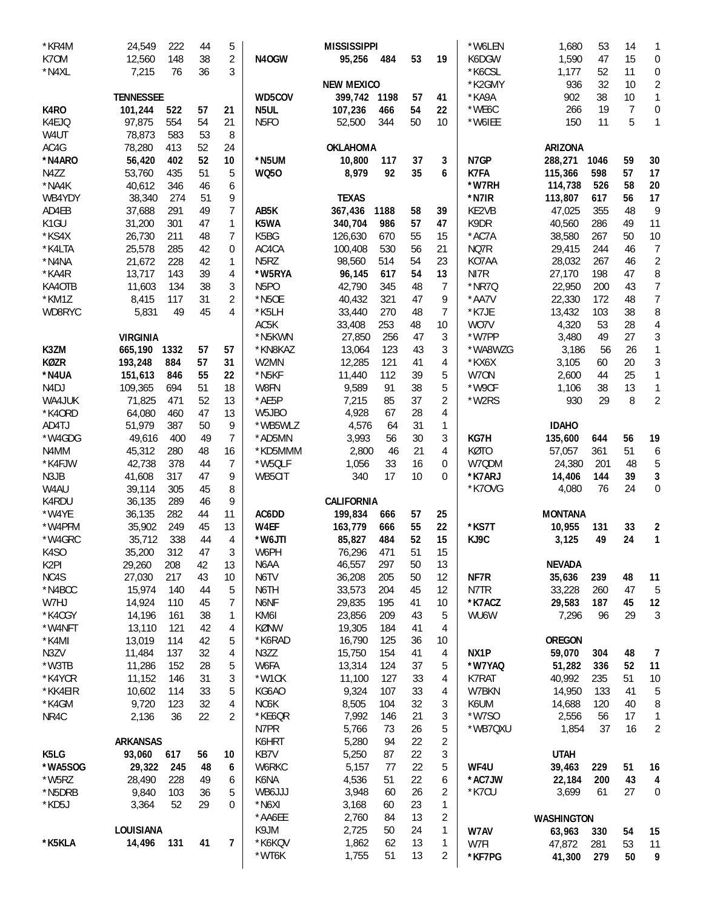| | | | | |
|---|---|---|---|---|
| *KR4M | 24,549 | 222 | 44 | 5 |
| K7OM | 12,560 | 148 | 38 | 2 |
| *N4XL | 7,215 | 76 | 36 | 3 |

**TENNESSEE**

| | | | | |
|---|---|---|---|---|
| **K4RO** | **101,244** | **522** | **57** | **21** |
| K4EJQ | 97,875 | 554 | 54 | 21 |
| W4UT | 78,873 | 583 | 53 | 8 |
| AC4G | 78,280 | 413 | 52 | 24 |
| **\*N4ARO** | **56,420** | **402** | **52** | **10** |
| N4ZZ | 53,760 | 435 | 51 | 5 |
| *NA4K | 40,612 | 346 | 46 | 6 |
| WB4YDY | 38,340 | 274 | 51 | 9 |
| AD4EB | 37,688 | 291 | 49 | 7 |
| K1GU | 31,200 | 301 | 47 | 1 |
| *KS4X | 26,730 | 211 | 48 | 7 |
| *K4LTA | 25,578 | 285 | 42 | 0 |
| *N4NA | 21,672 | 228 | 42 | 1 |
| *KA4R | 13,717 | 143 | 39 | 4 |
| KA4OTB | 11,603 | 134 | 38 | 3 |
| *KM1Z | 8,415 | 117 | 31 | 2 |
| WD8RYC | 5,831 | 49 | 45 | 4 |

**VIRGINIA**

| | | | | |
|---|---|---|---|---|
| **K3ZM** | **665,190** | **1332** | **57** | **57** |
| **KØZR** | **193,248** | **884** | **57** | **31** |
| **\*N4UA** | **151,613** | **846** | **55** | **22** |
| N4DJ | 109,365 | 694 | 51 | 18 |
| WA4JUK | 71,825 | 471 | 52 | 13 |
| *K4ORD | 64,080 | 460 | 47 | 13 |
| AD4TJ | 51,979 | 387 | 50 | 9 |
| *W4GDG | 49,616 | 400 | 49 | 7 |
| N4MM | 45,312 | 280 | 48 | 16 |
| *K4FJW | 42,738 | 378 | 44 | 7 |
| N3JB | 41,608 | 317 | 47 | 9 |
| W4AU | 39,114 | 305 | 45 | 8 |
| K4RDU | 36,135 | 289 | 46 | 9 |
| *W4YE | 36,135 | 282 | 44 | 11 |
| *W4PFM | 35,902 | 249 | 45 | 13 |
| *W4GRC | 35,712 | 338 | 44 | 4 |
| K4SO | 35,200 | 312 | 47 | 3 |
| K2PI | 29,260 | 208 | 42 | 13 |
| NC4S | 27,030 | 217 | 43 | 10 |
| *N4BCC | 15,974 | 140 | 44 | 5 |
| W7HJ | 14,924 | 110 | 45 | 7 |
| *K4CGY | 14,196 | 161 | 38 | 1 |
| *W4NFT | 13,110 | 121 | 42 | 4 |
| *K4MI | 13,019 | 114 | 42 | 5 |
| N3ZV | 11,484 | 137 | 32 | 4 |
| *W3TB | 11,286 | 152 | 28 | 5 |
| *K4YCR | 11,152 | 146 | 31 | 3 |
| *KK4EIR | 10,602 | 114 | 33 | 5 |
| *K4GM | 9,720 | 123 | 32 | 4 |
| NR4C | 2,136 | 36 | 22 | 2 |

**ARKANSAS**

| | | | | |
|---|---|---|---|---|
| **K5LG** | **93,060** | **617** | **56** | **10** |
| **\*WA5SOG** | **29,322** | **245** | **48** | **6** |
| *W5RZ | 28,490 | 228 | 49 | 6 |
| *N5DRB | 9,840 | 103 | 36 | 5 |
| *KD5J | 3,364 | 52 | 29 | 0 |

**LOUISIANA**

| | | | | |
|---|---|---|---|---|
| **\*K5KLA** | **14,496** | **131** | **41** | **7** |

**MISSISSIPPI**

| | | | | |
|---|---|---|---|---|
| **N4OGW** | **95,256** | **484** | **53** | **19** |

**NEW MEXICO**

| | | | | |
|---|---|---|---|---|
| **WD5COV** | **399,742** | **1198** | **57** | **41** |
| **N5UL** | **107,236** | **466** | **54** | **22** |
| N5FO | 52,500 | 344 | 50 | 10 |

**OKLAHOMA**

| | | | | |
|---|---|---|---|---|
| **\*N5UM** | **10,800** | **117** | **37** | **3** |
| **WQ5O** | **8,979** | **92** | **35** | **6** |

**TEXAS**

| | | | | |
|---|---|---|---|---|
| **AB5K** | **367,436** | **1188** | **58** | **39** |
| **K5WA** | **340,704** | **986** | **57** | **47** |
| K5BG | 126,630 | 670 | 55 | 15 |
| AC4CA | 100,408 | 530 | 56 | 21 |
| N5RZ | 98,560 | 514 | 54 | 23 |
| **\*W5RYA** | **96,145** | **617** | **54** | **13** |
| N5PO | 42,790 | 345 | 48 | 7 |
| *N5OE | 40,432 | 321 | 47 | 9 |
| *K5LH | 33,440 | 270 | 48 | 7 |
| AC5K | 33,408 | 253 | 48 | 10 |
| *N5KWN | 27,850 | 256 | 47 | 3 |
| *KN8KAZ | 13,064 | 123 | 43 | 3 |
| W2MN | 12,285 | 121 | 41 | 4 |
| *N5KF | 11,440 | 112 | 39 | 5 |
| W8FN | 9,589 | 91 | 38 | 5 |
| *AE5P | 7,215 | 85 | 37 | 2 |
| W5JBO | 4,928 | 67 | 28 | 4 |
| *WB5WLZ | 4,576 | 64 | 31 | 1 |
| *AD5MN | 3,993 | 56 | 30 | 3 |
| *KD5MMM | 2,800 | 46 | 21 | 4 |
| *W5QLF | 1,056 | 33 | 16 | 0 |
| WB5CIT | 340 | 17 | 10 | 0 |

**CALIFORNIA**

| | | | | |
|---|---|---|---|---|
| **AC6DD** | **199,834** | **666** | **57** | **25** |
| **W4EF** | **163,779** | **666** | **55** | **22** |
| **\*W6JTI** | **85,827** | **484** | **52** | **15** |
| W6PH | 76,296 | 471 | 51 | 15 |
| N6AA | 46,557 | 297 | 50 | 13 |
| N6TV | 36,208 | 205 | 50 | 12 |
| N6TH | 33,573 | 204 | 45 | 12 |
| N6NF | 29,835 | 195 | 41 | 10 |
| KM6I | 23,856 | 209 | 43 | 5 |
| KØNW | 19,305 | 184 | 41 | 4 |
| *K6RAD | 16,790 | 125 | 36 | 10 |
| N3ZZ | 15,750 | 154 | 41 | 4 |
| W6FA | 13,314 | 124 | 37 | 5 |
| *W1CK | 11,100 | 127 | 33 | 4 |
| KG6AO | 9,324 | 107 | 33 | 4 |
| NC6K | 8,505 | 104 | 32 | 3 |
| *KE6QR | 7,992 | 146 | 21 | 3 |
| N7PR | 5,766 | 73 | 26 | 5 |
| K6HRT | 5,280 | 94 | 22 | 2 |
| KB7V | 5,250 | 87 | 22 | 3 |
| W6RKC | 5,157 | 77 | 22 | 5 |
| K6NA | 4,536 | 51 | 22 | 6 |
| WB6JJJ | 3,948 | 60 | 26 | 2 |
| *N6XI | 3,168 | 60 | 23 | 1 |
| *AA6EE | 2,760 | 84 | 13 | 2 |
| K9JM | 2,725 | 50 | 24 | 1 |
| *K6KQV | 1,862 | 62 | 13 | 1 |
| *WT6K | 1,755 | 51 | 13 | 2 |
| *W6LEN | 1,680 | 53 | 14 | 1 |
| K6DGW | 1,590 | 47 | 15 | 0 |
| *K6CSL | 1,177 | 52 | 11 | 0 |
| *K2GMY | 936 | 32 | 10 | 2 |
| *KA9A | 902 | 38 | 10 | 1 |
| *WE6C | 266 | 19 | 7 | 0 |
| *W6IEE | 150 | 11 | 5 | 1 |

**ARIZONA**

| | | | | |
|---|---|---|---|---|
| **N7GP** | **288,271** | **1046** | **59** | **30** |
| **K7FA** | **115,366** | **598** | **57** | **17** |
| **\*W7RH** | **114,738** | **526** | **58** | **20** |
| **\*N7IR** | **113,807** | **617** | **56** | **17** |
| KE2VB | 47,025 | 355 | 48 | 9 |
| K9DR | 40,560 | 286 | 49 | 11 |
| *AC7A | 38,580 | 267 | 50 | 10 |
| NQ7R | 29,415 | 244 | 46 | 7 |
| KO7AA | 28,032 | 267 | 46 | 2 |
| NI7R | 27,170 | 198 | 47 | 8 |
| *NR7Q | 22,950 | 200 | 43 | 7 |
| *AA7V | 22,330 | 172 | 48 | 7 |
| *K7JE | 13,432 | 103 | 38 | 8 |
| WO7V | 4,320 | 53 | 28 | 4 |
| *W7PP | 3,480 | 49 | 27 | 3 |
| *WA8WZG | 3,186 | 56 | 26 | 1 |
| *KX6X | 3,105 | 60 | 20 | 3 |
| W7ON | 2,600 | 44 | 25 | 1 |
| *W9CF | 1,106 | 38 | 13 | 1 |
| *W2RS | 930 | 29 | 8 | 2 |

**IDAHO**

| | | | | |
|---|---|---|---|---|
| **KG7H** | **135,600** | **644** | **56** | **19** |
| KØTO | 57,057 | 361 | 51 | 6 |
| W7QDM | 24,380 | 201 | 48 | 5 |
| **\*K7ARJ** | **14,406** | **144** | **39** | **3** |
| *K7OVG | 4,080 | 76 | 24 | 0 |

**MONTANA**

| | | | | |
|---|---|---|---|---|
| **\*KS7T** | **10,955** | **131** | **33** | **2** |
| **KJ9C** | **3,125** | **49** | **24** | **1** |

**NEVADA**

| | | | | |
|---|---|---|---|---|
| **NF7R** | **35,636** | **239** | **48** | **11** |
| N7TR | 33,228 | 260 | 47 | 5 |
| **\*K7ACZ** | **29,583** | **187** | **45** | **12** |
| WU6W | 7,296 | 96 | 29 | 3 |

**OREGON**

| | | | | |
|---|---|---|---|---|
| **NX1P** | **59,070** | **304** | **48** | **7** |
| **\*W7YAQ** | **51,282** | **336** | **52** | **11** |
| K7RAT | 40,992 | 235 | 51 | 10 |
| W7BKN | 14,950 | 133 | 41 | 5 |
| K6UM | 14,688 | 120 | 40 | 8 |
| *W7SO | 2,556 | 56 | 17 | 1 |
| *WB7QXU | 1,854 | 37 | 16 | 2 |

**UTAH**

| | | | | |
|---|---|---|---|---|
| **WF4U** | **39,463** | **229** | **51** | **16** |
| **\*AC7JW** | **22,184** | **200** | **43** | **4** |
| *K7CU | 3,699 | 61 | 27 | 0 |

**WASHINGTON**

| | | | | |
|---|---|---|---|---|
| **W7AV** | **63,963** | **330** | **54** | **15** |
| W7FI | 47,872 | 281 | 53 | 11 |
| **\*KF7PG** | **41,300** | **279** | **50** | **9** |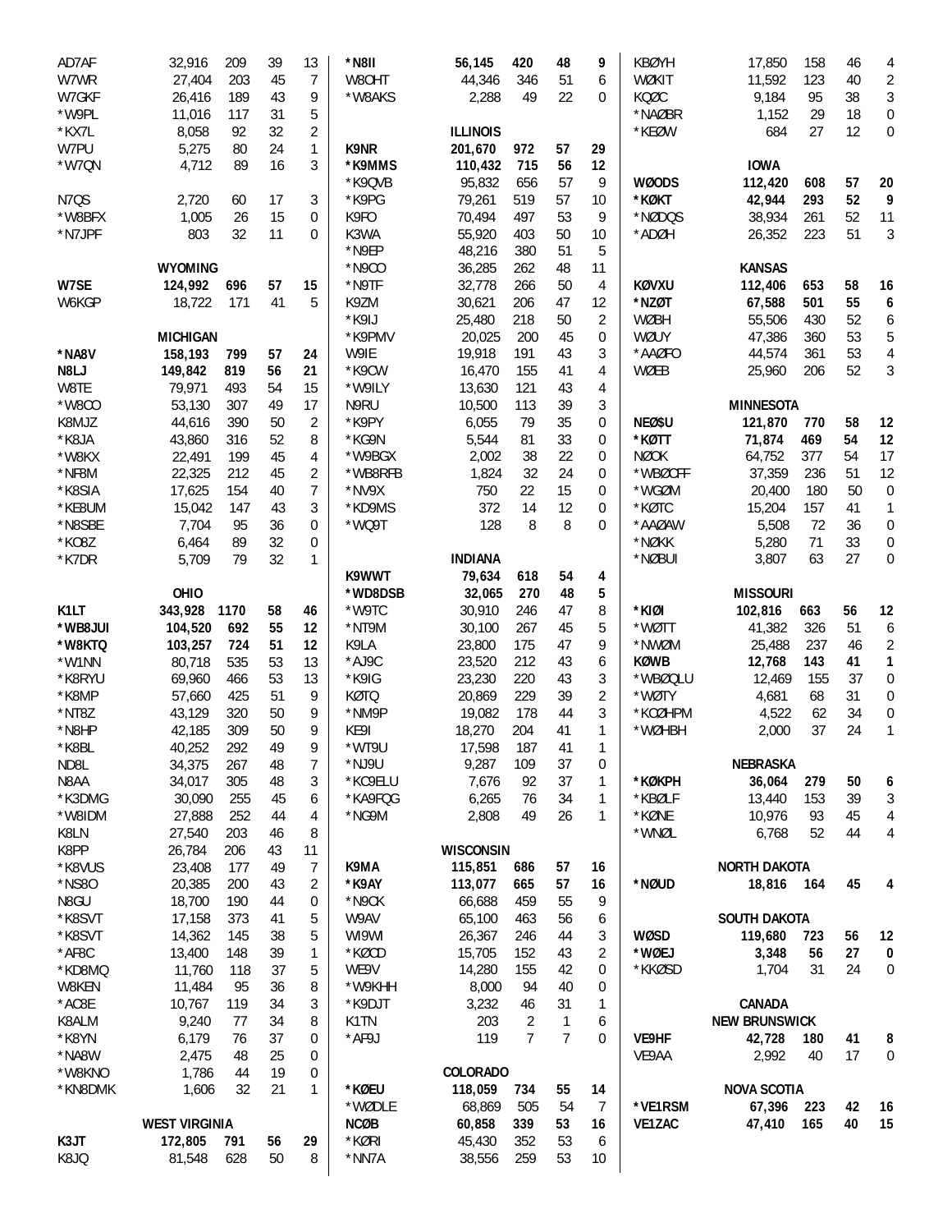| | | | | |
|---|---|---|---|---|
| AD7AF | 32,916 | 209 | 39 | 13 |
| W7WR | 27,404 | 203 | 45 | 7 |
| W7GKF | 26,416 | 189 | 43 | 9 |
| *W9PL | 11,016 | 117 | 31 | 5 |
| *KX7L | 8,058 | 92 | 32 | 2 |
| W7PU | 5,275 | 80 | 24 | 1 |
| *W7QN | 4,712 | 89 | 16 | 3 |
| | | | | |
| N7QS | 2,720 | 60 | 17 | 3 |
| *W8BFX | 1,005 | 26 | 15 | 0 |
| *N7JPF | 803 | 32 | 11 | 0 |

**WYOMING**

| | | | | |
|---|---|---|---|---|
| **W7SE** | **124,992** | **696** | **57** | **15** |
| W6KGP | 18,722 | 171 | 41 | 5 |

**MICHIGAN**

| | | | | |
|---|---|---|---|---|
| ***NA8V** | **158,193** | **799** | **57** | **24** |
| **N8LJ** | **149,842** | **819** | **56** | **21** |
| W8TE | 79,971 | 493 | 54 | 15 |
| *W8CO | 53,130 | 307 | 49 | 17 |
| K8MJZ | 44,616 | 390 | 50 | 2 |
| *K8JA | 43,860 | 316 | 52 | 8 |
| *W8KX | 22,491 | 199 | 45 | 4 |
| *NF8M | 22,325 | 212 | 45 | 2 |
| *K8SIA | 17,625 | 154 | 40 | 7 |
| *KE8UM | 15,042 | 147 | 43 | 3 |
| *N8SBE | 7,704 | 95 | 36 | 0 |
| *KC8Z | 6,464 | 89 | 32 | 0 |
| *K7DR | 5,709 | 79 | 32 | 1 |

**OHIO**

| | | | | |
|---|---|---|---|---|
| **K1LT** | **343,928** | **1170** | **58** | **46** |
| ***WB8JUI** | **104,520** | **692** | **55** | **12** |
| ***W8KTQ** | **103,257** | **724** | **51** | **12** |
| *W1NN | 80,718 | 535 | 53 | 13 |
| *K8RYU | 69,960 | 466 | 53 | 13 |
| *K8MP | 57,660 | 425 | 51 | 9 |
| *NT8Z | 43,129 | 320 | 50 | 9 |
| *N8HP | 42,185 | 309 | 50 | 9 |
| *K8BL | 40,252 | 292 | 49 | 9 |
| ND8L | 34,375 | 267 | 48 | 7 |
| N8AA | 34,017 | 305 | 48 | 3 |
| *K3DMG | 30,090 | 255 | 45 | 6 |
| *W8IDM | 27,888 | 252 | 44 | 4 |
| K8LN | 27,540 | 203 | 46 | 8 |
| K8PP | 26,784 | 206 | 43 | 11 |
| *K8VUS | 23,408 | 177 | 49 | 7 |
| *NS8O | 20,385 | 200 | 43 | 2 |
| N8GU | 18,700 | 190 | 44 | 0 |
| *K8SVT | 17,158 | 373 | 41 | 5 |
| *K8SVT | 14,362 | 145 | 38 | 5 |
| *AF8C | 13,400 | 148 | 39 | 1 |
| *KD8MQ | 11,760 | 118 | 37 | 5 |
| W8KEN | 11,484 | 95 | 36 | 8 |
| *AC8E | 10,767 | 119 | 34 | 3 |
| K8ALM | 9,240 | 77 | 34 | 8 |
| *K8YN | 6,179 | 76 | 37 | 0 |
| *NA8W | 2,475 | 48 | 25 | 0 |
| *W8KNO | 1,786 | 44 | 19 | 0 |
| *KN8DMK | 1,606 | 32 | 21 | 1 |

**WEST VIRGINIA**

| | | | | |
|---|---|---|---|---|
| **K3JT** | **172,805** | **791** | **56** | **29** |
| K8JQ | 81,548 | 628 | 50 | 8 |
| ***N8II** | **56,145** | **420** | **48** | **9** |
| W8OHT | 44,346 | 346 | 51 | 6 |
| *W8AKS | 2,288 | 49 | 22 | 0 |

**ILLINOIS**

| | | | | |
|---|---|---|---|---|
| **K9NR** | **201,670** | **972** | **57** | **29** |
| ***K9MMS** | **110,432** | **715** | **56** | **12** |
| *K9QVB | 95,832 | 656 | 57 | 9 |
| *K9PG | 79,261 | 519 | 57 | 10 |
| K9FO | 70,494 | 497 | 53 | 9 |
| K3WA | 55,920 | 403 | 50 | 10 |
| *N9EP | 48,216 | 380 | 51 | 5 |
| *N9CO | 36,285 | 262 | 48 | 11 |
| *N9TF | 32,778 | 266 | 50 | 4 |
| K9ZM | 30,621 | 206 | 47 | 12 |
| *K9IJ | 25,480 | 218 | 50 | 2 |
| *K9PMV | 20,025 | 200 | 45 | 0 |
| W9IE | 19,918 | 191 | 43 | 3 |
| *K9CW | 16,470 | 155 | 41 | 4 |
| *W9ILY | 13,630 | 121 | 43 | 4 |
| N9RU | 10,500 | 113 | 39 | 3 |
| *K9PY | 6,055 | 79 | 35 | 0 |
| *KG9N | 5,544 | 81 | 33 | 0 |
| *W9BGX | 2,002 | 38 | 22 | 0 |
| *WB8RFB | 1,824 | 32 | 24 | 0 |
| *NV9X | 750 | 22 | 15 | 0 |
| *KD9MS | 372 | 14 | 12 | 0 |
| *WQ9T | 128 | 8 | 8 | 0 |

**INDIANA**

| | | | | |
|---|---|---|---|---|
| **K9WWT** | **79,634** | **618** | **54** | **4** |
| ***WD8DSB** | **32,065** | **270** | **48** | **5** |
| *W9TC | 30,910 | 246 | 47 | 8 |
| *NT9M | 30,100 | 267 | 45 | 5 |
| K9LA | 23,800 | 175 | 47 | 9 |
| *AJ9C | 23,520 | 212 | 43 | 6 |
| *K9IG | 23,230 | 220 | 43 | 3 |
| KØTQ | 20,869 | 229 | 39 | 2 |
| *NM9P | 19,082 | 178 | 44 | 3 |
| KE9I | 18,270 | 204 | 41 | 1 |
| *WT9U | 17,598 | 187 | 41 | 1 |
| *NJ9U | 9,287 | 109 | 37 | 0 |
| *KC9ELU | 7,676 | 92 | 37 | 1 |
| *KA9FQG | 6,265 | 76 | 34 | 1 |
| *NG9M | 2,808 | 49 | 26 | 1 |

**WISCONSIN**

| | | | | |
|---|---|---|---|---|
| **K9MA** | **115,851** | **686** | **57** | **16** |
| ***K9AY** | **113,077** | **665** | **57** | **16** |
| *N9CK | 66,688 | 459 | 55 | 9 |
| W9AV | 65,100 | 463 | 56 | 6 |
| WI9WI | 26,367 | 246 | 44 | 3 |
| *KØCD | 15,705 | 152 | 43 | 2 |
| WE9V | 14,280 | 155 | 42 | 0 |
| *W9KHH | 8,000 | 94 | 40 | 0 |
| *K9DJT | 3,232 | 46 | 31 | 1 |
| K1TN | 203 | 2 | 1 | 6 |
| *AF9J | 119 | 7 | 7 | 0 |

**COLORADO**

| | | | | |
|---|---|---|---|---|
| ***KØEU** | **118,059** | **734** | **55** | **14** |
| *WØDLE | 68,869 | 505 | 54 | 7 |
| **NCØB** | **60,858** | **339** | **53** | **16** |
| *KØRI | 45,430 | 352 | 53 | 6 |
| *NN7A | 38,556 | 259 | 53 | 10 |
| KBØYH | 17,850 | 158 | 46 | 4 |
| WØKIT | 11,592 | 123 | 40 | 2 |
| KQØC | 9,184 | 95 | 38 | 3 |
| *NAØBR | 1,152 | 29 | 18 | 0 |
| *KEØW | 684 | 27 | 12 | 0 |

**IOWA**

| | | | | |
|---|---|---|---|---|
| **WØODS** | **112,420** | **608** | **57** | **20** |
| ***KØKT** | **42,944** | **293** | **52** | **9** |
| *NØDQS | 38,934 | 261 | 52 | 11 |
| *ADØH | 26,352 | 223 | 51 | 3 |

**KANSAS**

| | | | | |
|---|---|---|---|---|
| **KØVXU** | **112,406** | **653** | **58** | **16** |
| ***NZØT** | **67,588** | **501** | **55** | **6** |
| WØBH | 55,506 | 430 | 52 | 6 |
| WØUY | 47,386 | 360 | 53 | 5 |
| *AAØFO | 44,574 | 361 | 53 | 4 |
| WØEB | 25,960 | 206 | 52 | 3 |

**MINNESOTA**

| | | | | |
|---|---|---|---|---|
| **NEØ$U** | **121,870** | **770** | **58** | **12** |
| ***KØTT** | **71,874** | **469** | **54** | **12** |
| NØOK | 64,752 | 377 | 54 | 17 |
| *WBØCFF | 37,359 | 236 | 51 | 12 |
| *WGØM | 20,400 | 180 | 50 | 0 |
| *KØTC | 15,204 | 157 | 41 | 1 |
| *AAØAW | 5,508 | 72 | 36 | 0 |
| *NØKK | 5,280 | 71 | 33 | 0 |
| *NØBUI | 3,807 | 63 | 27 | 0 |

**MISSOURI**

| | | | | |
|---|---|---|---|---|
| ***KIØI** | **102,816** | **663** | **56** | **12** |
| *WØTT | 41,382 | 326 | 51 | 6 |
| *NWØM | 25,488 | 237 | 46 | 2 |
| **KØWB** | **12,768** | **143** | **41** | **1** |
| *WBØQLU | 12,469 | 155 | 37 | 0 |
| *WØTY | 4,681 | 68 | 31 | 0 |
| *KCØHPM | 4,522 | 62 | 34 | 0 |
| *WØHBH | 2,000 | 37 | 24 | 1 |

**NEBRASKA**

| | | | | |
|---|---|---|---|---|
| ***KØKPH** | **36,064** | **279** | **50** | **6** |
| *KBØLF | 13,440 | 153 | 39 | 3 |
| *KØNE | 10,976 | 93 | 45 | 4 |
| *WNØL | 6,768 | 52 | 44 | 4 |

**NORTH DAKOTA**

| | | | | |
|---|---|---|---|---|
| ***NØUD** | **18,816** | **164** | **45** | **4** |

**SOUTH DAKOTA**

| | | | | |
|---|---|---|---|---|
| **WØSD** | **119,680** | **723** | **56** | **12** |
| ***WØEJ** | **3,348** | **56** | **27** | **0** |
| *KKØSD | 1,704 | 31 | 24 | 0 |

**CANADA**

**NEW BRUNSWICK**

| | | | | |
|---|---|---|---|---|
| **VE9HF** | **42,728** | **180** | **41** | **8** |
| VE9AA | 2,992 | 40 | 17 | 0 |

**NOVA SCOTIA**

| | | | | |
|---|---|---|---|---|
| ***VE1RSM** | **67,396** | **223** | **42** | **16** |
| **VE1ZAC** | **47,410** | **165** | **40** | **15** |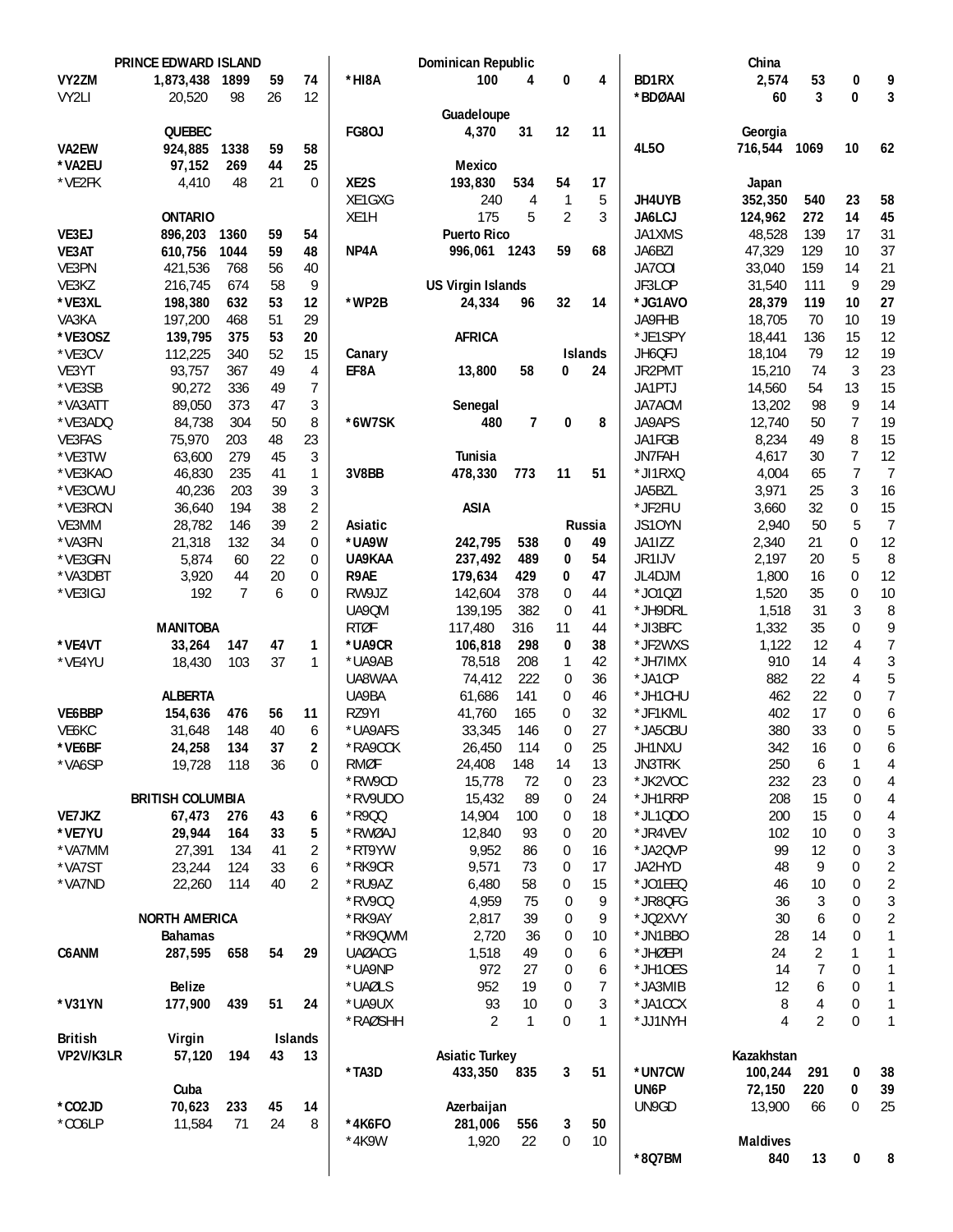### PRINCE EDWARD ISLAND

| | | | | |
|---|---|---|---|---|
| **VY2ZM** | **1,873,438** | **1899** | **59** | **74** |
| VY2LI | 20,520 | 98 | 26 | 12 |

### QUEBEC

| | | | | |
|---|---|---|---|---|
| **VA2EW** | **924,885** | **1338** | **59** | **58** |
| ***VA2EU** | **97,152** | **269** | **44** | **25** |
| *VE2FK | 4,410 | 48 | 21 | 0 |

### ONTARIO

| | | | | |
|---|---|---|---|---|
| **VE3EJ** | **896,203** | **1360** | **59** | **54** |
| **VE3AT** | **610,756** | **1044** | **59** | **48** |
| VE3PN | 421,536 | 768 | 56 | 40 |
| VE3KZ | 216,745 | 674 | 58 | 9 |
| ***VE3XL** | **198,380** | **632** | **53** | **12** |
| VA3KA | 197,200 | 468 | 51 | 29 |
| ***VE3OSZ** | **139,795** | **375** | **53** | **20** |
| *VE3CV | 112,225 | 340 | 52 | 15 |
| VE3YT | 93,757 | 367 | 49 | 4 |
| *VE3SB | 90,272 | 336 | 49 | 7 |
| *VA3ATT | 89,050 | 373 | 47 | 3 |
| *VE3ADQ | 84,738 | 304 | 50 | 8 |
| VE3FAS | 75,970 | 203 | 48 | 23 |
| *VE3TW | 63,600 | 279 | 45 | 3 |
| *VE3KAO | 46,830 | 235 | 41 | 1 |
| *VE3CWU | 40,236 | 203 | 39 | 3 |
| *VE3RCN | 36,640 | 194 | 38 | 2 |
| VE3MM | 28,782 | 146 | 39 | 2 |
| *VA3FN | 21,318 | 132 | 34 | 0 |
| *VE3GFN | 5,874 | 60 | 22 | 0 |
| *VA3DBT | 3,920 | 44 | 20 | 0 |
| *VE3IGJ | 192 | 7 | 6 | 0 |

### MANITOBA

| | | | | |
|---|---|---|---|---|
| ***VE4VT** | **33,264** | **147** | **47** | **1** |
| *VE4YU | 18,430 | 103 | 37 | 1 |

### ALBERTA

| | | | | |
|---|---|---|---|---|
| **VE6BBP** | **154,636** | **476** | **56** | **11** |
| VE6KC | 31,648 | 148 | 40 | 6 |
| ***VE6BF** | **24,258** | **134** | **37** | **2** |
| *VA6SP | 19,728 | 118 | 36 | 0 |

### BRITISH COLUMBIA

| | | | | |
|---|---|---|---|---|
| **VE7JKZ** | **67,473** | **276** | **43** | **6** |
| ***VE7YU** | **29,944** | **164** | **33** | **5** |
| *VA7MM | 27,391 | 134 | 41 | 2 |
| *VA7ST | 23,244 | 124 | 33 | 6 |
| *VA7ND | 22,260 | 114 | 40 | 2 |

### NORTH AMERICA

**Bahamas**

| | | | | |
|---|---|---|---|---|
| **C6ANM** | **287,595** | **658** | **54** | **29** |

**Belize**

| | | | | |
|---|---|---|---|---|
| ***V31YN** | **177,900** | **439** | **51** | **24** |

**British Virgin Islands**

| | | | | |
|---|---|---|---|---|
| **VP2V/K3LR** | **57,120** | **194** | **43** | **13** |

**Cuba**

| | | | | |
|---|---|---|---|---|
| ***CO2JD** | **70,623** | **233** | **45** | **14** |
| *CO6LP | 11,584 | 71 | 24 | 8 |

**Dominican Republic**

| | | | | |
|---|---|---|---|---|
| ***HI8A** | **100** | **4** | **0** | **4** |

**Guadeloupe**

| | | | | |
|---|---|---|---|---|
| **FG8OJ** | **4,370** | **31** | **12** | **11** |

**Mexico**

| | | | | |
|---|---|---|---|---|
| **XE2S** | **193,830** | **534** | **54** | **17** |
| XE1GXG | 240 | 4 | 1 | 5 |
| XE1H | 175 | 5 | 2 | 3 |

**Puerto Rico**

| | | | | |
|---|---|---|---|---|
| **NP4A** | **996,061** | **1243** | **59** | **68** |

**US Virgin Islands**

| | | | | |
|---|---|---|---|---|
| ***WP2B** | **24,334** | **96** | **32** | **14** |

### AFRICA

**Canary Islands**

| | | | | |
|---|---|---|---|---|
| **EF8A** | **13,800** | **58** | **0** | **24** |

**Senegal**

| | | | | |
|---|---|---|---|---|
| ***6W7SK** | **480** | **7** | **0** | **8** |

**Tunisia**

| | | | | |
|---|---|---|---|---|
| **3V8BB** | **478,330** | **773** | **11** | **51** |

### ASIA

**Asiatic Russia**

| | | | | |
|---|---|---|---|---|
| ***UA9W** | **242,795** | **538** | **0** | **49** |
| **UA9KAA** | **237,492** | **489** | **0** | **54** |
| **R9AE** | **179,634** | **429** | **0** | **47** |
| RW9JZ | 142,604 | 378 | 0 | 44 |
| UA9QM | 139,195 | 382 | 0 | 41 |
| RTØF | 117,480 | 316 | 11 | 44 |
| ***UA9CR** | **106,818** | **298** | **0** | **38** |
| *UA9AB | 78,518 | 208 | 1 | 42 |
| UA8WAA | 74,412 | 222 | 0 | 36 |
| UA9BA | 61,686 | 141 | 0 | 46 |
| RZ9YI | 41,760 | 165 | 0 | 32 |
| *UA9AFS | 33,345 | 146 | 0 | 27 |
| *RA9CCK | 26,450 | 114 | 0 | 25 |
| RMØF | 24,408 | 148 | 14 | 13 |
| *RW9CD | 15,778 | 72 | 0 | 23 |
| *RV9UDO | 15,432 | 89 | 0 | 24 |
| *R9QQ | 14,904 | 100 | 0 | 18 |
| *RWØAJ | 12,840 | 93 | 0 | 20 |
| *RT9YW | 9,952 | 86 | 0 | 16 |
| *RK9CR | 9,571 | 73 | 0 | 17 |
| *RU9AZ | 6,480 | 58 | 0 | 15 |
| *RV9CQ | 4,959 | 75 | 0 | 9 |
| *RK9AY | 2,817 | 39 | 0 | 9 |
| *RK9QWM | 2,720 | 36 | 0 | 10 |
| UAØACG | 1,518 | 49 | 0 | 6 |
| *UA9NP | 972 | 27 | 0 | 6 |
| *UAØLS | 952 | 19 | 0 | 7 |
| *UA9UX | 93 | 10 | 0 | 3 |
| *RAØSHH | 2 | 1 | 0 | 1 |

**Asiatic Turkey**

| | | | | |
|---|---|---|---|---|
| ***TA3D** | **433,350** | **835** | **3** | **51** |

**Azerbaijan**

| | | | | |
|---|---|---|---|---|
| ***4K6FO** | **281,006** | **556** | **3** | **50** |
| *4K9W | 1,920 | 22 | 0 | 10 |

**China**

| | | | | |
|---|---|---|---|---|
| **BD1RX** | **2,574** | **53** | **0** | **9** |
| ***BDØAAI** | **60** | **3** | **0** | **3** |

**Georgia**

| | | | | |
|---|---|---|---|---|
| **4L5O** | **716,544** | **1069** | **10** | **62** |

**Japan**

| | | | | |
|---|---|---|---|---|
| **JH4UYB** | **352,350** | **540** | **23** | **58** |
| **JA6LCJ** | **124,962** | **272** | **14** | **45** |
| JA1XMS | 48,528 | 139 | 17 | 31 |
| JA6BZI | 47,329 | 129 | 10 | 37 |
| JA7COI | 33,040 | 159 | 14 | 21 |
| JF3LOP | 31,540 | 111 | 9 | 29 |
| ***JG1AVO** | **28,379** | **119** | **10** | **27** |
| JA9FHB | 18,705 | 70 | 10 | 19 |
| *JE1SPY | 18,441 | 136 | 15 | 12 |
| JH6QFJ | 18,104 | 79 | 12 | 19 |
| JR2PMT | 15,210 | 74 | 3 | 23 |
| JA1PTJ | 14,560 | 54 | 13 | 15 |
| JA7ACM | 13,202 | 98 | 9 | 14 |
| JA9APS | 12,740 | 50 | 7 | 19 |
| JA1FGB | 8,234 | 49 | 8 | 15 |
| JN7FAH | 4,617 | 30 | 7 | 12 |
| *JI1RXQ | 4,004 | 65 | 7 | 7 |
| JA5BZL | 3,971 | 25 | 3 | 16 |
| *JF2FIU | 3,660 | 32 | 0 | 15 |
| JS1OYN | 2,940 | 50 | 5 | 7 |
| JA1IZZ | 2,340 | 21 | 0 | 12 |
| JR1IJV | 2,197 | 20 | 5 | 8 |
| JL4DJM | 1,800 | 16 | 0 | 12 |
| *JO1QZI | 1,520 | 35 | 0 | 10 |
| *JH9DRL | 1,518 | 31 | 3 | 8 |
| *JI3BFC | 1,332 | 35 | 0 | 9 |
| *JF2WXS | 1,122 | 12 | 4 | 7 |
| *JH7IMX | 910 | 14 | 4 | 3 |
| *JA1CP | 882 | 22 | 4 | 5 |
| *JH1CHU | 462 | 22 | 0 | 7 |
| *JF1KML | 402 | 17 | 0 | 6 |
| *JA5CBU | 380 | 33 | 0 | 5 |
| JH1NXU | 342 | 16 | 0 | 6 |
| JN3TRK | 250 | 6 | 1 | 4 |
| *JK2VOC | 232 | 23 | 0 | 4 |
| *JH1RRP | 208 | 15 | 0 | 4 |
| *JL1QDO | 200 | 15 | 0 | 4 |
| *JR4VEV | 102 | 10 | 0 | 3 |
| *JA2QVP | 99 | 12 | 0 | 3 |
| JA2HYD | 48 | 9 | 0 | 2 |
| *JO1EEQ | 46 | 10 | 0 | 2 |
| *JR8QFG | 36 | 3 | 0 | 3 |
| *JQ2XVY | 30 | 6 | 0 | 2 |
| *JN1BBO | 28 | 14 | 0 | 1 |
| *JHØEPI | 24 | 2 | 1 | 1 |
| *JH1OES | 14 | 7 | 0 | 1 |
| *JA3MIB | 12 | 6 | 0 | 1 |
| *JA1CCX | 8 | 4 | 0 | 1 |
| *JJ1NYH | 4 | 2 | 0 | 1 |

**Kazakhstan**

| | | | | |
|---|---|---|---|---|
| ***UN7CW** | **100,244** | **291** | **0** | **38** |
| **UN6P** | **72,150** | **220** | **0** | **39** |
| UN9GD | 13,900 | 66 | 0 | 25 |

**Maldives**

| | | | | |
|---|---|---|---|---|
| ***8Q7BM** | **840** | **13** | **0** | **8** |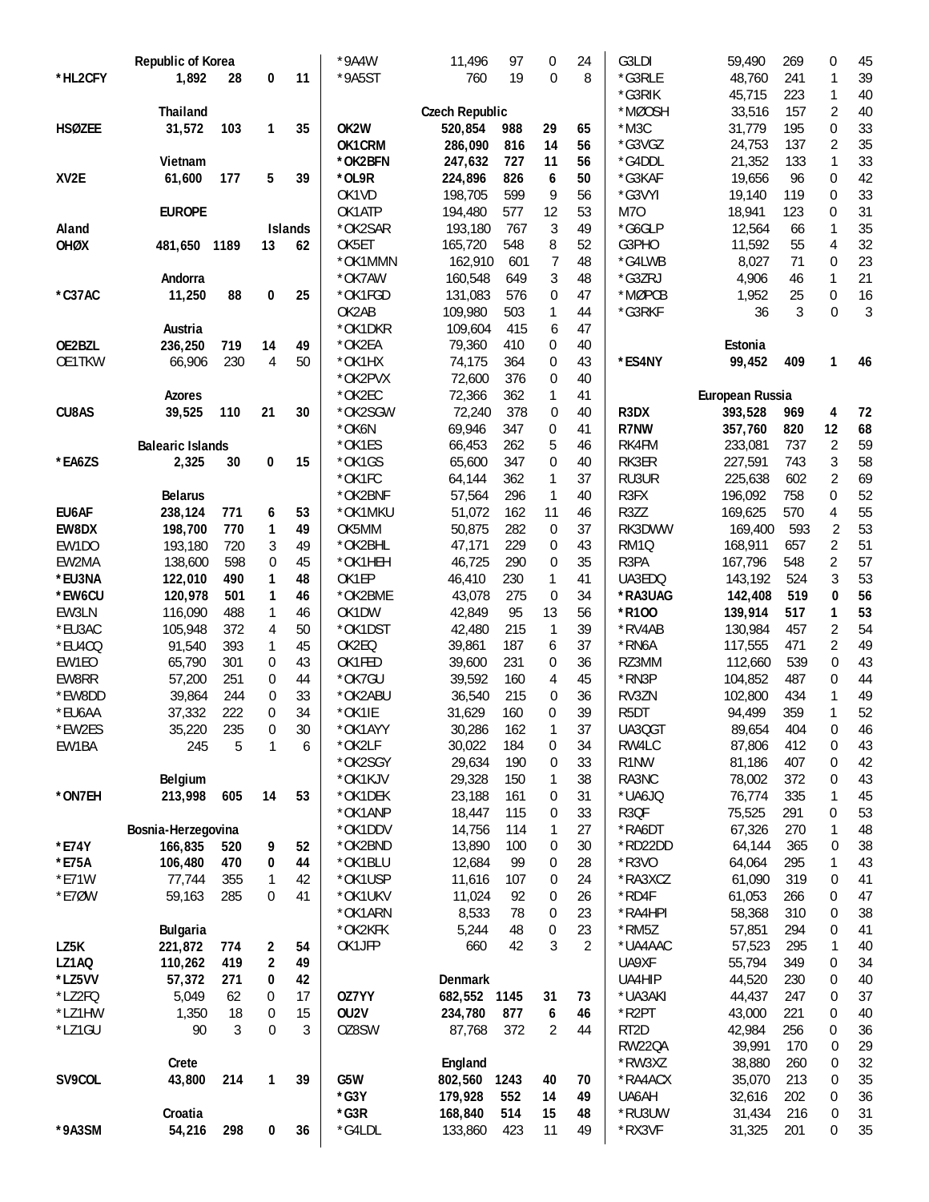**Republic of Korea**

| | | | | |
|---|---|---|---|---|
| ***HL2CFY** | **1,892** | **28** | **0** | **11** |

**Thailand**

| | | | | |
|---|---|---|---|---|
| **HSØZEE** | **31,572** | **103** | **1** | **35** |

**Vietnam**

| | | | | |
|---|---|---|---|---|
| **XV2E** | **61,600** | **177** | **5** | **39** |

**EUROPE**

**Aland Islands**

| | | | | |
|---|---|---|---|---|
| **OHØX** | **481,650** | **1189** | **13** | **62** |

**Andorra**

| | | | | |
|---|---|---|---|---|
| ***C37AC** | **11,250** | **88** | **0** | **25** |

**Austria**

| | | | | |
|---|---|---|---|---|
| **OE2BZL** | **236,250** | **719** | **14** | **49** |
| OE1TKW | 66,906 | 230 | 4 | 50 |

**Azores**

| | | | | |
|---|---|---|---|---|
| **CU8AS** | **39,525** | **110** | **21** | **30** |

**Balearic Islands**

| | | | | |
|---|---|---|---|---|
| ***EA6ZS** | **2,325** | **30** | **0** | **15** |

**Belarus**

| | | | | |
|---|---|---|---|---|
| **EU6AF** | **238,124** | **771** | **6** | **53** |
| **EW8DX** | **198,700** | **770** | **1** | **49** |
| EW1DO | 193,180 | 720 | 3 | 49 |
| EW2MA | 138,600 | 598 | 0 | 45 |
| ***EU3NA** | **122,010** | **490** | **1** | **48** |
| ***EW6CU** | **120,978** | **501** | **1** | **46** |
| EW3LN | 116,090 | 488 | 1 | 46 |
| *EU3AC | 105,948 | 372 | 4 | 50 |
| *EU4CQ | 91,540 | 393 | 1 | 45 |
| EW1EO | 65,790 | 301 | 0 | 43 |
| EW8RR | 57,200 | 251 | 0 | 44 |
| *EW8DD | 39,864 | 244 | 0 | 33 |
| *EU6AA | 37,332 | 222 | 0 | 34 |
| *EW2ES | 35,220 | 235 | 0 | 30 |
| EW1BA | 245 | 5 | 1 | 6 |

**Belgium**

| | | | | |
|---|---|---|---|---|
| ***ON7EH** | **213,998** | **605** | **14** | **53** |

**Bosnia-Herzegovina**

| | | | | |
|---|---|---|---|---|
| ***E74Y** | **166,835** | **520** | **9** | **52** |
| ***E75A** | **106,480** | **470** | **0** | **44** |
| *E71W | 77,744 | 355 | 1 | 42 |
| *E7ØW | 59,163 | 285 | 0 | 41 |

**Bulgaria**

| | | | | |
|---|---|---|---|---|
| **LZ5K** | **221,872** | **774** | **2** | **54** |
| **LZ1AQ** | **110,262** | **419** | **2** | **49** |
| ***LZ5VV** | **57,372** | **271** | **0** | **42** |
| *LZ2FQ | 5,049 | 62 | 0 | 17 |
| *LZ1HW | 1,350 | 18 | 0 | 15 |
| *LZ1GU | 90 | 3 | 0 | 3 |

**Crete**

| | | | | |
|---|---|---|---|---|
| **SV9COL** | **43,800** | **214** | **1** | **39** |

**Croatia**

| | | | | |
|---|---|---|---|---|
| ***9A3SM** | **54,216** | **298** | **0** | **36** |
| *9A4W | 11,496 | 97 | 0 | 24 |
| *9A5ST | 760 | 19 | 0 | 8 |

**Czech Republic**

| | | | | |
|---|---|---|---|---|
| **OK2W** | **520,854** | **988** | **29** | **65** |
| **OK1CRM** | **286,090** | **816** | **14** | **56** |
| ***OK2BFN** | **247,632** | **727** | **11** | **56** |
| ***OL9R** | **224,896** | **826** | **6** | **50** |
| OK1VD | 198,705 | 599 | 9 | 56 |
| OK1ATP | 194,480 | 577 | 12 | 53 |
| *OK2SAR | 193,180 | 767 | 3 | 49 |
| OK5ET | 165,720 | 548 | 8 | 52 |
| *OK1MMN | 162,910 | 601 | 7 | 48 |
| *OK7AW | 160,548 | 649 | 3 | 48 |
| *OK1FGD | 131,083 | 576 | 0 | 47 |
| OK2AB | 109,980 | 503 | 1 | 44 |
| *OK1DKR | 109,604 | 415 | 6 | 47 |
| *OK2EA | 79,360 | 410 | 0 | 40 |
| *OK1HX | 74,175 | 364 | 0 | 43 |
| *OK2PVX | 72,600 | 376 | 0 | 40 |
| *OK2EC | 72,366 | 362 | 1 | 41 |
| *OK2SGW | 72,240 | 378 | 0 | 40 |
| *OK6N | 69,946 | 347 | 0 | 41 |
| *OK1ES | 66,453 | 262 | 5 | 46 |
| *OK1GS | 65,600 | 347 | 0 | 40 |
| *OK1FC | 64,144 | 362 | 1 | 37 |
| *OK2BNF | 57,564 | 296 | 1 | 40 |
| *OK1MKU | 51,072 | 162 | 11 | 46 |
| OK5MM | 50,875 | 282 | 0 | 37 |
| *OK2BHL | 47,171 | 229 | 0 | 43 |
| *OK1HEH | 46,725 | 290 | 0 | 35 |
| OK1EP | 46,410 | 230 | 1 | 41 |
| *OK2BME | 43,078 | 275 | 0 | 34 |
| OK1DW | 42,849 | 95 | 13 | 56 |
| *OK1DST | 42,480 | 215 | 1 | 39 |
| OK2EQ | 39,861 | 187 | 6 | 37 |
| OK1FED | 39,600 | 231 | 0 | 36 |
| *OK7GU | 39,592 | 160 | 4 | 45 |
| *OK2ABU | 36,540 | 215 | 0 | 36 |
| *OK1IE | 31,629 | 160 | 0 | 39 |
| *OK1AYY | 30,286 | 162 | 1 | 37 |
| *OK2LF | 30,022 | 184 | 0 | 34 |
| *OK2SGY | 29,634 | 190 | 0 | 33 |
| *OK1KJV | 29,328 | 150 | 1 | 38 |
| *OK1DEK | 23,188 | 161 | 0 | 31 |
| *OK1ANP | 18,447 | 115 | 0 | 33 |
| *OK1DDV | 14,756 | 114 | 1 | 27 |
| *OK2BND | 13,890 | 100 | 0 | 30 |
| *OK1BLU | 12,684 | 99 | 0 | 28 |
| *OK1USP | 11,616 | 107 | 0 | 24 |
| *OK1UKV | 11,024 | 92 | 0 | 26 |
| *OK1ARN | 8,533 | 78 | 0 | 23 |
| *OK2KFK | 5,244 | 48 | 0 | 23 |
| OK1JFP | 660 | 42 | 3 | 2 |

**Denmark**

| | | | | |
|---|---|---|---|---|
| **OZ7YY** | **682,552** | **1145** | **31** | **73** |
| **OU2V** | **234,780** | **877** | **6** | **46** |
| OZ8SW | 87,768 | 372 | 2 | 44 |

**England**

| | | | | |
|---|---|---|---|---|
| **G5W** | **802,560** | **1243** | **40** | **70** |
| ***G3Y** | **179,928** | **552** | **14** | **49** |
| ***G3R** | **168,840** | **514** | **15** | **48** |
| *G4LDL | 133,860 | 423 | 11 | 49 |
| G3LDI | 59,490 | 269 | 0 | 45 |
| *G3RLE | 48,760 | 241 | 1 | 39 |
| *G3RIK | 45,715 | 223 | 1 | 40 |
| *MØOSH | 33,516 | 157 | 2 | 40 |
| *M3C | 31,779 | 195 | 0 | 33 |
| *G3VGZ | 24,753 | 137 | 2 | 35 |
| *G4DDL | 21,352 | 133 | 1 | 33 |
| *G3KAF | 19,656 | 96 | 0 | 42 |
| *G3VYI | 19,140 | 119 | 0 | 33 |
| M7O | 18,941 | 123 | 0 | 31 |
| *G6GLP | 12,564 | 66 | 1 | 35 |
| G3PHO | 11,592 | 55 | 4 | 32 |
| *G4LWB | 8,027 | 71 | 0 | 23 |
| *G3ZRJ | 4,906 | 46 | 1 | 21 |
| *MØPCB | 1,952 | 25 | 0 | 16 |
| *G3RKF | 36 | 3 | 0 | 3 |

**Estonia**

| | | | | |
|---|---|---|---|---|
| ***ES4NY** | **99,452** | **409** | **1** | **46** |

**European Russia**

| | | | | |
|---|---|---|---|---|
| **R3DX** | **393,528** | **969** | **4** | **72** |
| **R7NW** | **357,760** | **820** | **12** | **68** |
| RK4FM | 233,081 | 737 | 2 | 59 |
| RK3ER | 227,591 | 743 | 3 | 58 |
| RU3UR | 225,638 | 602 | 2 | 69 |
| R3FX | 196,092 | 758 | 0 | 52 |
| R3ZZ | 169,625 | 570 | 4 | 55 |
| RK3DWW | 169,400 | 593 | 2 | 53 |
| RM1Q | 168,911 | 657 | 2 | 51 |
| R3PA | 167,796 | 548 | 2 | 57 |
| UA3EDQ | 143,192 | 524 | 3 | 53 |
| ***RA3UAG** | **142,408** | **519** | **0** | **56** |
| ***R1OO** | **139,914** | **517** | **1** | **53** |
| *RV4AB | 130,984 | 457 | 2 | 54 |
| *RN6A | 117,555 | 471 | 2 | 49 |
| RZ3MM | 112,660 | 539 | 0 | 43 |
| *RN3P | 104,852 | 487 | 0 | 44 |
| RV3ZN | 102,800 | 434 | 1 | 49 |
| R5DT | 94,499 | 359 | 1 | 52 |
| UA3QGT | 89,654 | 404 | 0 | 46 |
| RW4LC | 87,806 | 412 | 0 | 43 |
| R1NW | 81,186 | 407 | 0 | 42 |
| RA3NC | 78,002 | 372 | 0 | 43 |
| *UA6JQ | 76,774 | 335 | 1 | 45 |
| R3QF | 75,525 | 291 | 0 | 53 |
| *RA6DT | 67,326 | 270 | 1 | 48 |
| *RD22DD | 64,144 | 365 | 0 | 38 |
| *R3VO | 64,064 | 295 | 1 | 43 |
| *RA3XCZ | 61,090 | 319 | 0 | 41 |
| *RD4F | 61,053 | 266 | 0 | 47 |
| *RA4HPI | 58,368 | 310 | 0 | 38 |
| *RM5Z | 57,851 | 294 | 0 | 41 |
| *UA4AAC | 57,523 | 295 | 1 | 40 |
| UA9XF | 55,794 | 349 | 0 | 34 |
| UA4HIP | 44,520 | 230 | 0 | 40 |
| *UA3AKI | 44,437 | 247 | 0 | 37 |
| *R2PT | 43,000 | 221 | 0 | 40 |
| RT2D | 42,984 | 256 | 0 | 36 |
| RW22QA | 39,991 | 170 | 0 | 29 |
| *RW3XZ | 38,880 | 260 | 0 | 32 |
| *RA4ACX | 35,070 | 213 | 0 | 35 |
| UA6AH | 32,616 | 202 | 0 | 36 |
| *RU3UW | 31,434 | 216 | 0 | 31 |
| *RX3VF | 31,325 | 201 | 0 | 35 |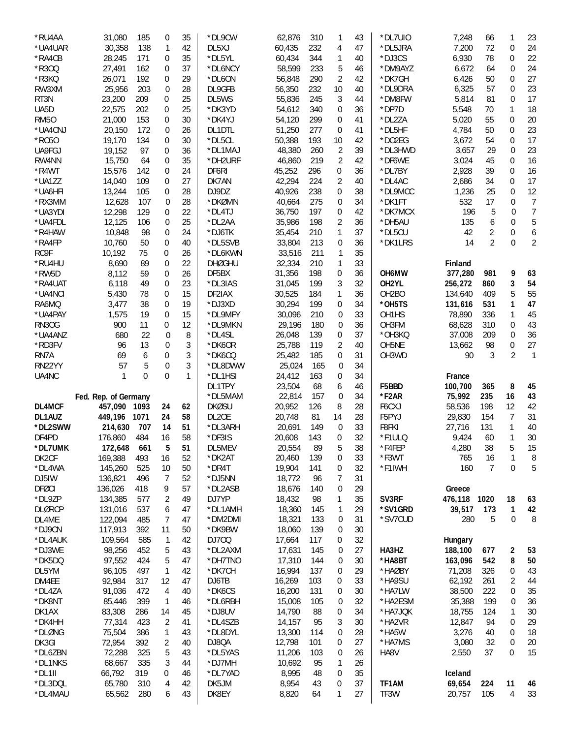| | | | | |
|---|---|---|---|---|
| *RU4AA | 31,080 | 185 | 0 | 35 |
| *UA4UAR | 30,358 | 138 | 1 | 42 |
| *RA4CB | 28,245 | 171 | 0 | 35 |
| *R3OQ | 27,491 | 162 | 0 | 37 |
| *R3KQ | 26,071 | 192 | 0 | 29 |
| RW3XM | 25,956 | 203 | 0 | 28 |
| RT3N | 23,200 | 209 | 0 | 25 |
| UA5D | 22,575 | 202 | 0 | 25 |
| RM5O | 21,000 | 153 | 0 | 30 |
| *UA4CNJ | 20,150 | 172 | 0 | 26 |
| *RO5O | 19,170 | 134 | 0 | 30 |
| UA9FGJ | 19,152 | 97 | 0 | 36 |
| RW4NN | 15,750 | 64 | 0 | 35 |
| *R4WT | 15,576 | 142 | 0 | 24 |
| *UA1ZZ | 14,040 | 109 | 0 | 27 |
| *UA6HFI | 13,244 | 105 | 0 | 28 |
| *RX3MM | 12,628 | 107 | 0 | 28 |
| *UA3YDI | 12,298 | 129 | 0 | 22 |
| *UA4FDL | 12,125 | 106 | 0 | 25 |
| *R4HAW | 10,848 | 98 | 0 | 24 |
| *RA4FP | 10,760 | 50 | 0 | 40 |
| RC9F | 10,192 | 75 | 0 | 26 |
| *RU4HU | 8,690 | 89 | 0 | 22 |
| *RW5D | 8,112 | 59 | 0 | 26 |
| *RA4UAT | 6,118 | 49 | 0 | 23 |
| *UA4NCI | 5,430 | 78 | 0 | 15 |
| RA6MQ | 3,477 | 38 | 0 | 19 |
| *UA4PAY | 1,575 | 19 | 0 | 15 |
| RN3OG | 900 | 11 | 0 | 12 |
| *UA4ANZ | 680 | 22 | 0 | 8 |
| *RD3FV | 96 | 13 | 0 | 3 |
| RN7A | 69 | 6 | 0 | 3 |
| RN22YY | 57 | 5 | 0 | 3 |
| UA4NC | 1 | 0 | 0 | 1 |

**Fed. Rep. of Germany**

| | | | | |
|---|---|---|---|---|
| **DL4MCF** | **457,090** | **1093** | **24** | **62** |
| **DL1AUZ** | **449,196** | **1071** | **24** | **58** |
| ***DL2SWW** | **214,630** | **707** | **14** | **51** |
| DF4PD | 176,860 | 484 | 16 | 58 |
| ***DL7UMK** | **172,648** | **661** | **5** | **51** |
| DK2CF | 169,388 | 493 | 16 | 52 |
| *DL4WA | 145,260 | 525 | 10 | 50 |
| DJ5IW | 136,821 | 496 | 7 | 52 |
| DFØCI | 136,026 | 418 | 9 | 57 |
| *DL9ZP | 134,385 | 577 | 2 | 49 |
| DLØRCP | 131,016 | 537 | 6 | 47 |
| DL4ME | 122,094 | 485 | 7 | 47 |
| *DJ9CN | 117,913 | 392 | 11 | 50 |
| *DL4AUK | 109,564 | 585 | 1 | 42 |
| *DJ3WE | 98,256 | 452 | 5 | 43 |
| *DK5DQ | 97,552 | 424 | 5 | 47 |
| DL5YM | 96,105 | 497 | 1 | 42 |
| DM4EE | 92,984 | 317 | 12 | 47 |
| *DL4ZA | 91,036 | 472 | 4 | 40 |
| *DK8NT | 85,446 | 399 | 1 | 46 |
| DK1AX | 83,308 | 286 | 14 | 45 |
| *DK4HH | 77,314 | 423 | 2 | 41 |
| *DLØNG | 75,504 | 386 | 1 | 43 |
| DK3GI | 72,954 | 392 | 2 | 40 |
| *DL6ZBN | 72,288 | 325 | 5 | 43 |
| *DL1NKS | 68,667 | 335 | 3 | 44 |
| *DL1II | 66,792 | 319 | 0 | 46 |
| *DL3DQL | 65,780 | 310 | 4 | 42 |
| *DL4MAU | 65,562 | 280 | 6 | 43 |
| *DL9CW | 62,876 | 310 | 1 | 43 |
| DL5XJ | 60,435 | 232 | 4 | 47 |
| *DL5YL | 60,434 | 344 | 1 | 40 |
| *DL6NCY | 58,599 | 233 | 5 | 46 |
| *DL6ON | 56,848 | 290 | 2 | 42 |
| DL9GFB | 56,350 | 232 | 10 | 40 |
| DL5WS | 55,836 | 245 | 3 | 44 |
| *DK3YD | 54,612 | 340 | 0 | 36 |
| *DK4YJ | 54,120 | 299 | 0 | 41 |
| DL1DTL | 51,250 | 277 | 0 | 41 |
| *DL5CL | 50,388 | 193 | 10 | 42 |
| *DL1MAJ | 48,380 | 260 | 2 | 39 |
| *DH2URF | 46,860 | 219 | 2 | 42 |
| DF6RI | 45,252 | 296 | 0 | 36 |
| DK7AN | 42,294 | 224 | 2 | 40 |
| DJ9DZ | 40,926 | 238 | 0 | 38 |
| *DKØMN | 40,664 | 275 | 0 | 34 |
| *DL4TJ | 36,750 | 197 | 0 | 42 |
| *DL2AA | 35,986 | 198 | 2 | 36 |
| *DJ6TK | 35,454 | 210 | 1 | 37 |
| *DL5SVB | 33,804 | 213 | 0 | 36 |
| *DL6KWN | 33,516 | 211 | 1 | 35 |
| DHØGHU | 32,334 | 210 | 1 | 33 |
| DF5BX | 31,356 | 198 | 0 | 36 |
| *DL3IAS | 31,045 | 199 | 3 | 32 |
| DF2IAX | 30,525 | 184 | 1 | 36 |
| *DJ3XD | 30,294 | 199 | 0 | 34 |
| *DL9MFY | 30,096 | 210 | 0 | 33 |
| *DL9MKN | 29,196 | 180 | 0 | 36 |
| *DL4SL | 26,048 | 139 | 0 | 37 |
| *DK6OR | 25,788 | 119 | 2 | 40 |
| *DK6CQ | 25,482 | 185 | 0 | 31 |
| *DL8DWW | 25,024 | 165 | 0 | 34 |
| *DL1HSI | 24,412 | 163 | 0 | 34 |
| DL1TPY | 23,504 | 68 | 6 | 46 |
| *DL5MAM | 22,814 | 157 | 0 | 34 |
| DKØSU | 20,952 | 126 | 8 | 28 |
| DL2OE | 20,748 | 81 | 14 | 28 |
| *DL3ARH | 20,691 | 149 | 0 | 33 |
| *DF3IS | 20,608 | 143 | 0 | 32 |
| DL5MEV | 20,554 | 89 | 5 | 38 |
| *DK2AT | 20,460 | 139 | 0 | 33 |
| *DR4T | 19,904 | 141 | 0 | 32 |
| *DJ5NN | 18,772 | 96 | 7 | 31 |
| *DL2ASB | 18,676 | 140 | 0 | 29 |
| DJ7YP | 18,432 | 98 | 1 | 35 |
| *DL1AMH | 18,360 | 145 | 1 | 29 |
| *DM2DMI | 18,321 | 133 | 0 | 31 |
| *DK9BW | 18,060 | 139 | 0 | 30 |
| DJ7OQ | 17,664 | 117 | 0 | 32 |
| *DL2AXM | 17,631 | 145 | 0 | 27 |
| *DH7TNO | 17,310 | 144 | 0 | 30 |
| *DK7CH | 16,994 | 137 | 0 | 29 |
| DJ6TB | 16,269 | 103 | 0 | 33 |
| *DK6CS | 16,200 | 131 | 0 | 30 |
| *DL6RBH | 15,008 | 105 | 0 | 32 |
| *DJ8UV | 14,790 | 88 | 0 | 34 |
| *DL4SZB | 14,157 | 95 | 3 | 30 |
| *DL8DYL | 13,300 | 114 | 0 | 28 |
| DJ8QA | 12,798 | 101 | 0 | 27 |
| *DL5YAS | 11,206 | 103 | 0 | 26 |
| *DJ7MH | 10,692 | 95 | 1 | 26 |
| *DL7YAD | 8,995 | 48 | 0 | 35 |
| DK5JM | 8,954 | 43 | 0 | 37 |
| DK8EY | 8,820 | 64 | 1 | 27 |
| *DL7UIO | 7,248 | 66 | 1 | 23 |
| *DL5JRA | 7,200 | 72 | 0 | 24 |
| *DJ3CS | 6,930 | 78 | 0 | 22 |
| *DM9AYZ | 6,672 | 64 | 0 | 24 |
| *DK7GH | 6,426 | 50 | 0 | 27 |
| *DL9DRA | 6,325 | 57 | 0 | 23 |
| *DM8FW | 5,814 | 81 | 0 | 17 |
| *DP7D | 5,548 | 70 | 1 | 18 |
| *DL2ZA | 5,020 | 55 | 0 | 20 |
| *DL5HF | 4,784 | 50 | 0 | 23 |
| *DO2EG | 3,672 | 54 | 0 | 17 |
| *DL3HWD | 3,657 | 29 | 0 | 23 |
| *DF6WE | 3,024 | 45 | 0 | 16 |
| *DL7BY | 2,928 | 39 | 0 | 16 |
| *DL4AC | 2,686 | 34 | 0 | 17 |
| *DL9MCC | 1,236 | 25 | 0 | 12 |
| *DK1FT | 532 | 17 | 0 | 7 |
| *DK7MCX | 196 | 5 | 0 | 7 |
| *DH5AU | 135 | 6 | 0 | 5 |
| *DL5CU | 42 | 2 | 0 | 6 |
| *DK1LRS | 14 | 2 | 0 | 2 |

**Finland**

| | | | | |
|---|---|---|---|---|
| **OH6MW** | **377,280** | **981** | **9** | **63** |
| **OH2YL** | **256,272** | **860** | **3** | **54** |
| OH2BO | 134,640 | 409 | 5 | 55 |
| ***OH5TS** | **131,616** | **531** | **1** | **47** |
| OH1HS | 78,890 | 336 | 1 | 45 |
| OH3FM | 68,628 | 310 | 0 | 43 |
| *OH3KQ | 37,008 | 209 | 0 | 36 |
| OH5NE | 13,662 | 98 | 0 | 27 |
| OH3WD | 90 | 3 | 2 | 1 |

**France**

| | | | | |
|---|---|---|---|---|
| **F5BBD** | **100,700** | **365** | **8** | **45** |
| ***F2AR** | **75,992** | **235** | **16** | **43** |
| F6CXJ | 58,536 | 198 | 12 | 42 |
| F5PYJ | 29,830 | 154 | 7 | 31 |
| F8FKI | 27,716 | 131 | 1 | 40 |
| *F1ULQ | 9,424 | 60 | 1 | 30 |
| *F4FEP | 4,280 | 38 | 5 | 15 |
| *F3WT | 765 | 16 | 1 | 8 |
| *F1IWH | 160 | 7 | 0 | 5 |

**Greece**

| | | | | |
|---|---|---|---|---|
| **SV3RF** | **476,118** | **1020** | **18** | **63** |
| ***SV1GRD** | **39,517** | **173** | **1** | **42** |
| *SV7CUD | 280 | 5 | 0 | 8 |

**Hungary**

| | | | | |
|---|---|---|---|---|
| **HA3HZ** | **188,100** | **677** | **2** | **53** |
| ***HA8BT** | **163,096** | **542** | **8** | **50** |
| *HAØBY | 71,208 | 326 | 0 | 43 |
| *HA9SU | 62,192 | 261 | 2 | 44 |
| *HA7LW | 38,500 | 222 | 0 | 35 |
| *HA2ESM | 35,388 | 199 | 0 | 36 |
| *HA7JQK | 18,755 | 124 | 1 | 30 |
| *HA2VR | 12,847 | 94 | 0 | 29 |
| *HA5W | 3,276 | 40 | 0 | 18 |
| *HA7MS | 3,080 | 32 | 0 | 20 |
| HA8V | 2,550 | 37 | 0 | 15 |

**Iceland**

| | | | | |
|---|---|---|---|---|
| **TF1AM** | **69,654** | **224** | **11** | **46** |
| TF3W | 20,757 | 105 | 4 | 33 |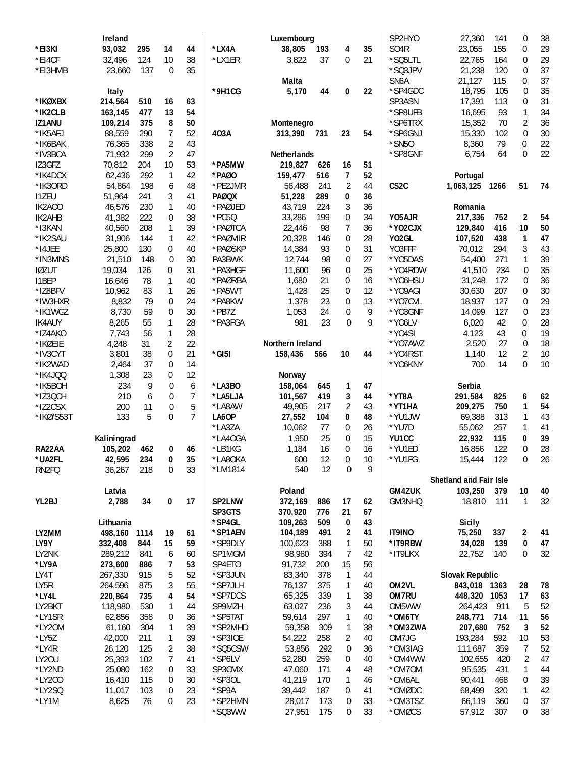| | | | | |
|---|---|---|---|---|
| **Ireland** | | | | |
| ***EI3KI** | **93,032** | **295** | **14** | **44** |
| *EI4CF | 32,496 | 124 | 10 | 38 |
| *EI3HMB | 23,660 | 137 | 0 | 35 |
| **Italy** | | | | |
| ***IKØXBX** | **214,564** | **510** | **16** | **63** |
| ***IK2CLB** | **163,145** | **477** | **13** | **54** |
| **IZ1ANU** | **109,214** | **375** | **8** | **50** |
| *IK5AFJ | 88,559 | 290 | 7 | 52 |
| *IK6BAK | 76,365 | 338 | 2 | 43 |
| *IV3BCA | 71,932 | 299 | 2 | 47 |
| IZ3GFZ | 70,812 | 204 | 10 | 53 |
| *IK4DCX | 62,436 | 292 | 1 | 42 |
| *IK3ORD | 54,864 | 198 | 6 | 48 |
| I1ZEU | 51,964 | 241 | 3 | 41 |
| IK2ACO | 46,576 | 230 | 1 | 40 |
| IK2AHB | 41,382 | 222 | 0 | 38 |
| *I3KAN | 40,560 | 208 | 1 | 39 |
| *IK2SAU | 31,906 | 144 | 1 | 42 |
| *I4JEE | 25,800 | 130 | 0 | 40 |
| *IN3MNS | 21,510 | 148 | 0 | 30 |
| IØZUT | 19,034 | 126 | 0 | 31 |
| I1BEP | 16,646 | 78 | 1 | 40 |
| *IZ8BFV | 10,962 | 83 | 1 | 26 |
| *IW3HXR | 8,832 | 79 | 0 | 24 |
| *IK1WGZ | 8,730 | 59 | 0 | 30 |
| IK4AUY | 8,265 | 55 | 1 | 28 |
| *IZ4AKO | 7,743 | 56 | 1 | 28 |
| *IKØEIE | 4,248 | 31 | 2 | 22 |
| *IV3CYT | 3,801 | 38 | 0 | 21 |
| *IK2WAD | 2,464 | 37 | 0 | 14 |
| *IK4JQQ | 1,308 | 23 | 0 | 12 |
| *IK5BOH | 234 | 9 | 0 | 6 |
| *IZ3QCH | 210 | 6 | 0 | 7 |
| *IZ2CSX | 200 | 11 | 0 | 5 |
| *IKØ/S53T | 133 | 5 | 0 | 7 |
| **Kaliningrad** | | | | |
| **RA22AA** | **105,202** | **462** | **0** | **46** |
| ***UA2FL** | **42,595** | **234** | **0** | **35** |
| RN2FQ | 36,267 | 218 | 0 | 33 |
| **Latvia** | | | | |
| **YL2BJ** | **2,788** | **34** | **0** | **17** |
| **Lithuania** | | | | |
| **LY2MM** | **498,160** | **1114** | **19** | **61** |
| **LY9Y** | **332,408** | **844** | **15** | **59** |
| LY2NK | 289,212 | 841 | 6 | 60 |
| ***LY9A** | **273,600** | **886** | **7** | **53** |
| LY4T | 267,330 | 915 | 5 | 52 |
| LY5R | 264,596 | 875 | 3 | 55 |
| ***LY4L** | **220,864** | **735** | **4** | **54** |
| LY2BKT | 118,980 | 530 | 1 | 44 |
| *LY1SR | 62,856 | 358 | 0 | 36 |
| *LY2OM | 61,160 | 304 | 1 | 39 |
| *LY5Z | 42,000 | 211 | 1 | 39 |
| *LY4R | 26,120 | 125 | 2 | 38 |
| LY2OU | 25,392 | 102 | 7 | 41 |
| *LY2ND | 25,080 | 162 | 0 | 33 |
| *LY2CO | 16,410 | 115 | 0 | 30 |
| *LY2SQ | 11,017 | 103 | 0 | 23 |
| *LY1M | 8,625 | 76 | 0 | 23 |
| **Luxembourg** | | | | |
| ***LX4A** | **38,805** | **193** | **4** | **35** |
| *LX1ER | 3,822 | 37 | 0 | 21 |
| **Malta** | | | | |
| ***9H1CG** | **5,170** | **44** | **0** | **22** |
| **Montenegro** | | | | |
| **4O3A** | **313,390** | **731** | **23** | **54** |
| **Netherlands** | | | | |
| ***PA5MW** | **219,827** | **626** | **16** | **51** |
| ***PAØO** | **159,477** | **516** | **7** | **52** |
| *PE2JMR | 56,488 | 241 | 2 | 44 |
| **PAØQX** | **51,228** | **289** | **0** | **36** |
| *PAØJED | 43,719 | 224 | 3 | 36 |
| *PC5Q | 33,286 | 199 | 0 | 34 |
| *PAØTCA | 22,446 | 98 | 7 | 36 |
| *PAØMIR | 20,328 | 146 | 0 | 28 |
| *PAØSKP | 14,384 | 93 | 0 | 31 |
| PA3BWK | 12,744 | 98 | 0 | 27 |
| *PA3HGF | 11,600 | 96 | 0 | 25 |
| *PAØRBA | 1,680 | 21 | 0 | 16 |
| *PA5WT | 1,428 | 25 | 0 | 12 |
| *PA8KW | 1,378 | 23 | 0 | 13 |
| *PB7Z | 1,053 | 24 | 0 | 9 |
| *PA3FGA | 981 | 23 | 0 | 9 |
| **Northern Ireland** | | | | |
| ***GI5I** | **158,436** | **566** | **10** | **44** |
| **Norway** | | | | |
| ***LA3BO** | **158,064** | **645** | **1** | **47** |
| ***LA5LJA** | **101,567** | **419** | **3** | **44** |
| *LA8AW | 49,905 | 217 | 2 | 43 |
| **LA6OP** | **27,552** | **104** | **0** | **48** |
| *LA3ZA | 10,062 | 77 | 0 | 26 |
| *LA4OGA | 1,950 | 25 | 0 | 15 |
| *LB1KG | 1,184 | 16 | 0 | 16 |
| *LA8OKA | 600 | 12 | 0 | 10 |
| *LM1814 | 540 | 12 | 0 | 9 |
| **Poland** | | | | |
| **SP2LNW** | **372,169** | **886** | **17** | **62** |
| **SP3GTS** | **370,920** | **776** | **21** | **67** |
| ***SP4GL** | **109,263** | **509** | **0** | **43** |
| ***SP1AEN** | **104,189** | **491** | **2** | **41** |
| *SP9DLY | 100,623 | 388 | 1 | 50 |
| SP1MGM | 98,980 | 394 | 7 | 42 |
| SP4ETO | 91,732 | 200 | 15 | 56 |
| *SP3JUN | 83,340 | 378 | 1 | 44 |
| *SP7JLH | 76,137 | 375 | 1 | 40 |
| *SP7DCS | 65,325 | 339 | 1 | 38 |
| SP9MZH | 63,027 | 236 | 3 | 44 |
| *SP5TAT | 59,614 | 297 | 1 | 40 |
| *SP2MHD | 59,358 | 309 | 1 | 38 |
| *SP3IOE | 54,222 | 258 | 2 | 40 |
| *SQ5CSW | 53,856 | 292 | 0 | 36 |
| *SP6LV | 52,280 | 259 | 0 | 40 |
| SP3CMX | 47,060 | 171 | 4 | 48 |
| *SP3OL | 41,219 | 170 | 1 | 46 |
| *SP9A | 39,442 | 187 | 0 | 41 |
| *SP2HMN | 28,017 | 173 | 0 | 33 |
| *SQ3WW | 27,951 | 175 | 0 | 33 |
| SP2HYO | 27,360 | 141 | 0 | 38 |
| SO4R | 23,055 | 155 | 0 | 29 |
| *SQ5LTL | 22,765 | 164 | 0 | 29 |
| *SQ3JPV | 21,238 | 120 | 0 | 37 |
| SN6A | 21,127 | 115 | 0 | 37 |
| *SP4GDC | 18,795 | 105 | 0 | 35 |
| SP3ASN | 17,391 | 113 | 0 | 31 |
| *SP8UFB | 16,695 | 93 | 1 | 34 |
| *SP6TRX | 15,352 | 70 | 2 | 36 |
| *SP6GNJ | 15,330 | 102 | 0 | 30 |
| *SN5O | 8,360 | 79 | 0 | 22 |
| *SP8GNF | 6,754 | 64 | 0 | 22 |
| **Portugal** | | | | |
| **CS2C** | **1,063,125** | **1266** | **51** | **74** |
| **Romania** | | | | |
| **YO5AJR** | **217,336** | **752** | **2** | **54** |
| ***YO2CJX** | **129,840** | **416** | **10** | **50** |
| **YO2GL** | **107,520** | **438** | **1** | **47** |
| YO8FFF | 70,012 | 294 | 3 | 43 |
| *YO5DAS | 54,400 | 271 | 1 | 39 |
| *YO4RDW | 41,510 | 234 | 0 | 35 |
| *YO6HSU | 31,248 | 172 | 0 | 36 |
| *YO9AGI | 30,630 | 207 | 0 | 30 |
| *YO7CVL | 18,937 | 127 | 0 | 29 |
| *YO3GNF | 14,099 | 127 | 0 | 23 |
| *YO6LV | 6,020 | 42 | 0 | 28 |
| *YO4SI | 4,123 | 43 | 0 | 19 |
| *YO7AWZ | 2,520 | 27 | 0 | 18 |
| *YO4RST | 1,140 | 12 | 2 | 10 |
| *YO6KNY | 700 | 14 | 0 | 10 |
| **Serbia** | | | | |
| ***YT8A** | **291,584** | **825** | **6** | **62** |
| ***YT1HA** | **209,275** | **750** | **1** | **54** |
| *YU1JW | 69,388 | 313 | 1 | 43 |
| *YU7D | 55,062 | 257 | 1 | 41 |
| **YU1CC** | **22,932** | **115** | **0** | **39** |
| *YU1ED | 16,856 | 122 | 0 | 28 |
| *YU1FG | 15,444 | 122 | 0 | 26 |
| **Shetland and Fair Isle** | | | | |
| **GM4ZUK** | **103,250** | **379** | **10** | **40** |
| GM3NHQ | 18,810 | 111 | 1 | 32 |
| **Sicily** | | | | |
| **IT9INO** | **75,250** | **337** | **2** | **41** |
| ***IT9RBW** | **34,028** | **139** | **0** | **47** |
| *IT9LKX | 22,752 | 140 | 0 | 32 |
| **Slovak Republic** | | | | |
| **OM2VL** | **843,018** | **1363** | **28** | **78** |
| **OM7RU** | **448,320** | **1053** | **17** | **63** |
| OM5WW | 264,423 | 911 | 5 | 52 |
| ***OM6TY** | **248,771** | **714** | **11** | **56** |
| ***OM3ZWA** | **207,680** | **752** | **3** | **52** |
| OM7JG | 193,284 | 592 | 10 | 53 |
| *OM3IAG | 111,687 | 359 | 7 | 52 |
| *OM4WW | 102,655 | 420 | 2 | 47 |
| *OM7OM | 95,535 | 431 | 1 | 44 |
| *OM6AL | 90,441 | 468 | 0 | 39 |
| *OMØDC | 68,499 | 320 | 1 | 42 |
| *OM3TSZ | 66,119 | 360 | 0 | 37 |
| *OMØCS | 57,912 | 307 | 0 | 38 |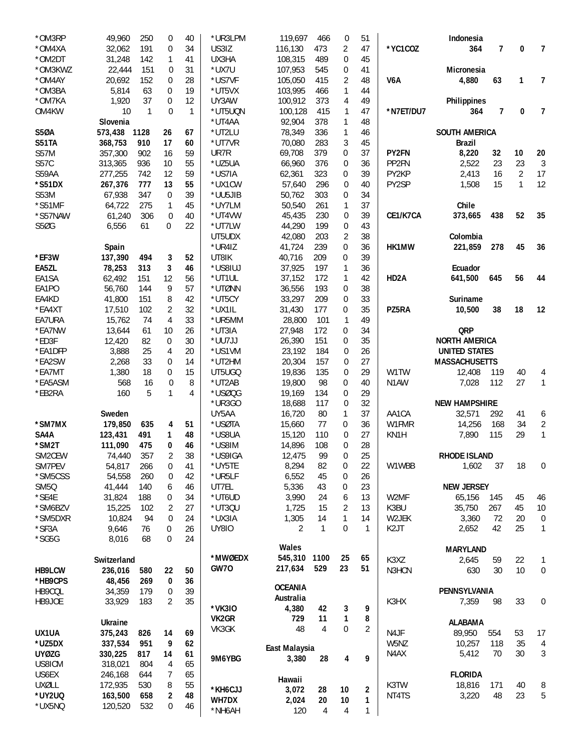| | | | | |
|---|---|---|---|---|
| *OM3RP | 49,960 | 250 | 0 | 40 |
| *OM4XA | 32,062 | 191 | 0 | 34 |
| *OM2DT | 31,248 | 142 | 1 | 41 |
| *OM3KWZ | 22,444 | 151 | 0 | 31 |
| *OM4AY | 20,692 | 152 | 0 | 28 |
| *OM3BA | 5,814 | 63 | 0 | 19 |
| *OM7KA | 1,920 | 37 | 0 | 12 |
| OM4KW | 10 | 1 | 0 | 1 |

**Slovenia**

| | | | | |
|---|---|---|---|---|
| **S5ØA** | **573,438** | **1128** | **26** | **67** |
| **S51TA** | **368,753** | **910** | **17** | **60** |
| S57M | 357,300 | 902 | 16 | 59 |
| S57C | 313,365 | 936 | 10 | 55 |
| S59AA | 277,255 | 742 | 12 | 59 |
| ***S51DX** | **267,376** | **777** | **13** | **55** |
| S53M | 67,938 | 347 | 0 | 39 |
| *S51MF | 64,722 | 275 | 1 | 45 |
| *S57NAW | 61,240 | 306 | 0 | 40 |
| S5ØG | 6,556 | 61 | 0 | 22 |

**Spain**

| | | | | |
|---|---|---|---|---|
| ***EF3W** | **137,390** | **494** | **3** | **52** |
| **EA5ZL** | **78,253** | **313** | **3** | **46** |
| EA1SA | 62,492 | 151 | 12 | 56 |
| EA1PO | 56,760 | 144 | 9 | 57 |
| EA4KD | 41,800 | 151 | 8 | 42 |
| *EA4XT | 17,510 | 102 | 2 | 32 |
| EA7URA | 15,762 | 74 | 4 | 33 |
| *EA7NW | 13,644 | 61 | 10 | 26 |
| *ED3F | 12,420 | 82 | 0 | 30 |
| *EA1DFP | 3,888 | 25 | 4 | 20 |
| *EA2SW | 2,268 | 33 | 0 | 14 |
| *EA7MT | 1,380 | 18 | 0 | 15 |
| *EA5ASM | 568 | 16 | 0 | 8 |
| *EB2RA | 160 | 5 | 1 | 4 |

**Sweden**

| | | | | |
|---|---|---|---|---|
| ***SM7MX** | **179,850** | **635** | **4** | **51** |
| **SA4A** | **123,431** | **491** | **1** | **48** |
| ***SM2T** | **111,090** | **475** | **0** | **46** |
| SM2CEW | 74,440 | 357 | 2 | 38 |
| SM7PEV | 54,817 | 266 | 0 | 41 |
| *SM5CSS | 54,558 | 260 | 0 | 42 |
| SM5Q | 41,444 | 140 | 6 | 46 |
| *SE4E | 31,824 | 188 | 0 | 34 |
| *SM6BZV | 15,225 | 102 | 2 | 27 |
| *SM5DXR | 10,824 | 94 | 0 | 24 |
| *SF3A | 9,646 | 76 | 0 | 26 |
| *SG5G | 8,016 | 68 | 0 | 24 |

**Switzerland**

| | | | | |
|---|---|---|---|---|
| **HB9LCW** | **236,016** | **580** | **22** | **50** |
| ***HB9CPS** | **48,456** | **269** | **0** | **36** |
| HB9CQL | 34,359 | 179 | 0 | 39 |
| HB9JOE | 33,929 | 183 | 2 | 35 |

**Ukraine**

| | | | | |
|---|---|---|---|---|
| **UX1UA** | **375,243** | **826** | **14** | **69** |
| ***UZ5DX** | **337,534** | **951** | **9** | **62** |
| **UYØZG** | **330,225** | **817** | **14** | **61** |
| US8ICM | 318,021 | 804 | 4 | 65 |
| US6EX | 246,168 | 644 | 7 | 65 |
| UXØLL | 172,935 | 530 | 8 | 55 |
| ***UY2UQ** | **163,500** | **658** | **2** | **48** |
| *UX5NQ | 120,520 | 532 | 0 | 46 |
| *UR3LPM | 119,697 | 466 | 0 | 51 |
| US3IZ | 116,130 | 473 | 2 | 47 |
| UX3HA | 108,315 | 489 | 0 | 45 |
| *UX7U | 107,953 | 545 | 0 | 41 |
| *US7VF | 105,050 | 415 | 2 | 48 |
| *UT5VX | 103,995 | 466 | 1 | 44 |
| UY3AW | 100,912 | 373 | 4 | 49 |
| *UT5UQN | 100,128 | 415 | 1 | 47 |
| *UT4AA | 92,904 | 378 | 1 | 48 |
| *UT2LU | 78,349 | 336 | 1 | 46 |
| *UT7VR | 70,080 | 283 | 3 | 45 |
| UR7R | 69,708 | 379 | 0 | 37 |
| *UZ5UA | 66,960 | 376 | 0 | 36 |
| *US7IA | 62,361 | 323 | 0 | 39 |
| *UX1CW | 57,640 | 296 | 0 | 40 |
| *UU5JIB | 50,762 | 303 | 0 | 34 |
| *UY7LM | 50,540 | 261 | 1 | 37 |
| *UT4VW | 45,435 | 230 | 0 | 39 |
| *UT7LW | 44,290 | 199 | 0 | 43 |
| UT5UDX | 42,080 | 203 | 2 | 38 |
| *UR4IZ | 41,724 | 239 | 0 | 36 |
| UT8IK | 40,716 | 209 | 0 | 39 |
| *US8IUJ | 37,925 | 197 | 1 | 36 |
| *UT1UL | 37,152 | 172 | 1 | 42 |
| *UTØNN | 36,556 | 193 | 0 | 38 |
| *UT5CY | 33,297 | 209 | 0 | 33 |
| *UX1IL | 31,430 | 177 | 0 | 35 |
| *UR5MM | 28,800 | 101 | 1 | 49 |
| *UT3IA | 27,948 | 172 | 0 | 34 |
| *UU7JJ | 26,390 | 151 | 0 | 35 |
| *US1VM | 23,192 | 184 | 0 | 26 |
| *UT2HM | 20,304 | 157 | 0 | 27 |
| UT5UGQ | 19,836 | 135 | 0 | 29 |
| *UT2AB | 19,800 | 98 | 0 | 40 |
| *USØQG | 19,169 | 134 | 0 | 29 |
| *UR3GO | 18,688 | 117 | 0 | 32 |
| UY5AA | 16,720 | 80 | 1 | 37 |
| *USØTA | 15,660 | 77 | 0 | 36 |
| *US8UA | 15,120 | 110 | 0 | 27 |
| *US8IM | 14,896 | 108 | 0 | 28 |
| *US9IGA | 12,475 | 99 | 0 | 25 |
| *UY5TE | 8,294 | 82 | 0 | 22 |
| *UR5LF | 6,552 | 45 | 0 | 26 |
| UT7EL | 5,336 | 43 | 0 | 23 |
| *UT6UD | 3,990 | 24 | 6 | 13 |
| *UT3QU | 1,725 | 15 | 2 | 13 |
| *UX3IA | 1,305 | 14 | 1 | 14 |
| UY8IO | 2 | 1 | 0 | 1 |

**Wales**

| | | | | |
|---|---|---|---|---|
| ***MWØEDX** | **545,310** | **1100** | **25** | **65** |
| **GW7O** | **217,634** | **529** | **23** | **51** |

**OCEANIA**

**Australia**

| | | | | |
|---|---|---|---|---|
| ***VK3IO** | **4,380** | **42** | **3** | **9** |
| **VK2GR** | **729** | **11** | **1** | **8** |
| VK3GK | 48 | 4 | 0 | 2 |

**East Malaysia**

| | | | | |
|---|---|---|---|---|
| **9M6YBG** | **3,380** | **28** | **4** | **9** |

**Hawaii**

| | | | | |
|---|---|---|---|---|
| ***KH6CJJ** | **3,072** | **28** | **10** | **2** |
| **WH7DX** | **2,024** | **20** | **10** | **1** |
| *NH6AH | 120 | 4 | 4 | 1 |

**Indonesia**

| | | | | |
|---|---|---|---|---|
| ***YC1COZ** | **364** | **7** | **0** | **7** |

**Micronesia**

| | | | | |
|---|---|---|---|---|
| **V6A** | **4,880** | **63** | **1** | **7** |

**Philippines**

| | | | | |
|---|---|---|---|---|
| ***N7ET/DU7** | **364** | **7** | **0** | **7** |

**SOUTH AMERICA**

**Brazil**

| | | | | |
|---|---|---|---|---|
| **PY2FN** | **8,220** | **32** | **10** | **20** |
| PP2FN | 2,522 | 23 | 23 | 3 |
| PY2KP | 2,413 | 16 | 2 | 17 |
| PY2SP | 1,508 | 15 | 1 | 12 |

**Chile**

| | | | | |
|---|---|---|---|---|
| **CE1/K7CA** | **373,665** | **438** | **52** | **35** |

**Colombia**

| | | | | |
|---|---|---|---|---|
| **HK1MW** | **221,859** | **278** | **45** | **36** |

**Ecuador**

| | | | | |
|---|---|---|---|---|
| **HD2A** | **641,500** | **645** | **56** | **44** |

**Suriname**

| | | | | |
|---|---|---|---|---|
| **PZ5RA** | **10,500** | **38** | **18** | **12** |

**QRP**

**NORTH AMERICA**

**UNITED STATES**

**MASSACHUSETTS**

| | | | | |
|---|---|---|---|---|
| W1TW | 12,408 | 119 | 40 | 4 |
| N1AW | 7,028 | 112 | 27 | 1 |

**NEW HAMPSHIRE**

| | | | | |
|---|---|---|---|---|
| AA1CA | 32,571 | 292 | 41 | 6 |
| W1FMR | 14,256 | 168 | 34 | 2 |
| KN1H | 7,890 | 115 | 29 | 1 |

**RHODE ISLAND**

| | | | | |
|---|---|---|---|---|
| W1WBB | 1,602 | 37 | 18 | 0 |

**NEW JERSEY**

| | | | | |
|---|---|---|---|---|
| W2MF | 65,156 | 145 | 45 | 46 |
| K3BU | 35,750 | 267 | 45 | 10 |
| W2JEK | 3,360 | 72 | 20 | 0 |
| K2JT | 2,652 | 42 | 25 | 1 |

**MARYLAND**

| | | | | |
|---|---|---|---|---|
| K3XZ | 2,645 | 59 | 22 | 1 |
| N3HCN | 630 | 30 | 10 | 0 |

**PENNSYLVANIA**

| | | | | |
|---|---|---|---|---|
| K3HX | 7,359 | 98 | 33 | 0 |

**ALABAMA**

| | | | | |
|---|---|---|---|---|
| N4JF | 89,950 | 554 | 53 | 17 |
| W5NZ | 10,257 | 118 | 35 | 4 |
| N4AX | 5,412 | 70 | 30 | 3 |

**FLORIDA**

| | | | | |
|---|---|---|---|---|
| K3TW | 18,816 | 171 | 40 | 8 |
| NT4TS | 3,220 | 48 | 23 | 5 |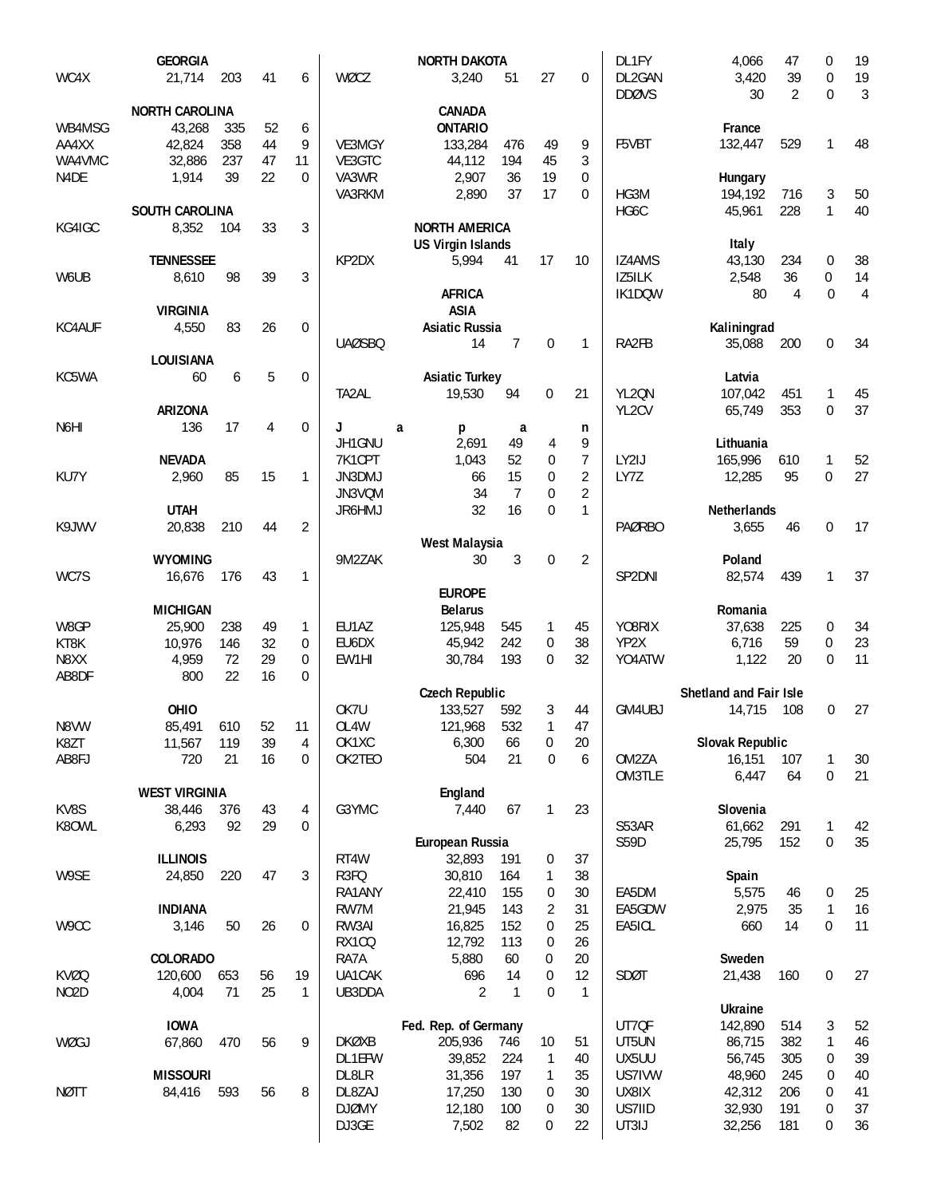**GEORGIA**

| | | | | |
|---|---|---|---|---|
| WC4X | 21,714 | 203 | 41 | 6 |

**NORTH CAROLINA**

| | | | | |
|---|---|---|---|---|
| WB4MSG | 43,268 | 335 | 52 | 6 |
| AA4XX | 42,824 | 358 | 44 | 9 |
| WA4VMC | 32,886 | 237 | 47 | 11 |
| N4DE | 1,914 | 39 | 22 | 0 |

**SOUTH CAROLINA**

| | | | | |
|---|---|---|---|---|
| KG4IGC | 8,352 | 104 | 33 | 3 |

**TENNESSEE**

| | | | | |
|---|---|---|---|---|
| W6UB | 8,610 | 98 | 39 | 3 |

**VIRGINIA**

| | | | | |
|---|---|---|---|---|
| KC4AUF | 4,550 | 83 | 26 | 0 |

**LOUISIANA**

| | | | | |
|---|---|---|---|---|
| KC5WA | 60 | 6 | 5 | 0 |

**ARIZONA**

| | | | | |
|---|---|---|---|---|
| N6HI | 136 | 17 | 4 | 0 |

**NEVADA**

| | | | | |
|---|---|---|---|---|
| KU7Y | 2,960 | 85 | 15 | 1 |

**UTAH**

| | | | | |
|---|---|---|---|---|
| K9JWV | 20,838 | 210 | 44 | 2 |

**WYOMING**

| | | | | |
|---|---|---|---|---|
| WC7S | 16,676 | 176 | 43 | 1 |

**MICHIGAN**

| | | | | |
|---|---|---|---|---|
| W8GP | 25,900 | 238 | 49 | 1 |
| KT8K | 10,976 | 146 | 32 | 0 |
| N8XX | 4,959 | 72 | 29 | 0 |
| AB8DF | 800 | 22 | 16 | 0 |

**OHIO**

| | | | | |
|---|---|---|---|---|
| N8VW | 85,491 | 610 | 52 | 11 |
| K8ZT | 11,567 | 119 | 39 | 4 |
| AB8FJ | 720 | 21 | 16 | 0 |

**WEST VIRGINIA**

| | | | | |
|---|---|---|---|---|
| KV8S | 38,446 | 376 | 43 | 4 |
| K8OWL | 6,293 | 92 | 29 | 0 |

**ILLINOIS**

| | | | | |
|---|---|---|---|---|
| W9SE | 24,850 | 220 | 47 | 3 |

**INDIANA**

| | | | | |
|---|---|---|---|---|
| W9CC | 3,146 | 50 | 26 | 0 |

**COLORADO**

| | | | | |
|---|---|---|---|---|
| KVØQ | 120,600 | 653 | 56 | 19 |
| NO2D | 4,004 | 71 | 25 | 1 |

**IOWA**

| | | | | |
|---|---|---|---|---|
| WØGJ | 67,860 | 470 | 56 | 9 |

**MISSOURI**

| | | | | |
|---|---|---|---|---|
| NØTT | 84,416 | 593 | 56 | 8 |

**NORTH DAKOTA**

| | | | | |
|---|---|---|---|---|
| WØCZ | 3,240 | 51 | 27 | 0 |

**CANADA**

**ONTARIO**

| | | | | |
|---|---|---|---|---|
| VE3MGY | 133,284 | 476 | 49 | 9 |
| VE3GTC | 44,112 | 194 | 45 | 3 |
| VA3WR | 2,907 | 36 | 19 | 0 |
| VA3RKM | 2,890 | 37 | 17 | 0 |

**NORTH AMERICA**

**US Virgin Islands**

| | | | | |
|---|---|---|---|---|
| KP2DX | 5,994 | 41 | 17 | 10 |

**AFRICA**

**ASIA**

**Asiatic Russia**

| | | | | |
|---|---|---|---|---|
| UAØSBQ | 14 | 7 | 0 | 1 |

**Asiatic Turkey**

| | | | | |
|---|---|---|---|---|
| TA2AL | 19,530 | 94 | 0 | 21 |

**Japan**

| | | | | |
|---|---|---|---|---|
| JH1GNU | 2,691 | 49 | 4 | 9 |
| 7K1CPT | 1,043 | 52 | 0 | 7 |
| JN3DMJ | 66 | 15 | 0 | 2 |
| JN3VQM | 34 | 7 | 0 | 2 |
| JR6HMJ | 32 | 16 | 0 | 1 |

**West Malaysia**

| | | | | |
|---|---|---|---|---|
| 9M2ZAK | 30 | 3 | 0 | 2 |

**EUROPE**

**Belarus**

| | | | | |
|---|---|---|---|---|
| EU1AZ | 125,948 | 545 | 1 | 45 |
| EU6DX | 45,942 | 242 | 0 | 38 |
| EW1HI | 30,784 | 193 | 0 | 32 |

**Czech Republic**

| | | | | |
|---|---|---|---|---|
| OK7U | 133,527 | 592 | 3 | 44 |
| OL4W | 121,968 | 532 | 1 | 47 |
| OK1XC | 6,300 | 66 | 0 | 20 |
| OK2TEO | 504 | 21 | 0 | 6 |

**England**

| | | | | |
|---|---|---|---|---|
| G3YMC | 7,440 | 67 | 1 | 23 |

**European Russia**

| | | | | |
|---|---|---|---|---|
| RT4W | 32,893 | 191 | 0 | 37 |
| R3FQ | 30,810 | 164 | 1 | 38 |
| RA1ANY | 22,410 | 155 | 0 | 30 |
| RW7M | 21,945 | 143 | 2 | 31 |
| RW3AI | 16,825 | 152 | 0 | 25 |
| RX1CQ | 12,792 | 113 | 0 | 26 |
| RA7A | 5,880 | 60 | 0 | 20 |
| UA1CAK | 696 | 14 | 0 | 12 |
| UB3DDA | 2 | 1 | 0 | 1 |

**Fed. Rep. of Germany**

| | | | | |
|---|---|---|---|---|
| DKØXB | 205,936 | 746 | 10 | 51 |
| DL1EFW | 39,852 | 224 | 1 | 40 |
| DL8LR | 31,356 | 197 | 1 | 35 |
| DL8ZAJ | 17,250 | 130 | 0 | 30 |
| DJØMY | 12,180 | 100 | 0 | 30 |
| DJ3GE | 7,502 | 82 | 0 | 22 |
| DL1FY | 4,066 | 47 | 0 | 19 |
| DL2GAN | 3,420 | 39 | 0 | 19 |
| DDØVS | 30 | 2 | 0 | 3 |

**France**

| | | | | |
|---|---|---|---|---|
| F5VBT | 132,447 | 529 | 1 | 48 |

**Hungary**

| | | | | |
|---|---|---|---|---|
| HG3M | 194,192 | 716 | 3 | 50 |
| HG6C | 45,961 | 228 | 1 | 40 |

**Italy**

| | | | | |
|---|---|---|---|---|
| IZ4AMS | 43,130 | 234 | 0 | 38 |
| IZ5ILK | 2,548 | 36 | 0 | 14 |
| IK1DQW | 80 | 4 | 0 | 4 |

**Kaliningrad**

| | | | | |
|---|---|---|---|---|
| RA2FB | 35,088 | 200 | 0 | 34 |

**Latvia**

| | | | | |
|---|---|---|---|---|
| YL2QN | 107,042 | 451 | 1 | 45 |
| YL2CV | 65,749 | 353 | 0 | 37 |

**Lithuania**

| | | | | |
|---|---|---|---|---|
| LY2IJ | 165,996 | 610 | 1 | 52 |
| LY7Z | 12,285 | 95 | 0 | 27 |

**Netherlands**

| | | | | |
|---|---|---|---|---|
| PAØRBO | 3,655 | 46 | 0 | 17 |

**Poland**

| | | | | |
|---|---|---|---|---|
| SP2DNI | 82,574 | 439 | 1 | 37 |

**Romania**

| | | | | |
|---|---|---|---|---|
| YO8RIX | 37,638 | 225 | 0 | 34 |
| YP2X | 6,716 | 59 | 0 | 23 |
| YO4ATW | 1,122 | 20 | 0 | 11 |

**Shetland and Fair Isle**

| | | | | |
|---|---|---|---|---|
| GM4UBJ | 14,715 | 108 | 0 | 27 |

**Slovak Republic**

| | | | | |
|---|---|---|---|---|
| OM2ZA | 16,151 | 107 | 1 | 30 |
| OM3TLE | 6,447 | 64 | 0 | 21 |

**Slovenia**

| | | | | |
|---|---|---|---|---|
| S53AR | 61,662 | 291 | 1 | 42 |
| S59D | 25,795 | 152 | 0 | 35 |

**Spain**

| | | | | |
|---|---|---|---|---|
| EA5DM | 5,575 | 46 | 0 | 25 |
| EA5GDW | 2,975 | 35 | 1 | 16 |
| EA5ICL | 660 | 14 | 0 | 11 |

**Sweden**

| | | | | |
|---|---|---|---|---|
| SDØT | 21,438 | 160 | 0 | 27 |

**Ukraine**

| | | | | |
|---|---|---|---|---|
| UT7QF | 142,890 | 514 | 3 | 52 |
| UT5UN | 86,715 | 382 | 1 | 46 |
| UX5UU | 56,745 | 305 | 0 | 39 |
| US7IVW | 48,960 | 245 | 0 | 40 |
| UX8IX | 42,312 | 206 | 0 | 41 |
| US7IID | 32,930 | 191 | 0 | 37 |
| UT3IJ | 32,256 | 181 | 0 | 36 |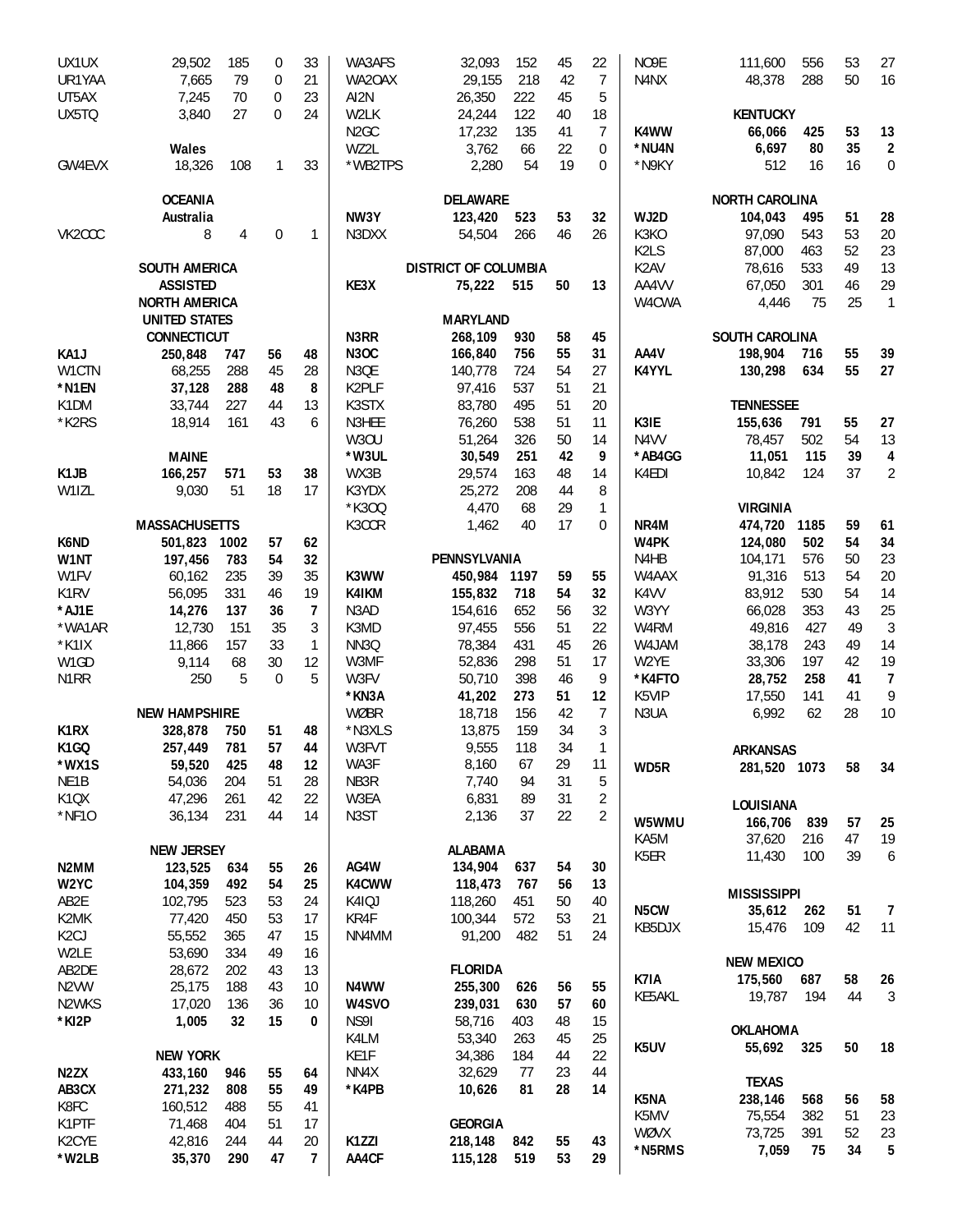| | | | | |
|---|---|---|---|---|
| UX1UX | 29,502 | 185 | 0 | 33 |
| UR1YAA | 7,665 | 79 | 0 | 21 |
| UT5AX | 7,245 | 70 | 0 | 23 |
| UX5TQ | 3,840 | 27 | 0 | 24 |

**Wales**

| | | | | |
|---|---|---|---|---|
| GW4EVX | 18,326 | 108 | 1 | 33 |

**OCEANIA**

**Australia**

| | | | | |
|---|---|---|---|---|
| VK2CCC | 8 | 4 | 0 | 1 |

**SOUTH AMERICA**

**ASSISTED**

**NORTH AMERICA**

**UNITED STATES**

**CONNECTICUT**

| | | | | |
|---|---|---|---|---|
| **KA1J** | **250,848** | **747** | **56** | **48** |
| W1CTN | 68,255 | 288 | 45 | 28 |
| ***N1EN** | **37,128** | **288** | **48** | **8** |
| K1DM | 33,744 | 227 | 44 | 13 |
| *K2RS | 18,914 | 161 | 43 | 6 |

**MAINE**

| | | | | |
|---|---|---|---|---|
| **K1JB** | **166,257** | **571** | **53** | **38** |
| W1IZL | 9,030 | 51 | 18 | 17 |

**MASSACHUSETTS**

| | | | | |
|---|---|---|---|---|
| **K6ND** | **501,823** | **1002** | **57** | **62** |
| **W1NT** | **197,456** | **783** | **54** | **32** |
| W1FV | 60,162 | 235 | 39 | 35 |
| K1RV | 56,095 | 331 | 46 | 19 |
| ***AJ1E** | **14,276** | **137** | **36** | **7** |
| *WA1AR | 12,730 | 151 | 35 | 3 |
| *K1IX | 11,866 | 157 | 33 | 1 |
| W1GD | 9,114 | 68 | 30 | 12 |
| N1RR | 250 | 5 | 0 | 5 |

**NEW HAMPSHIRE**

| | | | | |
|---|---|---|---|---|
| **K1RX** | **328,878** | **750** | **51** | **48** |
| **K1GQ** | **257,449** | **781** | **57** | **44** |
| ***WX1S** | **59,520** | **425** | **48** | **12** |
| NE1B | 54,036 | 204 | 51 | 28 |
| K1QX | 47,296 | 261 | 42 | 22 |
| *NF1O | 36,134 | 231 | 44 | 14 |

**NEW JERSEY**

| | | | | |
|---|---|---|---|---|
| **N2MM** | **123,525** | **634** | **55** | **26** |
| **W2YC** | **104,359** | **492** | **54** | **25** |
| AB2E | 102,795 | 523 | 53 | 24 |
| K2MK | 77,420 | 450 | 53 | 17 |
| K2CJ | 55,552 | 365 | 47 | 15 |
| W2LE | 53,690 | 334 | 49 | 16 |
| AB2DE | 28,672 | 202 | 43 | 13 |
| N2VW | 25,175 | 188 | 43 | 10 |
| N2WKS | 17,020 | 136 | 36 | 10 |
| ***KI2P** | **1,005** | **32** | **15** | **0** |

**NEW YORK**

| | | | | |
|---|---|---|---|---|
| **N2ZX** | **433,160** | **946** | **55** | **64** |
| **AB3CX** | **271,232** | **808** | **55** | **49** |
| K8FC | 160,512 | 488 | 55 | 41 |
| K1PTF | 71,468 | 404 | 51 | 17 |
| K2CYE | 42,816 | 244 | 44 | 20 |
| ***W2LB** | **35,370** | **290** | **47** | **7** |
| WA3AFS | 32,093 | 152 | 45 | 22 |
| WA2OAX | 29,155 | 218 | 42 | 7 |
| AI2N | 26,350 | 222 | 45 | 5 |
| W2LK | 24,244 | 122 | 40 | 18 |
| N2GC | 17,232 | 135 | 41 | 7 |
| WZ2L | 3,762 | 66 | 22 | 0 |
| *WB2TPS | 2,280 | 54 | 19 | 0 |

**DELAWARE**

| | | | | |
|---|---|---|---|---|
| **NW3Y** | **123,420** | **523** | **53** | **32** |
| N3DXX | 54,504 | 266 | 46 | 26 |

**DISTRICT OF COLUMBIA**

| | | | | |
|---|---|---|---|---|
| **KE3X** | **75,222** | **515** | **50** | **13** |

**MARYLAND**

| | | | | |
|---|---|---|---|---|
| **N3RR** | **268,109** | **930** | **58** | **45** |
| **N3OC** | **166,840** | **756** | **55** | **31** |
| N3QE | 140,778 | 724 | 54 | 27 |
| K2PLF | 97,416 | 537 | 51 | 21 |
| K3STX | 83,780 | 495 | 51 | 20 |
| N3HEE | 76,260 | 538 | 51 | 11 |
| W3OU | 51,264 | 326 | 50 | 14 |
| ***W3UL** | **30,549** | **251** | **42** | **9** |
| WX3B | 29,574 | 163 | 48 | 14 |
| K3YDX | 25,272 | 208 | 44 | 8 |
| *K3OQ | 4,470 | 68 | 29 | 1 |
| K3CCR | 1,462 | 40 | 17 | 0 |

**PENNSYLVANIA**

| | | | | |
|---|---|---|---|---|
| **K3WW** | **450,984** | **1197** | **59** | **55** |
| **K4IKM** | **155,832** | **718** | **54** | **32** |
| N3AD | 154,616 | 652 | 56 | 32 |
| K3MD | 97,455 | 556 | 51 | 22 |
| NN3Q | 78,384 | 431 | 45 | 26 |
| W3MF | 52,836 | 298 | 51 | 17 |
| W3FV | 50,710 | 398 | 46 | 9 |
| ***KN3A** | **41,202** | **273** | **51** | **12** |
| WØBR | 18,718 | 156 | 42 | 7 |
| *N3XLS | 13,875 | 159 | 34 | 3 |
| W3FVT | 9,555 | 118 | 34 | 1 |
| WA3F | 8,160 | 67 | 29 | 11 |
| NB3R | 7,740 | 94 | 31 | 5 |
| W3EA | 6,831 | 89 | 31 | 2 |
| N3ST | 2,136 | 37 | 22 | 2 |

**ALABAMA**

| | | | | |
|---|---|---|---|---|
| **AG4W** | **134,904** | **637** | **54** | **30** |
| **K4CWW** | **118,473** | **767** | **56** | **13** |
| K4IQJ | 118,260 | 451 | 50 | 40 |
| KR4F | 100,344 | 572 | 53 | 21 |
| NN4MM | 91,200 | 482 | 51 | 24 |

**FLORIDA**

| | | | | |
|---|---|---|---|---|
| **N4WW** | **255,300** | **626** | **56** | **55** |
| **W4SVO** | **239,031** | **630** | **57** | **60** |
| NS9I | 58,716 | 403 | 48 | 15 |
| K4LM | 53,340 | 263 | 45 | 25 |
| KE1F | 34,386 | 184 | 44 | 22 |
| NN4X | 32,629 | 77 | 23 | 44 |
| ***K4PB** | **10,626** | **81** | **28** | **14** |

**GEORGIA**

| | | | | |
|---|---|---|---|---|
| **K1ZZI** | **218,148** | **842** | **55** | **43** |
| **AA4CF** | **115,128** | **519** | **53** | **29** |
| NO9E | 111,600 | 556 | 53 | 27 |
| N4NX | 48,378 | 288 | 50 | 16 |

**KENTUCKY**

| | | | | |
|---|---|---|---|---|
| **K4WW** | **66,066** | **425** | **53** | **13** |
| ***NU4N** | **6,697** | **80** | **35** | **2** |
| *N9KY | 512 | 16 | 16 | 0 |

**NORTH CAROLINA**

| | | | | |
|---|---|---|---|---|
| **WJ2D** | **104,043** | **495** | **51** | **28** |
| K3KO | 97,090 | 543 | 53 | 20 |
| K2LS | 87,000 | 463 | 52 | 23 |
| K2AV | 78,616 | 533 | 49 | 13 |
| AA4VV | 67,050 | 301 | 46 | 29 |
| W4CWA | 4,446 | 75 | 25 | 1 |

**SOUTH CAROLINA**

| | | | | |
|---|---|---|---|---|
| **AA4V** | **198,904** | **716** | **55** | **39** |
| **K4YYL** | **130,298** | **634** | **55** | **27** |

**TENNESSEE**

| | | | | |
|---|---|---|---|---|
| **K3IE** | **155,636** | **791** | **55** | **27** |
| N4VV | 78,457 | 502 | 54 | 13 |
| ***AB4GG** | **11,051** | **115** | **39** | **4** |
| K4EDI | 10,842 | 124 | 37 | 2 |

**VIRGINIA**

| | | | | |
|---|---|---|---|---|
| **NR4M** | **474,720** | **1185** | **59** | **61** |
| **W4PK** | **124,080** | **502** | **54** | **34** |
| N4HB | 104,171 | 576 | 50 | 23 |
| W4AAX | 91,316 | 513 | 54 | 20 |
| K4VV | 83,912 | 530 | 54 | 14 |
| W3YY | 66,028 | 353 | 43 | 25 |
| W4RM | 49,816 | 427 | 49 | 3 |
| W4JAM | 38,178 | 243 | 49 | 14 |
| W2YE | 33,306 | 197 | 42 | 19 |
| ***K4FTO** | **28,752** | **258** | **41** | **7** |
| K5VIP | 17,550 | 141 | 41 | 9 |
| N3UA | 6,992 | 62 | 28 | 10 |

**ARKANSAS**

| | | | | |
|---|---|---|---|---|
| **WD5R** | **281,520** | **1073** | **58** | **34** |

**LOUISIANA**

| | | | | |
|---|---|---|---|---|
| **W5WMU** | **166,706** | **839** | **57** | **25** |
| KA5M | 37,620 | 216 | 47 | 19 |
| K5ER | 11,430 | 100 | 39 | 6 |

**MISSISSIPPI**

| | | | | |
|---|---|---|---|---|
| **N5CW** | **35,612** | **262** | **51** | **7** |
| KB5DJX | 15,476 | 109 | 42 | 11 |

**NEW MEXICO**

| | | | | |
|---|---|---|---|---|
| **K7IA** | **175,560** | **687** | **58** | **26** |
| KE5AKL | 19,787 | 194 | 44 | 3 |

**OKLAHOMA**

| | | | | |
|---|---|---|---|---|
| **K5UV** | **55,692** | **325** | **50** | **18** |

**TEXAS**

| | | | | |
|---|---|---|---|---|
| **K5NA** | **238,146** | **568** | **56** | **58** |
| K5MV | 75,554 | 382 | 51 | 23 |
| WØVX | 73,725 | 391 | 52 | 23 |
| ***N5RMS** | **7,059** | **75** | **34** | **5** |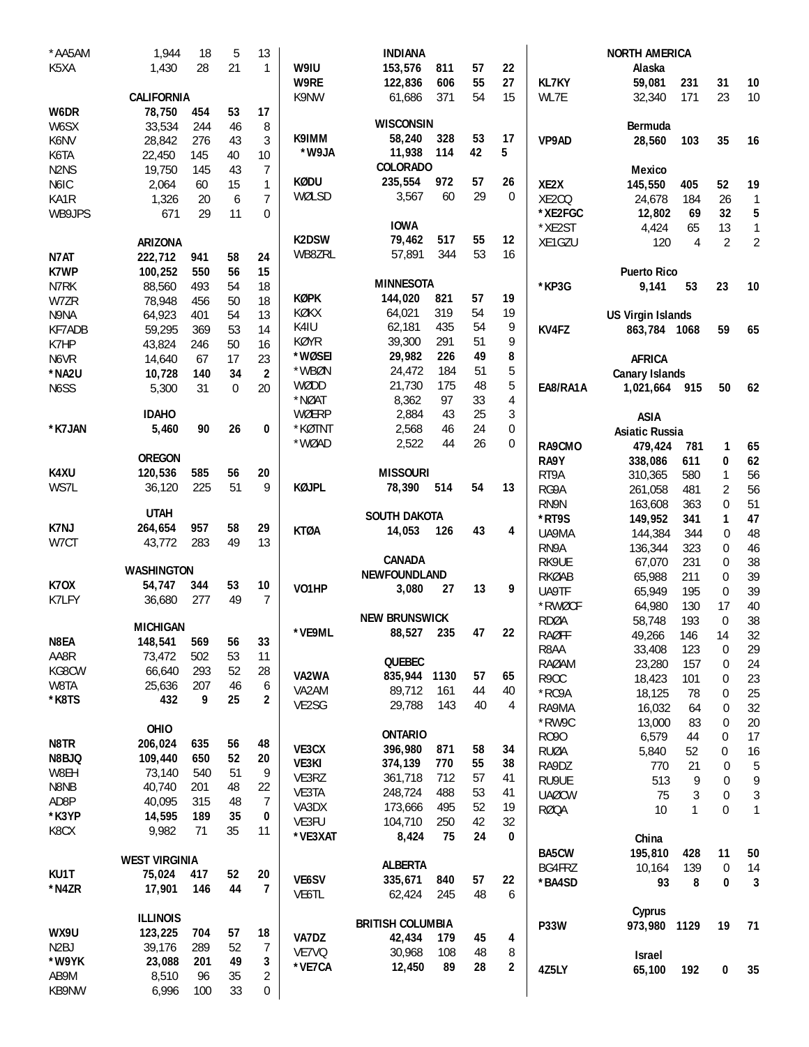| Call | Score | QSOs | Col3 | Col4 |
|---|---|---|---|---|
| *AA5AM | 1,944 | 18 | 5 | 13 |
| K5XA | 1,430 | 28 | 21 | 1 |

**CALIFORNIA**

| | | | | |
|---|---|---|---|---|
| **W6DR** | **78,750** | **454** | **53** | **17** |
| W6SX | 33,534 | 244 | 46 | 8 |
| K6NV | 28,842 | 276 | 43 | 3 |
| K6TA | 22,450 | 145 | 40 | 10 |
| N2NS | 19,750 | 145 | 43 | 7 |
| N6IC | 2,064 | 60 | 15 | 1 |
| KA1R | 1,326 | 20 | 6 | 7 |
| WB9JPS | 671 | 29 | 11 | 0 |

**ARIZONA**

| | | | | |
|---|---|---|---|---|
| **N7AT** | **222,712** | **941** | **58** | **24** |
| **K7WP** | **100,252** | **550** | **56** | **15** |
| N7RK | 88,560 | 493 | 54 | 18 |
| W7ZR | 78,948 | 456 | 50 | 18 |
| N9NA | 64,923 | 401 | 54 | 13 |
| KF7ADB | 59,295 | 369 | 53 | 14 |
| K7HP | 43,824 | 246 | 50 | 16 |
| N6VR | 14,640 | 67 | 17 | 23 |
| ***NA2U** | **10,728** | **140** | **34** | **2** |
| N6SS | 5,300 | 31 | 0 | 20 |

**IDAHO**

| | | | | |
|---|---|---|---|---|
| ***K7JAN** | **5,460** | **90** | **26** | **0** |

**OREGON**

| | | | | |
|---|---|---|---|---|
| **K4XU** | **120,536** | **585** | **56** | **20** |
| WS7L | 36,120 | 225 | 51 | 9 |

**UTAH**

| | | | | |
|---|---|---|---|---|
| **K7NJ** | **264,654** | **957** | **58** | **29** |
| W7CT | 43,772 | 283 | 49 | 13 |

**WASHINGTON**

| | | | | |
|---|---|---|---|---|
| **K7OX** | **54,747** | **344** | **53** | **10** |
| K7LFY | 36,680 | 277 | 49 | 7 |

**MICHIGAN**

| | | | | |
|---|---|---|---|---|
| **N8EA** | **148,541** | **569** | **56** | **33** |
| AA8R | 73,472 | 502 | 53 | 11 |
| KG8CW | 66,640 | 293 | 52 | 28 |
| W8TA | 25,636 | 207 | 46 | 6 |
| ***K8TS** | **432** | **9** | **25** | **2** |

**OHIO**

| | | | | |
|---|---|---|---|---|
| **N8TR** | **206,024** | **635** | **56** | **48** |
| **N8BJQ** | **109,440** | **650** | **52** | **20** |
| W8EH | 73,140 | 540 | 51 | 9 |
| N8NB | 40,740 | 201 | 48 | 22 |
| AD8P | 40,095 | 315 | 48 | 7 |
| ***K3YP** | **14,595** | **189** | **35** | **0** |
| K8CX | 9,982 | 71 | 35 | 11 |

**WEST VIRGINIA**

| | | | | |
|---|---|---|---|---|
| **KU1T** | **75,024** | **417** | **52** | **20** |
| ***N4ZR** | **17,901** | **146** | **44** | **7** |

**ILLINOIS**

| | | | | |
|---|---|---|---|---|
| **WX9U** | **123,225** | **704** | **57** | **18** |
| N2BJ | 39,176 | 289 | 52 | 7 |
| ***W9YK** | **23,088** | **201** | **49** | **3** |
| AB9M | 8,510 | 96 | 35 | 2 |
| KB9NW | 6,996 | 100 | 33 | 0 |

**INDIANA**

| | | | | |
|---|---|---|---|---|
| **W9IU** | **153,576** | **811** | **57** | **22** |
| **W9RE** | **122,836** | **606** | **55** | **27** |
| K9NW | 61,686 | 371 | 54 | 15 |

**WISCONSIN**

| | | | | |
|---|---|---|---|---|
| **K9IMM** | **58,240** | **328** | **53** | **17** |
| ***W9JA** | **11,938** | **114** | **42** | **5** |

**COLORADO**

| | | | | |
|---|---|---|---|---|
| **KØDU** | **235,554** | **972** | **57** | **26** |
| WØLSD | 3,567 | 60 | 29 | 0 |

**IOWA**

| | | | | |
|---|---|---|---|---|
| **K2DSW** | **79,462** | **517** | **55** | **12** |
| WB8ZRL | 57,891 | 344 | 53 | 16 |

**MINNESOTA**

| | | | | |
|---|---|---|---|---|
| **KØPK** | **144,020** | **821** | **57** | **19** |
| KØKX | 64,021 | 319 | 54 | 19 |
| K4IU | 62,181 | 435 | 54 | 9 |
| KØYR | 39,300 | 291 | 51 | 9 |
| ***WØSEI** | **29,982** | **226** | **49** | **8** |
| *WBØN | 24,472 | 184 | 51 | 5 |
| WØDD | 21,730 | 175 | 48 | 5 |
| *NØAT | 8,362 | 97 | 33 | 4 |
| WØERP | 2,884 | 43 | 25 | 3 |
| *KØTNT | 2,568 | 46 | 24 | 0 |
| *WØAD | 2,522 | 44 | 26 | 0 |

**MISSOURI**

| | | | | |
|---|---|---|---|---|
| **KØJPL** | **78,390** | **514** | **54** | **13** |

**SOUTH DAKOTA**

| | | | | |
|---|---|---|---|---|
| **KTØA** | **14,053** | **126** | **43** | **4** |

**CANADA**

**NEWFOUNDLAND**

| | | | | |
|---|---|---|---|---|
| **VO1HP** | **3,080** | **27** | **13** | **9** |

**NEW BRUNSWICK**

| | | | | |
|---|---|---|---|---|
| ***VE9ML** | **88,527** | **235** | **47** | **22** |

**QUEBEC**

| | | | | |
|---|---|---|---|---|
| **VA2WA** | **835,944** | **1130** | **57** | **65** |
| VA2AM | 89,712 | 161 | 44 | 40 |
| VE2SG | 29,788 | 143 | 40 | 4 |

**ONTARIO**

| | | | | |
|---|---|---|---|---|
| **VE3CX** | **396,980** | **871** | **58** | **34** |
| **VE3KI** | **374,139** | **770** | **55** | **38** |
| VE3RZ | 361,718 | 712 | 57 | 41 |
| VE3TA | 248,724 | 488 | 53 | 41 |
| VA3DX | 173,666 | 495 | 52 | 19 |
| VE3FU | 104,710 | 250 | 42 | 32 |
| ***VE3XAT** | **8,424** | **75** | **24** | **0** |

**ALBERTA**

| | | | | |
|---|---|---|---|---|
| **VE6SV** | **335,671** | **840** | **57** | **22** |
| VE6TL | 62,424 | 245 | 48 | 6 |

**BRITISH COLUMBIA**

| | | | | |
|---|---|---|---|---|
| **VA7DZ** | **42,434** | **179** | **45** | **4** |
| VE7VQ | 30,968 | 108 | 48 | 8 |
| ***VE7CA** | **12,450** | **89** | **28** | **2** |

**NORTH AMERICA**

**Alaska**

| | | | | |
|---|---|---|---|---|
| **KL7KY** | **59,081** | **231** | **31** | **10** |
| WL7E | 32,340 | 171 | 23 | 10 |

**Bermuda**

| | | | | |
|---|---|---|---|---|
| **VP9AD** | **28,560** | **103** | **35** | **16** |

**Mexico**

| | | | | |
|---|---|---|---|---|
| **XE2X** | **145,550** | **405** | **52** | **19** |
| XE2CQ | 24,678 | 184 | 26 | 1 |
| ***XE2FGC** | **12,802** | **69** | **32** | **5** |
| *XE2ST | 4,424 | 65 | 13 | 1 |
| XE1GZU | 120 | 4 | 2 | 2 |

**Puerto Rico**

| | | | | |
|---|---|---|---|---|
| ***KP3G** | **9,141** | **53** | **23** | **10** |

**US Virgin Islands**

| | | | | |
|---|---|---|---|---|
| **KV4FZ** | **863,784** | **1068** | **59** | **65** |

**AFRICA**

**Canary Islands**

| | | | | |
|---|---|---|---|---|
| **EA8/RA1A** | **1,021,664** | **915** | **50** | **62** |

**ASIA**

**Asiatic Russia**

| | | | | |
|---|---|---|---|---|
| **RA9CMO** | **479,424** | **781** | **1** | **65** |
| **RA9Y** | **338,086** | **611** | **0** | **62** |
| RT9A | 310,365 | 580 | 1 | 56 |
| RG9A | 261,058 | 481 | 2 | 56 |
| RN9N | 163,608 | 363 | 0 | 51 |
| ***RT9S** | **149,952** | **341** | **1** | **47** |
| UA9MA | 144,384 | 344 | 0 | 48 |
| RN9A | 136,344 | 323 | 0 | 46 |
| RK9UE | 67,070 | 231 | 0 | 38 |
| RKØAB | 65,988 | 211 | 0 | 39 |
| UA9TF | 65,949 | 195 | 0 | 39 |
| *RWØCF | 64,980 | 130 | 17 | 40 |
| RDØA | 58,748 | 193 | 0 | 38 |
| RAØFF | 49,266 | 146 | 14 | 32 |
| R8AA | 33,408 | 123 | 0 | 29 |
| RAØAM | 23,280 | 157 | 0 | 24 |
| R9CC | 18,423 | 101 | 0 | 23 |
| *RC9A | 18,125 | 78 | 0 | 25 |
| RA9MA | 16,032 | 64 | 0 | 32 |
| *RW9C | 13,000 | 83 | 0 | 20 |
| RO9O | 6,579 | 44 | 0 | 17 |
| RUØA | 5,840 | 52 | 0 | 16 |
| RA9DZ | 770 | 21 | 0 | 5 |
| RU9UE | 513 | 9 | 0 | 9 |
| UAØCW | 75 | 3 | 0 | 3 |
| RØQA | 10 | 1 | 0 | 1 |

**China**

| | | | | |
|---|---|---|---|---|
| **BA5CW** | **195,810** | **428** | **11** | **50** |
| BG4FRZ | 10,164 | 139 | 0 | 14 |
| ***BA4SD** | **93** | **8** | **0** | **3** |

**Cyprus**

| | | | | |
|---|---|---|---|---|
| **P33W** | **973,980** | **1129** | **19** | **71** |

**Israel**

| | | | | |
|---|---|---|---|---|
| **4Z5LY** | **65,100** | **192** | **0** | **35** |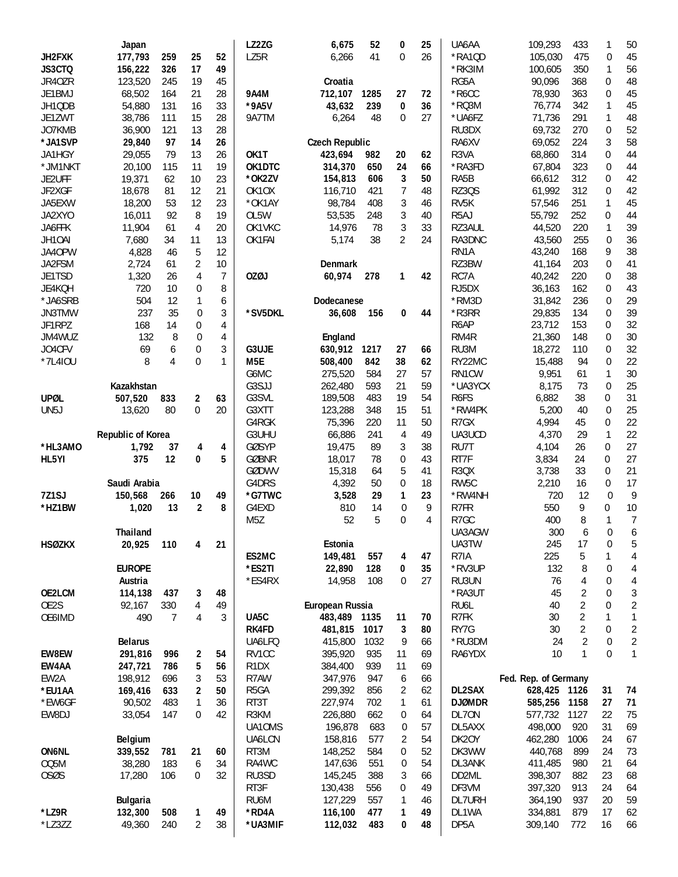**Japan**

| | | | | |
|---|---|---|---|---|
| **JH2FXK** | **177,793** | **259** | **25** | **52** |
| **JS3CTQ** | **156,222** | **326** | **17** | **49** |
| JR4OZR | 123,520 | 245 | 19 | 45 |
| JE1BMJ | 68,502 | 164 | 21 | 28 |
| JH1QDB | 54,880 | 131 | 16 | 33 |
| JE1ZWT | 38,786 | 111 | 15 | 28 |
| JO7KMB | 36,900 | 121 | 13 | 28 |
| ***JA1SVP** | **29,840** | **97** | **14** | **26** |
| JA1HGY | 29,055 | 79 | 13 | 26 |
| *JM1NKT | 20,100 | 115 | 11 | 19 |
| JE2UFF | 19,371 | 62 | 10 | 23 |
| JF2XGF | 18,678 | 81 | 12 | 21 |
| JA5EXW | 18,200 | 53 | 12 | 23 |
| JA2XYO | 16,011 | 92 | 8 | 19 |
| JA6FFK | 11,904 | 61 | 4 | 20 |
| JH1OAI | 7,680 | 34 | 11 | 13 |
| JA4OPW | 4,828 | 46 | 5 | 12 |
| JA2FSM | 2,724 | 61 | 2 | 10 |
| JE1TSD | 1,320 | 26 | 4 | 7 |
| JE4KQH | 720 | 10 | 0 | 8 |
| *JA6SRB | 504 | 12 | 1 | 6 |
| JN3TMW | 237 | 35 | 0 | 3 |
| JF1RPZ | 168 | 14 | 0 | 4 |
| JM4WUZ | 132 | 8 | 0 | 4 |
| JO4CFV | 69 | 6 | 0 | 3 |
| *7L4IOU | 8 | 4 | 0 | 1 |

**Kazakhstan**

| | | | | |
|---|---|---|---|---|
| **UPØL** | **507,520** | **833** | **2** | **63** |
| UN5J | 13,620 | 80 | 0 | 20 |

**Republic of Korea**

| | | | | |
|---|---|---|---|---|
| ***HL3AMO** | **1,792** | **37** | **4** | **4** |
| **HL5YI** | **375** | **12** | **0** | **5** |

**Saudi Arabia**

| | | | | |
|---|---|---|---|---|
| **7Z1SJ** | **150,568** | **266** | **10** | **49** |
| ***HZ1BW** | **1,020** | **13** | **2** | **8** |

**Thailand**

| | | | | |
|---|---|---|---|---|
| **HSØZKX** | **20,925** | **110** | **4** | **21** |

**EUROPE**

**Austria**

| | | | | |
|---|---|---|---|---|
| **OE2LCM** | **114,138** | **437** | **3** | **48** |
| OE2S | 92,167 | 330 | 4 | 49 |
| OE6IMD | 490 | 7 | 4 | 3 |

**Belarus**

| | | | | |
|---|---|---|---|---|
| **EW8EW** | **291,816** | **996** | **2** | **54** |
| **EW4AA** | **247,721** | **786** | **5** | **56** |
| EW2A | 198,912 | 696 | 3 | 53 |
| ***EU1AA** | **169,416** | **633** | **2** | **50** |
| *EW6GF | 90,502 | 483 | 1 | 36 |
| EW8DJ | 33,054 | 147 | 0 | 42 |

**Belgium**

| | | | | |
|---|---|---|---|---|
| **ON6NL** | **339,552** | **781** | **21** | **60** |
| OQ5M | 38,280 | 183 | 6 | 34 |
| OSØS | 17,280 | 106 | 0 | 32 |

**Bulgaria**

| | | | | |
|---|---|---|---|---|
| ***LZ9R** | **132,300** | **508** | **1** | **49** |
| *LZ3ZZ | 49,360 | 240 | 2 | 38 |
| LZ2ZG | 6,675 | 52 | 0 | 25 |
| LZ5R | 6,266 | 41 | 0 | 26 |

**Croatia**

| | | | | |
|---|---|---|---|---|
| **9A4M** | **712,107** | **1285** | **27** | **72** |
| ***9A5V** | **43,632** | **239** | **0** | **36** |
| 9A7TM | 6,264 | 48 | 0 | 27 |

**Czech Republic**

| | | | | |
|---|---|---|---|---|
| **OK1T** | **423,694** | **982** | **20** | **62** |
| **OK1DTC** | **314,370** | **650** | **24** | **66** |
| ***OK2ZV** | **154,813** | **606** | **3** | **50** |
| OK1OX | 116,710 | 421 | 7 | 48 |
| *OK1AY | 98,784 | 408 | 3 | 46 |
| OL5W | 53,535 | 248 | 3 | 40 |
| OK1VKC | 14,976 | 78 | 3 | 33 |
| OK1FAI | 5,174 | 38 | 2 | 24 |

**Denmark**

| | | | | |
|---|---|---|---|---|
| **OZØJ** | **60,974** | **278** | **1** | **42** |

**Dodecanese**

| | | | | |
|---|---|---|---|---|
| ***SV5DKL** | **36,608** | **156** | **0** | **44** |

**England**

| | | | | |
|---|---|---|---|---|
| **G3UJE** | **630,912** | **1217** | **27** | **66** |
| **M5E** | **508,400** | **842** | **38** | **62** |
| G6MC | 275,520 | 584 | 27 | 57 |
| G3SJJ | 262,480 | 593 | 21 | 59 |
| G3SVL | 189,508 | 483 | 19 | 54 |
| G3XTT | 123,288 | 348 | 15 | 51 |
| G4RGK | 75,396 | 220 | 11 | 50 |
| G3UHU | 66,886 | 241 | 4 | 49 |
| GØSYP | 19,475 | 89 | 3 | 38 |
| GØBNR | 18,017 | 78 | 0 | 43 |
| GØDVV | 15,318 | 64 | 5 | 41 |
| G4DRS | 4,392 | 50 | 0 | 18 |
| ***G7TWC** | **3,528** | **29** | **1** | **23** |
| G4EXD | 810 | 14 | 0 | 9 |
| M5Z | 52 | 5 | 0 | 4 |

**Estonia**

| | | | | |
|---|---|---|---|---|
| **ES2MC** | **149,481** | **557** | **4** | **47** |
| ***ES2TI** | **22,890** | **128** | **0** | **35** |
| *ES4RX | 14,958 | 108 | 0 | 27 |

**European Russia**

| | | | | |
|---|---|---|---|---|
| **UA5C** | **483,489** | **1135** | **11** | **70** |
| **RK4FD** | **481,815** | **1017** | **3** | **80** |
| UA6LFQ | 415,800 | 1032 | 9 | 66 |
| RV1CC | 395,920 | 935 | 11 | 69 |
| R1DX | 384,400 | 939 | 11 | 69 |
| R7AW | 347,976 | 947 | 6 | 66 |
| R5GA | 299,392 | 856 | 2 | 62 |
| RT3T | 227,974 | 702 | 1 | 61 |
| R3KM | 226,880 | 662 | 0 | 64 |
| UA1OMS | 196,878 | 683 | 0 | 57 |
| UA6LCN | 158,816 | 577 | 2 | 54 |
| RT3M | 148,252 | 584 | 0 | 52 |
| RA4WC | 147,636 | 551 | 0 | 54 |
| RU3SD | 145,245 | 388 | 3 | 66 |
| RT3F | 130,438 | 556 | 0 | 49 |
| RU6M | 127,229 | 557 | 1 | 46 |
| ***RD4A** | **116,100** | **477** | **1** | **49** |
| ***UA3MIF** | **112,032** | **483** | **0** | **48** |
| UA6AA | 109,293 | 433 | 1 | 50 |
| *RA1QD | 105,030 | 475 | 0 | 45 |
| *RK3IM | 100,605 | 350 | 1 | 56 |
| RG5A | 90,096 | 368 | 0 | 48 |
| *R6CC | 78,930 | 363 | 0 | 45 |
| *RQ3M | 76,774 | 342 | 1 | 45 |
| *UA6FZ | 71,736 | 291 | 1 | 48 |
| RU3DX | 69,732 | 270 | 0 | 52 |
| RA6XV | 69,052 | 224 | 3 | 58 |
| R3VA | 68,860 | 314 | 0 | 44 |
| *RA3FD | 67,804 | 323 | 0 | 44 |
| RA5B | 66,612 | 312 | 0 | 42 |
| RZ3QS | 61,992 | 312 | 0 | 42 |
| RV5K | 57,546 | 251 | 1 | 45 |
| R5AJ | 55,792 | 252 | 0 | 44 |
| RZ3AUL | 44,520 | 220 | 1 | 39 |
| RA3DNC | 43,560 | 255 | 0 | 36 |
| RN1A | 43,240 | 168 | 9 | 38 |
| RZ3BW | 41,164 | 203 | 0 | 41 |
| RC7A | 40,242 | 220 | 0 | 38 |
| RJ5DX | 36,163 | 162 | 0 | 43 |
| *RM3D | 31,842 | 236 | 0 | 29 |
| *R3RR | 29,835 | 134 | 0 | 39 |
| R6AP | 23,712 | 153 | 0 | 32 |
| RM4R | 21,360 | 148 | 0 | 30 |
| RU3M | 18,272 | 110 | 0 | 32 |
| RY22MC | 15,488 | 94 | 0 | 22 |
| RN1CW | 9,951 | 61 | 1 | 30 |
| *UA3YCX | 8,175 | 73 | 0 | 25 |
| R6FS | 6,882 | 38 | 0 | 31 |
| *RW4PK | 5,200 | 40 | 0 | 25 |
| R7GX | 4,994 | 45 | 0 | 22 |
| UA3UCD | 4,370 | 29 | 1 | 22 |
| RU7T | 4,104 | 26 | 0 | 27 |
| RT7F | 3,834 | 24 | 0 | 27 |
| R3QX | 3,738 | 33 | 0 | 21 |
| RW5C | 2,210 | 16 | 0 | 17 |
| *RW4NH | 720 | 12 | 0 | 9 |
| R7FR | 550 | 9 | 0 | 10 |
| R7GC | 400 | 8 | 1 | 7 |
| UA3AGW | 300 | 6 | 0 | 6 |
| UA3TW | 245 | 17 | 0 | 5 |
| R7IA | 225 | 5 | 1 | 4 |
| *RV3UP | 132 | 8 | 0 | 4 |
| RU3UN | 76 | 4 | 0 | 4 |
| *RA3UT | 45 | 2 | 0 | 3 |
| RU6L | 40 | 2 | 0 | 2 |
| R7FK | 30 | 2 | 1 | 1 |
| RY7G | 30 | 2 | 0 | 2 |
| *RU3DM | 24 | 2 | 0 | 2 |
| RA6YDX | 10 | 1 | 0 | 1 |

**Fed. Rep. of Germany**

| | | | | |
|---|---|---|---|---|
| **DL2SAX** | **628,425** | **1126** | **31** | **74** |
| **DJØMDR** | **585,256** | **1158** | **27** | **71** |
| DL7ON | 577,732 | 1127 | 22 | 75 |
| DL5AXX | 498,000 | 920 | 31 | 69 |
| DK2OY | 462,280 | 1006 | 24 | 67 |
| DK3WW | 440,768 | 899 | 24 | 73 |
| DL3ANK | 411,485 | 980 | 21 | 64 |
| DD2ML | 398,307 | 882 | 23 | 68 |
| DF3VM | 397,320 | 913 | 24 | 64 |
| DL7URH | 364,190 | 937 | 20 | 59 |
| DL1WA | 334,881 | 879 | 17 | 62 |
| DP5A | 309,140 | 772 | 16 | 66 |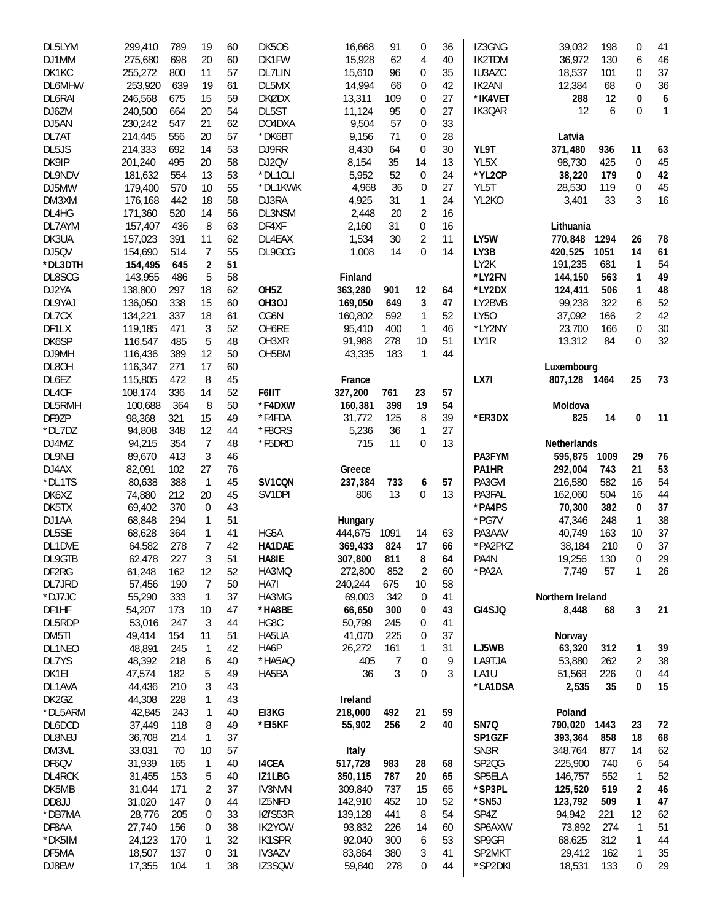| | | | | |
|---|---|---|---|---|
| DL5LYM | 299,410 | 789 | 19 | 60 |
| DJ1MM | 275,680 | 698 | 20 | 60 |
| DK1KC | 255,272 | 800 | 11 | 57 |
| DL6MHW | 253,920 | 639 | 19 | 61 |
| DL6RAI | 246,568 | 675 | 15 | 59 |
| DJ6ZM | 240,500 | 664 | 20 | 54 |
| DJ5AN | 230,242 | 547 | 21 | 62 |
| DL7AT | 214,445 | 556 | 20 | 57 |
| DL5JS | 214,333 | 692 | 14 | 53 |
| DK9IP | 201,240 | 495 | 20 | 58 |
| DL9NDV | 181,632 | 554 | 13 | 53 |
| DJ5MW | 179,400 | 570 | 10 | 55 |
| DM3XM | 176,168 | 442 | 18 | 58 |
| DL4HG | 171,360 | 520 | 14 | 56 |
| DL7AYM | 157,407 | 436 | 8 | 63 |
| DK3UA | 157,023 | 391 | 11 | 62 |
| DJ5QV | 154,690 | 514 | 7 | 55 |
| **\*DL3DTH** | **154,495** | **645** | **2** | **51** |
| DL8SCG | 143,955 | 486 | 5 | 58 |
| DJ2YA | 138,800 | 297 | 18 | 62 |
| DL9YAJ | 136,050 | 338 | 15 | 60 |
| DL7CX | 134,221 | 337 | 18 | 61 |
| DF1LX | 119,185 | 471 | 3 | 52 |
| DK6SP | 116,547 | 485 | 5 | 48 |
| DJ9MH | 116,436 | 389 | 12 | 50 |
| DL8OH | 116,347 | 271 | 17 | 60 |
| DL6EZ | 115,805 | 472 | 8 | 45 |
| DL4CF | 108,174 | 336 | 14 | 52 |
| DL5RMH | 100,688 | 364 | 8 | 50 |
| DF9ZP | 98,368 | 321 | 15 | 49 |
| *DL7DZ | 94,808 | 348 | 12 | 44 |
| DJ4MZ | 94,215 | 354 | 7 | 48 |
| DL9NEI | 89,670 | 413 | 3 | 46 |
| DJ4AX | 82,091 | 102 | 27 | 76 |
| *DL1TS | 80,638 | 388 | 1 | 45 |
| DK6XZ | 74,880 | 212 | 20 | 45 |
| DK5TX | 69,402 | 370 | 0 | 43 |
| DJ1AA | 68,848 | 294 | 1 | 51 |
| DL5SE | 68,628 | 364 | 1 | 41 |
| DL1DVE | 64,582 | 278 | 7 | 42 |
| DL9GTB | 62,478 | 227 | 3 | 51 |
| DF2RG | 61,248 | 162 | 12 | 52 |
| DL7JRD | 57,456 | 190 | 7 | 50 |
| *DJ7JC | 55,290 | 333 | 1 | 37 |
| DF1HF | 54,207 | 173 | 10 | 47 |
| DL5RDP | 53,016 | 247 | 3 | 44 |
| DM5TI | 49,414 | 154 | 11 | 51 |
| DL1NEO | 48,891 | 245 | 1 | 42 |
| DL7YS | 48,392 | 218 | 6 | 40 |
| DK1EI | 47,574 | 182 | 5 | 49 |
| DL1AVA | 44,436 | 210 | 3 | 43 |
| DK2GZ | 44,308 | 228 | 1 | 43 |
| *DL5ARM | 42,845 | 243 | 1 | 40 |
| DL6DCD | 37,449 | 118 | 8 | 49 |
| DL8NBJ | 36,708 | 214 | 1 | 37 |
| DM3VL | 33,031 | 70 | 10 | 57 |
| DF6QV | 31,939 | 165 | 1 | 40 |
| DL4RCK | 31,455 | 153 | 5 | 40 |
| DK5MB | 31,044 | 171 | 2 | 37 |
| DD8JJ | 31,020 | 147 | 0 | 44 |
| *DB7MA | 28,776 | 205 | 0 | 33 |
| DF8AA | 27,740 | 156 | 0 | 38 |
| *DK5IM | 24,123 | 170 | 1 | 32 |
| DF5MA | 18,507 | 137 | 0 | 31 |
| DJ8EW | 17,355 | 104 | 1 | 38 |
| DK5OS | 16,668 | 91 | 0 | 36 |
| DK1FW | 15,928 | 62 | 4 | 40 |
| DL7LIN | 15,610 | 96 | 0 | 35 |
| DL5MX | 14,994 | 66 | 0 | 42 |
| DKØDX | 13,311 | 109 | 0 | 27 |
| DL5ST | 11,124 | 95 | 0 | 27 |
| DO4DXA | 9,504 | 57 | 0 | 33 |
| *DK6BT | 9,156 | 71 | 0 | 28 |
| DJ9RR | 8,430 | 64 | 0 | 30 |
| DJ2QV | 8,154 | 35 | 14 | 13 |
| *DL1OLI | 5,952 | 52 | 0 | 24 |
| *DL1KWK | 4,968 | 36 | 0 | 27 |
| DJ3RA | 4,925 | 31 | 1 | 24 |
| DL3NSM | 2,448 | 20 | 2 | 16 |
| DF4XF | 2,160 | 31 | 0 | 16 |
| DL4EAX | 1,534 | 30 | 2 | 11 |
| DL9GCG | 1,008 | 14 | 0 | 14 |
| | **Finland** | | | |
| **OH5Z** | **363,280** | **901** | **12** | **64** |
| **OH3OJ** | **169,050** | **649** | **3** | **47** |
| OG6N | 160,802 | 592 | 1 | 52 |
| OH6RE | 95,410 | 400 | 1 | 46 |
| OH3XR | 91,988 | 278 | 10 | 51 |
| OH5BM | 43,335 | 183 | 1 | 44 |
| | **France** | | | |
| **F6IIT** | **327,200** | **761** | **23** | **57** |
| **\*F4DXW** | **160,381** | **398** | **19** | **54** |
| *F4FDA | 31,772 | 125 | 8 | 39 |
| *F8CRS | 5,236 | 36 | 1 | 27 |
| *F5DRD | 715 | 11 | 0 | 13 |
| | **Greece** | | | |
| **SV1CQN** | **237,384** | **733** | **6** | **57** |
| SV1DPI | 806 | 13 | 0 | 13 |
| | **Hungary** | | | |
| HG5A | 444,675 | 1091 | 14 | 63 |
| **HA1DAE** | **369,433** | **824** | **17** | **66** |
| **HA8IE** | **307,800** | **811** | **8** | **64** |
| HA3MQ | 272,800 | 852 | 2 | 60 |
| HA7I | 240,244 | 675 | 10 | 58 |
| HA3MG | 69,003 | 342 | 0 | 41 |
| **\*HA8BE** | **66,650** | **300** | **0** | **43** |
| HG8C | 50,799 | 245 | 0 | 41 |
| HA5UA | 41,070 | 225 | 0 | 37 |
| HA6P | 26,272 | 161 | 1 | 31 |
| *HA5AQ | 405 | 7 | 0 | 9 |
| HA5BA | 36 | 3 | 0 | 3 |
| | **Ireland** | | | |
| **EI3KG** | **218,000** | **492** | **21** | **59** |
| **\*EI5KF** | **55,902** | **256** | **2** | **40** |
| | **Italy** | | | |
| **I4CEA** | **517,728** | **983** | **28** | **68** |
| **IZ1LBG** | **350,115** | **787** | **20** | **65** |
| IV3NVN | 309,840 | 737 | 15 | 65 |
| IZ5NFD | 142,910 | 452 | 10 | 52 |
| IØ/S53R | 139,128 | 441 | 8 | 54 |
| IK2YCW | 93,832 | 226 | 14 | 60 |
| IK1SPR | 92,040 | 300 | 6 | 53 |
| IV3AZV | 83,864 | 380 | 3 | 41 |
| IZ3SQW | 59,840 | 278 | 0 | 44 |
| IZ3GNG | 39,032 | 198 | 0 | 41 |
| IK2TDM | 36,972 | 130 | 6 | 46 |
| IU3AZC | 18,537 | 101 | 0 | 37 |
| IK2ANI | 12,384 | 68 | 0 | 36 |
| **\*IK4VET** | **288** | **12** | **0** | **6** |
| IK3QAR | 12 | 6 | 0 | 1 |
| | **Latvia** | | | |
| **YL9T** | **371,480** | **936** | **11** | **63** |
| YL5X | 98,730 | 425 | 0 | 45 |
| **\*YL2CP** | **38,220** | **179** | **0** | **42** |
| YL5T | 28,530 | 119 | 0 | 45 |
| YL2KO | 3,401 | 33 | 3 | 16 |
| | **Lithuania** | | | |
| **LY5W** | **770,848** | **1294** | **26** | **78** |
| **LY3B** | **420,525** | **1051** | **14** | **61** |
| LY2K | 191,235 | 681 | 1 | 54 |
| **\*LY2FN** | **144,150** | **563** | **1** | **49** |
| **\*LY2DX** | **124,411** | **506** | **1** | **48** |
| LY2BVB | 99,238 | 322 | 6 | 52 |
| LY5O | 37,092 | 166 | 2 | 42 |
| *LY2NY | 23,700 | 166 | 0 | 30 |
| LY1R | 13,312 | 84 | 0 | 32 |
| | **Luxembourg** | | | |
| **LX7I** | **807,128** | **1464** | **25** | **73** |
| | **Moldova** | | | |
| **\*ER3DX** | **825** | **14** | **0** | **11** |
| | **Netherlands** | | | |
| **PA3FYM** | **595,875** | **1009** | **29** | **76** |
| **PA1HR** | **292,004** | **743** | **21** | **53** |
| PA3GVI | 216,580 | 582 | 16 | 54 |
| PA3FAL | 162,060 | 504 | 16 | 44 |
| **\*PA4PS** | **70,300** | **382** | **0** | **37** |
| *PG7V | 47,346 | 248 | 1 | 38 |
| PA3AAV | 40,749 | 163 | 10 | 37 |
| *PA2PKZ | 38,184 | 210 | 0 | 37 |
| PA4N | 19,256 | 130 | 0 | 29 |
| *PA2A | 7,749 | 57 | 1 | 26 |
| | **Northern Ireland** | | | |
| **GI4SJQ** | **8,448** | **68** | **3** | **21** |
| | **Norway** | | | |
| **LJ5WB** | **63,320** | **312** | **1** | **39** |
| LA9TJA | 53,880 | 262 | 2 | 38 |
| LA1U | 51,568 | 226 | 0 | 44 |
| **\*LA1DSA** | **2,535** | **35** | **0** | **15** |
| | **Poland** | | | |
| **SN7Q** | **790,020** | **1443** | **23** | **72** |
| **SP1GZF** | **393,364** | **858** | **18** | **68** |
| SN3R | 348,764 | 877 | 14 | 62 |
| SP2QG | 225,900 | 740 | 6 | 54 |
| SP5ELA | 146,757 | 552 | 1 | 52 |
| **\*SP3PL** | **125,520** | **519** | **2** | **46** |
| **\*SN5J** | **123,792** | **509** | **1** | **47** |
| SP4Z | 94,942 | 221 | 12 | 62 |
| SP6AXW | 73,892 | 274 | 1 | 51 |
| SP9GFI | 68,625 | 312 | 1 | 44 |
| SP2MKT | 29,412 | 162 | 1 | 35 |
| *SP2DKI | 18,531 | 133 | 0 | 29 |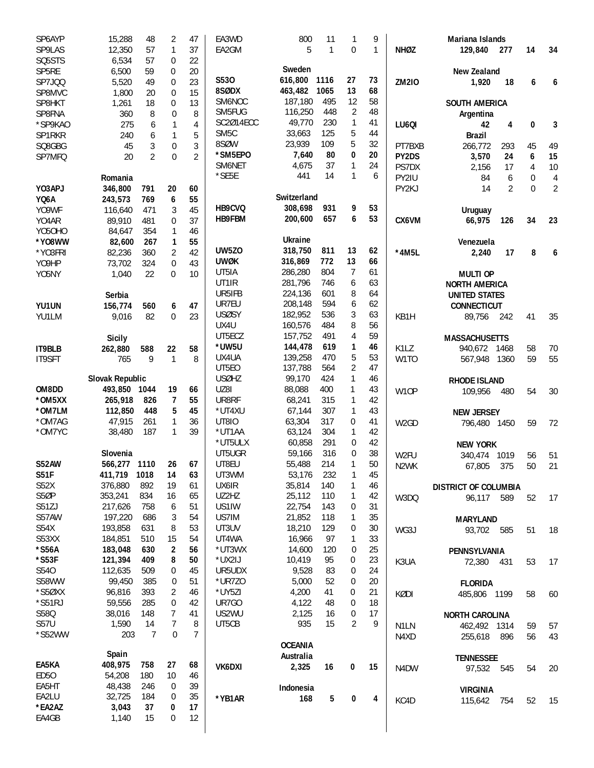| | | | | |
|---|---|---|---|---|
| SP6AYP | 15,288 | 48 | 2 | 47 |
| SP9LAS | 12,350 | 57 | 1 | 37 |
| SQ5STS | 6,534 | 57 | 0 | 22 |
| SP5RE | 6,500 | 59 | 0 | 20 |
| SP7JQQ | 5,520 | 49 | 0 | 23 |
| SP8MVC | 1,800 | 20 | 0 | 15 |
| SP8HKT | 1,261 | 18 | 0 | 13 |
| SP8FNA | 360 | 8 | 0 | 8 |
| *SP9KAO | 275 | 6 | 1 | 4 |
| SP1RKR | 240 | 6 | 1 | 5 |
| SQ8GBG | 45 | 3 | 0 | 3 |
| SP7MFQ | 20 | 2 | 0 | 2 |

**Romania**

| | | | | |
|---|---|---|---|---|
| **YO3APJ** | **346,800** | **791** | **20** | **60** |
| **YQ6A** | **243,573** | **769** | **6** | **55** |
| YO9WF | 116,640 | 471 | 3 | 45 |
| YO4AR | 89,910 | 481 | 0 | 37 |
| YO5OHO | 84,647 | 354 | 1 | 46 |
| **\*YO8WW** | **82,600** | **267** | **1** | **55** |
| *YO3FRI | 82,236 | 360 | 2 | 42 |
| YO9HP | 73,702 | 324 | 0 | 43 |
| YO5NY | 1,040 | 22 | 0 | 10 |

**Serbia**

| | | | | |
|---|---|---|---|---|
| **YU1UN** | **156,774** | **560** | **6** | **47** |
| YU1LM | 9,016 | 82 | 0 | 23 |

**Sicily**

| | | | | |
|---|---|---|---|---|
| **IT9BLB** | **262,880** | **588** | **22** | **58** |
| IT9SFT | 765 | 9 | 1 | 8 |

**Slovak Republic**

| | | | | |
|---|---|---|---|---|
| **OM8DD** | **493,850** | **1044** | **19** | **66** |
| **\*OM5XX** | **265,918** | **826** | **7** | **55** |
| **\*OM7LM** | **112,850** | **448** | **5** | **45** |
| *OM7AG | 47,915 | 261 | 1 | 36 |
| *OM7YC | 38,480 | 187 | 1 | 39 |

**Slovenia**

| | | | | |
|---|---|---|---|---|
| **S52AW** | **566,277** | **1110** | **26** | **67** |
| **S51F** | **411,719** | **1018** | **14** | **63** |
| S52X | 376,880 | 892 | 19 | 61 |
| S5ØP | 353,241 | 834 | 16 | 65 |
| S51ZJ | 217,626 | 758 | 6 | 51 |
| S57AW | 197,220 | 686 | 3 | 54 |
| S54X | 193,858 | 631 | 8 | 53 |
| S53XX | 184,851 | 510 | 15 | 54 |
| **\*S56A** | **183,048** | **630** | **2** | **56** |
| **\*S53F** | **121,394** | **409** | **8** | **50** |
| S54O | 112,635 | 509 | 0 | 45 |
| S58WW | 99,450 | 385 | 0 | 51 |
| *S5ØXX | 96,816 | 393 | 2 | 46 |
| *S51RJ | 59,556 | 285 | 0 | 42 |
| S58Q | 38,016 | 148 | 7 | 41 |
| S57U | 1,590 | 14 | 7 | 8 |
| *S52WW | 203 | 7 | 0 | 7 |

**Spain**

| | | | | |
|---|---|---|---|---|
| **EA5KA** | **408,975** | **758** | **27** | **68** |
| ED5O | 54,208 | 180 | 10 | 46 |
| EA5HT | 48,438 | 246 | 0 | 39 |
| EA2LU | 32,725 | 184 | 0 | 35 |
| **\*EA2AZ** | **3,043** | **37** | **0** | **17** |
| EA4GB | 1,140 | 15 | 0 | 12 |
| EA3WD | 800 | 11 | 1 | 9 |
| EA2GM | 5 | 1 | 0 | 1 |

**Sweden**

| | | | | |
|---|---|---|---|---|
| **S53O** | **616,800** | **1116** | **27** | **73** |
| **8SØDX** | **463,482** | **1065** | **13** | **68** |
| SM6NOC | 187,180 | 495 | 12 | 58 |
| SM5FUG | 116,250 | 448 | 2 | 48 |
| SC2Ø14ECC | 49,770 | 230 | 1 | 41 |
| SM5C | 33,663 | 125 | 5 | 44 |
| 8SØW | 23,939 | 109 | 5 | 32 |
| **\*SM5EPO** | **7,640** | **80** | **0** | **20** |
| SM6NET | 4,675 | 37 | 1 | 24 |
| *SE5E | 441 | 14 | 1 | 6 |

**Switzerland**

| | | | | |
|---|---|---|---|---|
| **HB9CVQ** | **308,698** | **931** | **9** | **53** |
| **HB9FBM** | **200,600** | **657** | **6** | **53** |

**Ukraine**

| | | | | |
|---|---|---|---|---|
| **UW5ZO** | **318,750** | **811** | **13** | **62** |
| **UWØK** | **316,869** | **772** | **13** | **66** |
| UT5IA | 286,280 | 804 | 7 | 61 |
| UT1IR | 281,796 | 746 | 6 | 63 |
| UR5IFB | 224,136 | 601 | 8 | 64 |
| UR7EU | 208,148 | 594 | 6 | 62 |
| USØSY | 182,952 | 536 | 3 | 63 |
| UX4U | 160,576 | 484 | 8 | 56 |
| UT5ECZ | 157,752 | 491 | 4 | 59 |
| **\*UW5U** | **144,478** | **619** | **1** | **46** |
| UX4UA | 139,258 | 470 | 5 | 53 |
| UT5EO | 137,788 | 564 | 2 | 47 |
| USØHZ | 99,170 | 424 | 1 | 46 |
| UZ8I | 88,088 | 400 | 1 | 43 |
| UR8RF | 68,241 | 315 | 1 | 42 |
| *UT4XU | 67,144 | 307 | 1 | 43 |
| UT8IO | 63,304 | 317 | 0 | 41 |
| *UT1AA | 63,124 | 304 | 1 | 42 |
| *UT5ULX | 60,858 | 291 | 0 | 42 |
| UT5UGR | 59,166 | 316 | 0 | 38 |
| UT8EU | 55,488 | 214 | 1 | 50 |
| UT3WM | 53,176 | 232 | 1 | 45 |
| UX6IR | 35,814 | 140 | 1 | 46 |
| UZ2HZ | 25,112 | 110 | 1 | 42 |
| US1IW | 22,754 | 143 | 0 | 31 |
| US7IM | 21,852 | 118 | 1 | 35 |
| UT3UV | 18,210 | 129 | 0 | 30 |
| UT4WA | 16,966 | 97 | 1 | 33 |
| *UT3WX | 14,600 | 120 | 0 | 25 |
| *UX2IJ | 10,419 | 95 | 0 | 23 |
| UR5UDX | 9,528 | 83 | 0 | 24 |
| *UR7ZO | 5,000 | 52 | 0 | 20 |
| *UY5ZI | 4,200 | 41 | 0 | 21 |
| UR7GO | 4,122 | 48 | 0 | 18 |
| US2WU | 2,125 | 16 | 0 | 17 |
| UT5CB | 935 | 15 | 2 | 9 |

**OCEANIA**

**Australia**

| | | | | |
|---|---|---|---|---|
| **VK6DXI** | **2,325** | **16** | **0** | **15** |

**Indonesia**

| | | | | |
|---|---|---|---|---|
| **\*YB1AR** | **168** | **5** | **0** | **4** |

**Mariana Islands**

| | | | | |
|---|---|---|---|---|
| **NHØZ** | **129,840** | **277** | **14** | **34** |

**New Zealand**

| | | | | |
|---|---|---|---|---|
| **ZM2IO** | **1,920** | **18** | **6** | **6** |

**SOUTH AMERICA**

**Argentina**

| | | | | |
|---|---|---|---|---|
| **LU6QI** | **42** | **4** | **0** | **3** |

**Brazil**

| | | | | |
|---|---|---|---|---|
| PT7BXB | 266,772 | 293 | 45 | 49 |
| **PY2DS** | **3,570** | **24** | **6** | **15** |
| PS7DX | 2,156 | 17 | 4 | 10 |
| PY2IU | 84 | 6 | 0 | 4 |
| PY2KJ | 14 | 2 | 0 | 2 |

**Uruguay**

| | | | | |
|---|---|---|---|---|
| **CX6VM** | **66,975** | **126** | **34** | **23** |

**Venezuela**

| | | | | |
|---|---|---|---|---|
| **\*4M5L** | **2,240** | **17** | **8** | **6** |

**MULTI OP**

**NORTH AMERICA**

**UNITED STATES**

**CONNECTICUT**

| | | | | |
|---|---|---|---|---|
| KB1H | 89,756 | 242 | 41 | 35 |

**MASSACHUSETTS**

| | | | | |
|---|---|---|---|---|
| K1LZ | 940,672 | 1468 | 58 | 70 |
| W1TO | 567,948 | 1360 | 59 | 55 |

**RHODE ISLAND**

| | | | | |
|---|---|---|---|---|
| W1OP | 109,956 | 480 | 54 | 30 |

**NEW JERSEY**

| | | | | |
|---|---|---|---|---|
| W2GD | 796,480 | 1450 | 59 | 72 |

**NEW YORK**

| | | | | |
|---|---|---|---|---|
| W2FU | 340,474 | 1019 | 56 | 51 |
| N2WK | 67,805 | 375 | 50 | 21 |

**DISTRICT OF COLUMBIA**

| | | | | |
|---|---|---|---|---|
| W3DQ | 96,117 | 589 | 52 | 17 |

**MARYLAND**

| | | | | |
|---|---|---|---|---|
| WG3J | 93,702 | 585 | 51 | 18 |

**PENNSYLVANIA**

| | | | | |
|---|---|---|---|---|
| K3UA | 72,380 | 431 | 53 | 17 |

**FLORIDA**

| | | | | |
|---|---|---|---|---|
| KØDI | 485,806 | 1199 | 58 | 60 |

**NORTH CAROLINA**

| | | | | |
|---|---|---|---|---|
| N1LN | 462,492 | 1314 | 59 | 57 |
| N4XD | 255,618 | 896 | 56 | 43 |

**TENNESSEE**

| | | | | |
|---|---|---|---|---|
| N4DW | 97,532 | 545 | 54 | 20 |

**VIRGINIA**

| | | | | |
|---|---|---|---|---|
| KC4D | 115,642 | 754 | 52 | 15 |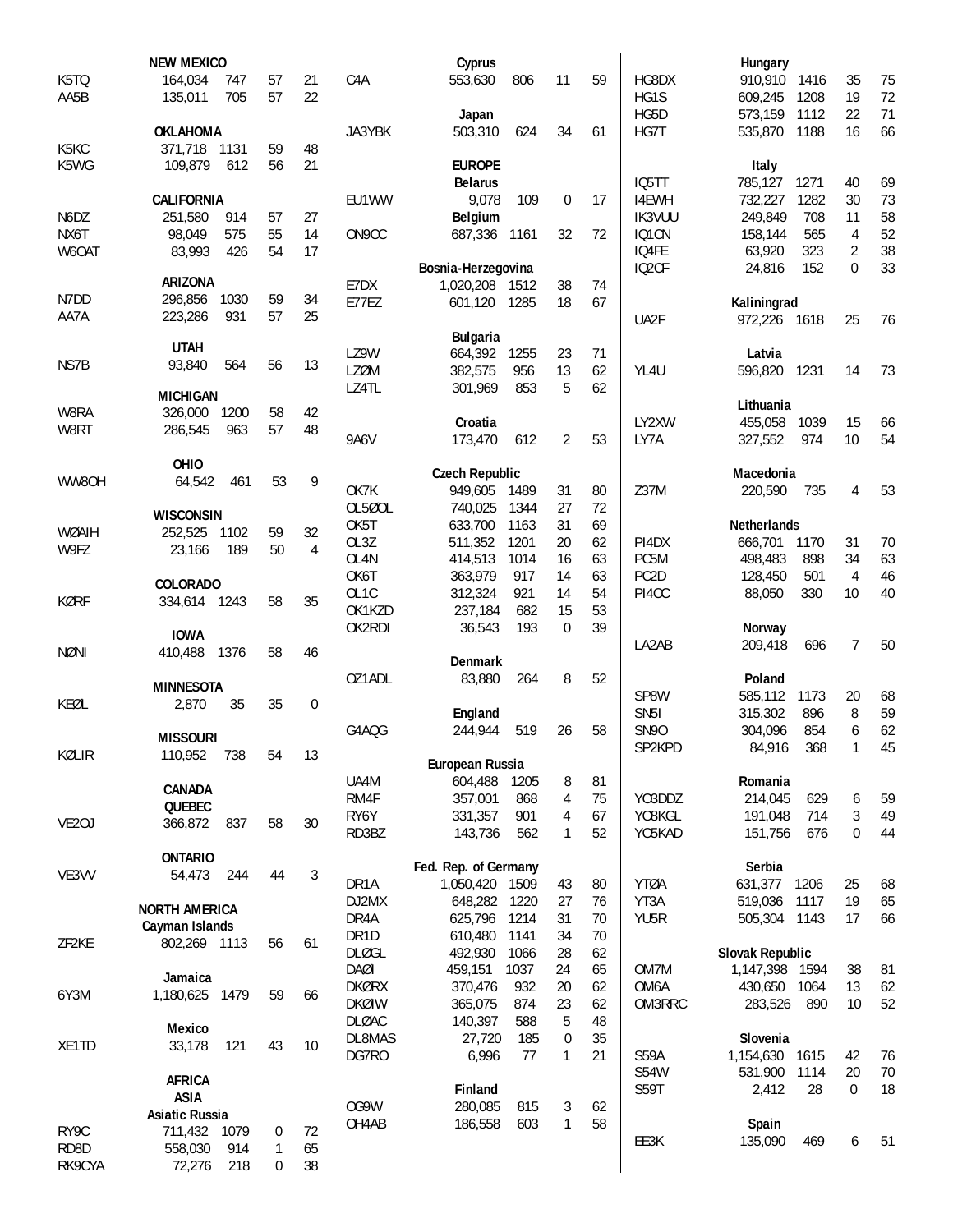**NEW MEXICO**

| | | | | |
|---|---|---|---|---|
| K5TQ | 164,034 | 747 | 57 | 21 |
| AA5B | 135,011 | 705 | 57 | 22 |

**OKLAHOMA**

| | | | | |
|---|---|---|---|---|
| K5KC | 371,718 | 1131 | 59 | 48 |
| K5WG | 109,879 | 612 | 56 | 21 |

**CALIFORNIA**

| | | | | |
|---|---|---|---|---|
| N6DZ | 251,580 | 914 | 57 | 27 |
| NX6T | 98,049 | 575 | 55 | 14 |
| W6OAT | 83,993 | 426 | 54 | 17 |

**ARIZONA**

| | | | | |
|---|---|---|---|---|
| N7DD | 296,856 | 1030 | 59 | 34 |
| AA7A | 223,286 | 931 | 57 | 25 |

**UTAH**

| | | | | |
|---|---|---|---|---|
| NS7B | 93,840 | 564 | 56 | 13 |

**MICHIGAN**

| | | | | |
|---|---|---|---|---|
| W8RA | 326,000 | 1200 | 58 | 42 |
| W8RT | 286,545 | 963 | 57 | 48 |

**OHIO**

| | | | | |
|---|---|---|---|---|
| WW8OH | 64,542 | 461 | 53 | 9 |

**WISCONSIN**

| | | | | |
|---|---|---|---|---|
| WØAIH | 252,525 | 1102 | 59 | 32 |
| W9FZ | 23,166 | 189 | 50 | 4 |

**COLORADO**

| | | | | |
|---|---|---|---|---|
| KØRF | 334,614 | 1243 | 58 | 35 |

**IOWA**

| | | | | |
|---|---|---|---|---|
| NØNI | 410,488 | 1376 | 58 | 46 |

**MINNESOTA**

| | | | | |
|---|---|---|---|---|
| KEØL | 2,870 | 35 | 35 | 0 |

**MISSOURI**

| | | | | |
|---|---|---|---|---|
| KØLIR | 110,952 | 738 | 54 | 13 |

**CANADA**

**QUEBEC**

| | | | | |
|---|---|---|---|---|
| VE2OJ | 366,872 | 837 | 58 | 30 |

**ONTARIO**

| | | | | |
|---|---|---|---|---|
| VE3VV | 54,473 | 244 | 44 | 3 |

**NORTH AMERICA**

**Cayman Islands**

| | | | | |
|---|---|---|---|---|
| ZF2KE | 802,269 | 1113 | 56 | 61 |

**Jamaica**

| | | | | |
|---|---|---|---|---|
| 6Y3M | 1,180,625 | 1479 | 59 | 66 |

**Mexico**

| | | | | |
|---|---|---|---|---|
| XE1TD | 33,178 | 121 | 43 | 10 |

**AFRICA**

**ASIA**

**Asiatic Russia**

| | | | | |
|---|---|---|---|---|
| RY9C | 711,432 | 1079 | 0 | 72 |
| RD8D | 558,030 | 914 | 1 | 65 |
| RK9CYA | 72,276 | 218 | 0 | 38 |

**Cyprus**

| | | | | |
|---|---|---|---|---|
| C4A | 553,630 | 806 | 11 | 59 |

**Japan**

| | | | | |
|---|---|---|---|---|
| JA3YBK | 503,310 | 624 | 34 | 61 |

**EUROPE**

**Belarus**

| | | | | |
|---|---|---|---|---|
| EU1WW | 9,078 | 109 | 0 | 17 |

**Belgium**

| | | | | |
|---|---|---|---|---|
| ON9CC | 687,336 | 1161 | 32 | 72 |

**Bosnia-Herzegovina**

| | | | | |
|---|---|---|---|---|
| E7DX | 1,020,208 | 1512 | 38 | 74 |
| E77EZ | 601,120 | 1285 | 18 | 67 |

**Bulgaria**

| | | | | |
|---|---|---|---|---|
| LZ9W | 664,392 | 1255 | 23 | 71 |
| LZØM | 382,575 | 956 | 13 | 62 |
| LZ4TL | 301,969 | 853 | 5 | 62 |

**Croatia**

| | | | | |
|---|---|---|---|---|
| 9A6V | 173,470 | 612 | 2 | 53 |

**Czech Republic**

| | | | | |
|---|---|---|---|---|
| OK7K | 949,605 | 1489 | 31 | 80 |
| OL5ØOL | 740,025 | 1344 | 27 | 72 |
| OK5T | 633,700 | 1163 | 31 | 69 |
| OL3Z | 511,352 | 1201 | 20 | 62 |
| OL4N | 414,513 | 1014 | 16 | 63 |
| OK6T | 363,979 | 917 | 14 | 63 |
| OL1C | 312,324 | 921 | 14 | 54 |
| OK1KZD | 237,184 | 682 | 15 | 53 |
| OK2RDI | 36,543 | 193 | 0 | 39 |

**Denmark**

| | | | | |
|---|---|---|---|---|
| OZ1ADL | 83,880 | 264 | 8 | 52 |

**England**

| | | | | |
|---|---|---|---|---|
| G4AQG | 244,944 | 519 | 26 | 58 |

**European Russia**

| | | | | |
|---|---|---|---|---|
| UA4M | 604,488 | 1205 | 8 | 81 |
| RM4F | 357,001 | 868 | 4 | 75 |
| RY6Y | 331,357 | 901 | 4 | 67 |
| RD3BZ | 143,736 | 562 | 1 | 52 |

**Fed. Rep. of Germany**

| | | | | |
|---|---|---|---|---|
| DR1A | 1,050,420 | 1509 | 43 | 80 |
| DJ2MX | 648,282 | 1220 | 27 | 76 |
| DR4A | 625,796 | 1214 | 31 | 70 |
| DR1D | 610,480 | 1141 | 34 | 70 |
| DLØGL | 492,930 | 1066 | 28 | 62 |
| DAØI | 459,151 | 1037 | 24 | 65 |
| DKØRX | 370,476 | 932 | 20 | 62 |
| DKØIW | 365,075 | 874 | 23 | 62 |
| DLØAC | 140,397 | 588 | 5 | 48 |
| DL8MAS | 27,720 | 185 | 0 | 35 |
| DG7RO | 6,996 | 77 | 1 | 21 |

**Finland**

| | | | | |
|---|---|---|---|---|
| OG9W | 280,085 | 815 | 3 | 62 |
| OH4AB | 186,558 | 603 | 1 | 58 |

**Hungary**

| | | | | |
|---|---|---|---|---|
| HG8DX | 910,910 | 1416 | 35 | 75 |
| HG1S | 609,245 | 1208 | 19 | 72 |
| HG5D | 573,159 | 1112 | 22 | 71 |
| HG7T | 535,870 | 1188 | 16 | 66 |

**Italy**

| | | | | |
|---|---|---|---|---|
| IQ5TT | 785,127 | 1271 | 40 | 69 |
| I4EWH | 732,227 | 1282 | 30 | 73 |
| IK3VUU | 249,849 | 708 | 11 | 58 |
| IQ1CN | 158,144 | 565 | 4 | 52 |
| IQ4FE | 63,920 | 323 | 2 | 38 |
| IQ2CF | 24,816 | 152 | 0 | 33 |

**Kaliningrad**

| | | | | |
|---|---|---|---|---|
| UA2F | 972,226 | 1618 | 25 | 76 |

**Latvia**

| | | | | |
|---|---|---|---|---|
| YL4U | 596,820 | 1231 | 14 | 73 |

**Lithuania**

| | | | | |
|---|---|---|---|---|
| LY2XW | 455,058 | 1039 | 15 | 66 |
| LY7A | 327,552 | 974 | 10 | 54 |

**Macedonia**

| | | | | |
|---|---|---|---|---|
| Z37M | 220,590 | 735 | 4 | 53 |

**Netherlands**

| | | | | |
|---|---|---|---|---|
| PI4DX | 666,701 | 1170 | 31 | 70 |
| PC5M | 498,483 | 898 | 34 | 63 |
| PC2D | 128,450 | 501 | 4 | 46 |
| PI4CC | 88,050 | 330 | 10 | 40 |

**Norway**

| | | | | |
|---|---|---|---|---|
| LA2AB | 209,418 | 696 | 7 | 50 |

**Poland**

| | | | | |
|---|---|---|---|---|
| SP8W | 585,112 | 1173 | 20 | 68 |
| SN5I | 315,302 | 896 | 8 | 59 |
| SN9O | 304,096 | 854 | 6 | 62 |
| SP2KPD | 84,916 | 368 | 1 | 45 |

**Romania**

| | | | | |
|---|---|---|---|---|
| YO3DDZ | 214,045 | 629 | 6 | 59 |
| YO8KGL | 191,048 | 714 | 3 | 49 |
| YO5KAD | 151,756 | 676 | 0 | 44 |

**Serbia**

| | | | | |
|---|---|---|---|---|
| YTØA | 631,377 | 1206 | 25 | 68 |
| YT3A | 519,036 | 1117 | 19 | 65 |
| YU5R | 505,304 | 1143 | 17 | 66 |

**Slovak Republic**

| | | | | |
|---|---|---|---|---|
| OM7M | 1,147,398 | 1594 | 38 | 81 |
| OM6A | 430,650 | 1064 | 13 | 62 |
| OM3RRC | 283,526 | 890 | 10 | 52 |

**Slovenia**

| | | | | |
|---|---|---|---|---|
| S59A | 1,154,630 | 1615 | 42 | 76 |
| S54W | 531,900 | 1114 | 20 | 70 |
| S59T | 2,412 | 28 | 0 | 18 |

**Spain**

| | | | | |
|---|---|---|---|---|
| EE3K | 135,090 | 469 | 6 | 51 |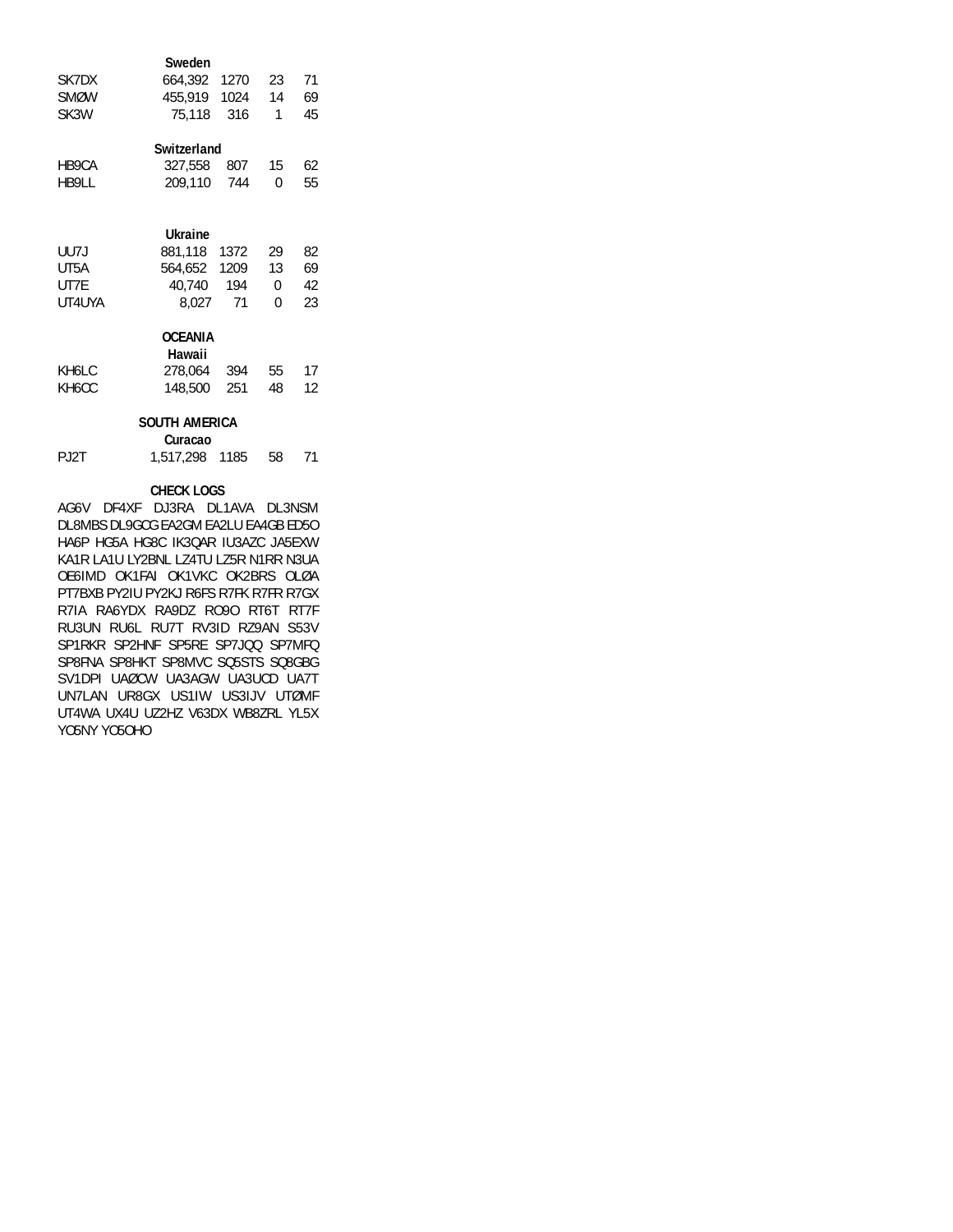**Sweden**

| | | | | |
|---|---|---|---|---|
| SK7DX | 664,392 | 1270 | 23 | 71 |
| SMØW | 455,919 | 1024 | 14 | 69 |
| SK3W | 75,118 | 316 | 1 | 45 |

**Switzerland**

| | | | | |
|---|---|---|---|---|
| HB9CA | 327,558 | 807 | 15 | 62 |
| HB9LL | 209,110 | 744 | 0 | 55 |

**Ukraine**

| | | | | |
|---|---|---|---|---|
| UU7J | 881,118 | 1372 | 29 | 82 |
| UT5A | 564,652 | 1209 | 13 | 69 |
| UT7E | 40,740 | 194 | 0 | 42 |
| UT4UYA | 8,027 | 71 | 0 | 23 |

**OCEANIA**

**Hawaii**

| | | | | |
|---|---|---|---|---|
| KH6LC | 278,064 | 394 | 55 | 17 |
| KH6CC | 148,500 | 251 | 48 | 12 |

**SOUTH AMERICA**

**Curacao**

| | | | | |
|---|---|---|---|---|
| PJ2T | 1,517,298 | 1185 | 58 | 71 |

**CHECK LOGS**

AG6V DF4XF DJ3RA DL1AVA DL3NSM DL8MBS DL9GCG EA2GM EA2LU EA4GB ED5O HA6P HG5A HG8C IK3QAR IU3AZC JA5EXW KA1R LA1U LY2BNL LZ4TU LZ5R N1RR N3UA OE6IMD OK1FAI OK1VKC OK2BRS OLØA PT7BXB PY2IU PY2KJ R6FS R7FK R7FR R7GX R7IA RA6YDX RA9DZ RO9O RT6T RT7F RU3UN RU6L RU7T RV3ID RZ9AN S53V SP1RKR SP2HNF SP5RE SP7JQQ SP7MFQ SP8FNA SP8HKT SP8MVC SQ5STS SQ8GBG SV1DPI UAØCW UA3AGW UA3UCD UA7T UN7LAN UR8GX US1IW US3IJV UTØMF UT4WA UX4U UZ2HZ V63DX WB8ZRL YL5X YO5NY YO5OHO